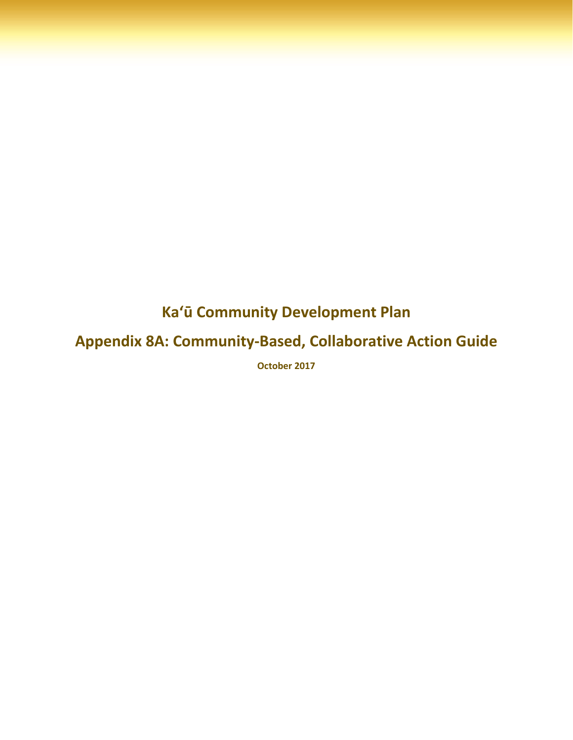# Kaʻū Community Development Plan

## Appendix 8A: Community-Based, Collaborative Action Guide

**October 2017**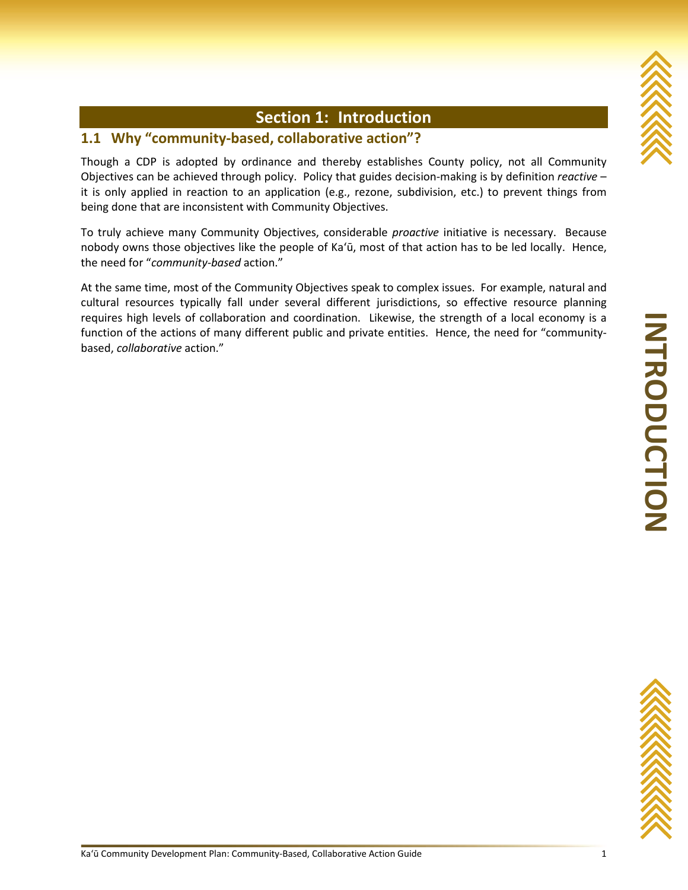# Section 1: Introduction

## 1.1 Why "community-based, collaborative action"?

Though a CDP is adopted by ordinance and thereby establishes County policy, not all Community Objectives can be achieved through policy. Policy that guides decision-making is by definition *reactive* – it is only applied in reaction to an application (e.g., rezone, subdivision, etc.) to prevent things from being done that are inconsistent with Community Objectives.

To truly achieve many Community Objectives, considerable *proactive* initiative is necessary. Because nobody owns those objectives like the people of Kaʻū, most of that action has to be led locally. Hence, the need for "*community-based* action."

At the same time, most of the Community Objectives speak to complex issues. For example, natural and cultural resources typically fall under several different jurisdictions, so effective resource planning requires high levels of collaboration and coordination. Likewise, the strength of a local economy is a function of the actions of many different public and private entities. Hence, the need for "community-based, *collaborative* action."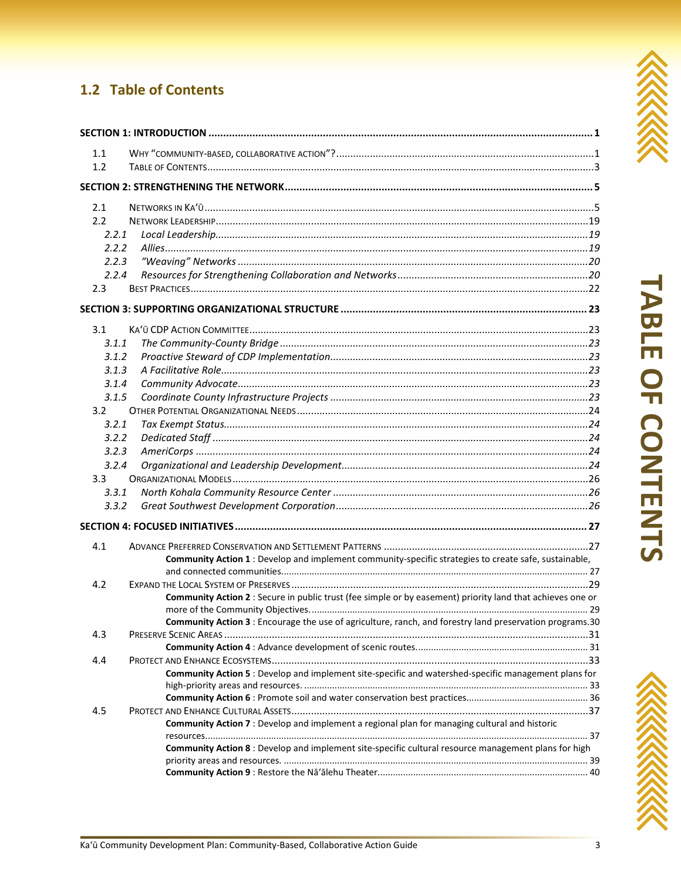## 1.2 Table of Contents

**SECTION 1: INTRODUCTION** ..... 1

- 1.1 Why "community-based, collaborative action"? ..... 1
- 1.2 Table of Contents ..... 3

**SECTION 2: STRENGTHENING THE NETWORK** ..... 5

- 2.1 Networks in Kaʻū ..... 5
- 2.2 Network Leadership ..... 19
  - *2.2.1 Local Leadership* ..... 19
  - *2.2.2 Allies* ..... 19
  - *2.2.3 "Weaving" Networks* ..... 20
  - *2.2.4 Resources for Strengthening Collaboration and Networks* ..... 20
- 2.3 Best Practices ..... 22

**SECTION 3: SUPPORTING ORGANIZATIONAL STRUCTURE** ..... 23

- 3.1 Kaʻū CDP Action Committee ..... 23
  - *3.1.1 The Community-County Bridge* ..... 23
  - *3.1.2 Proactive Steward of CDP Implementation* ..... 23
  - *3.1.3 A Facilitative Role* ..... 23
  - *3.1.4 Community Advocate* ..... 23
  - *3.1.5 Coordinate County Infrastructure Projects* ..... 23
- 3.2 Other Potential Organizational Needs ..... 24
  - *3.2.1 Tax Exempt Status* ..... 24
  - *3.2.2 Dedicated Staff* ..... 24
  - *3.2.3 AmeriCorps* ..... 24
  - *3.2.4 Organizational and Leadership Development* ..... 24
- 3.3 Organizational Models ..... 26
  - *3.3.1 North Kohala Community Resource Center* ..... 26
  - *3.3.2 Great Southwest Development Corporation* ..... 26

**SECTION 4: FOCUSED INITIATIVES** ..... 27

- 4.1 Advance Preferred Conservation and Settlement Patterns ..... 27
  - **Community Action 1** : Develop and implement community-specific strategies to create safe, sustainable, and connected communities. ..... 27
- 4.2 Expand the Local System of Preserves ..... 29
  - **Community Action 2** : Secure in public trust (fee simple or by easement) priority land that achieves one or more of the Community Objectives. ..... 29
  - **Community Action 3** : Encourage the use of agriculture, ranch, and forestry land preservation programs. ..... 30
- 4.3 Preserve Scenic Areas ..... 31
  - **Community Action 4** : Advance development of scenic routes. ..... 31
- 4.4 Protect and Enhance Ecosystems ..... 33
  - **Community Action 5** : Develop and implement site-specific and watershed-specific management plans for high-priority areas and resources. ..... 33
  - **Community Action 6** : Promote soil and water conservation best practices. ..... 36
- 4.5 Protect and Enhance Cultural Assets ..... 37
  - **Community Action 7** : Develop and implement a regional plan for managing cultural and historic resources. ..... 37
  - **Community Action 8** : Develop and implement site-specific cultural resource management plans for high priority areas and resources. ..... 39
  - **Community Action 9** : Restore the Nāʻālehu Theater. ..... 40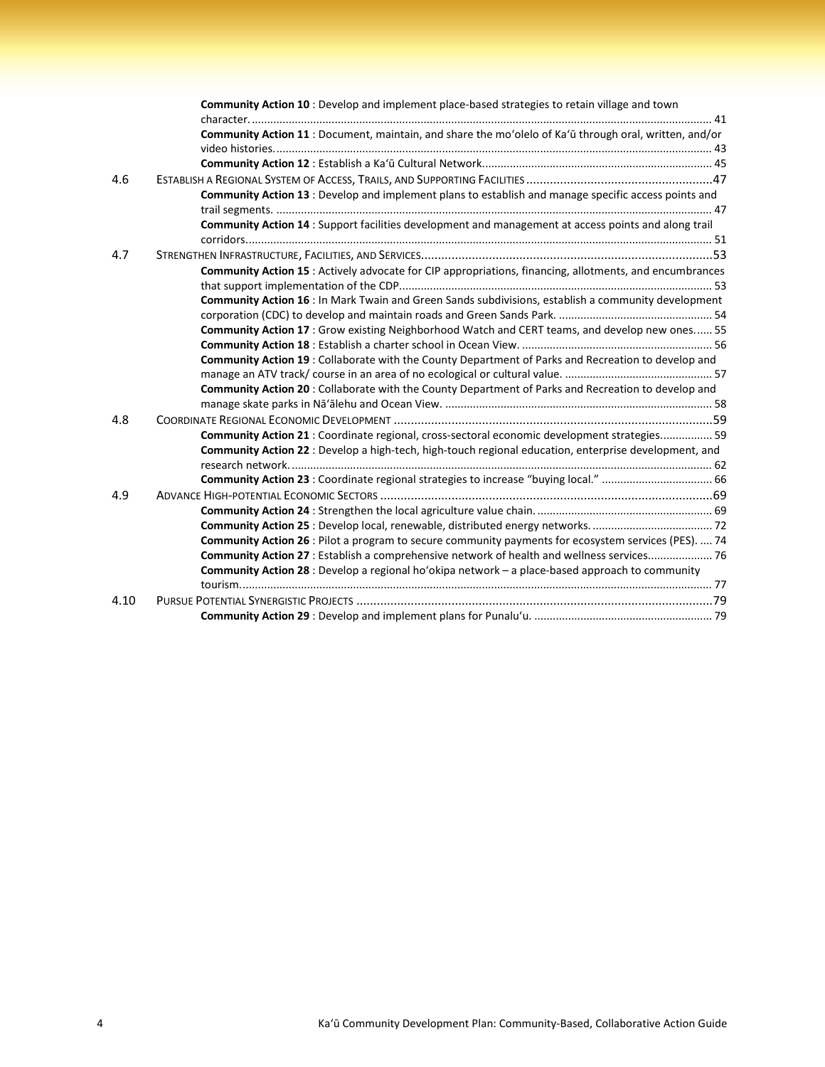- **Community Action 10** : Develop and implement place-based strategies to retain village and town character. ... 41
- **Community Action 11** : Document, maintain, and share the moʻolelo of Kaʻū through oral, written, and/or video histories. ... 43
- **Community Action 12** : Establish a Kaʻū Cultural Network. ... 45

4.6 ESTABLISH A REGIONAL SYSTEM OF ACCESS, TRAILS, AND SUPPORTING FACILITIES ... 47

- **Community Action 13** : Develop and implement plans to establish and manage specific access points and trail segments. ... 47
- **Community Action 14** : Support facilities development and management at access points and along trail corridors. ... 51

4.7 STRENGTHEN INFRASTRUCTURE, FACILITIES, AND SERVICES ... 53

- **Community Action 15** : Actively advocate for CIP appropriations, financing, allotments, and encumbrances that support implementation of the CDP. ... 53
- **Community Action 16** : In Mark Twain and Green Sands subdivisions, establish a community development corporation (CDC) to develop and maintain roads and Green Sands Park. ... 54
- **Community Action 17** : Grow existing Neighborhood Watch and CERT teams, and develop new ones. ... 55
- **Community Action 18** : Establish a charter school in Ocean View. ... 56
- **Community Action 19** : Collaborate with the County Department of Parks and Recreation to develop and manage an ATV track/ course in an area of no ecological or cultural value. ... 57
- **Community Action 20** : Collaborate with the County Department of Parks and Recreation to develop and manage skate parks in Nāʻālehu and Ocean View. ... 58

4.8 COORDINATE REGIONAL ECONOMIC DEVELOPMENT ... 59

- **Community Action 21** : Coordinate regional, cross-sectoral economic development strategies. ... 59
- **Community Action 22** : Develop a high-tech, high-touch regional education, enterprise development, and research network. ... 62
- **Community Action 23** : Coordinate regional strategies to increase "buying local." ... 66

4.9 ADVANCE HIGH-POTENTIAL ECONOMIC SECTORS ... 69

- **Community Action 24** : Strengthen the local agriculture value chain. ... 69
- **Community Action 25** : Develop local, renewable, distributed energy networks. ... 72
- **Community Action 26** : Pilot a program to secure community payments for ecosystem services (PES). ... 74
- **Community Action 27** : Establish a comprehensive network of health and wellness services. ... 76
- **Community Action 28** : Develop a regional hoʻokipa network – a place-based approach to community tourism. ... 77

4.10 PURSUE POTENTIAL SYNERGISTIC PROJECTS ... 79

- **Community Action 29** : Develop and implement plans for Punaluʻu. ... 79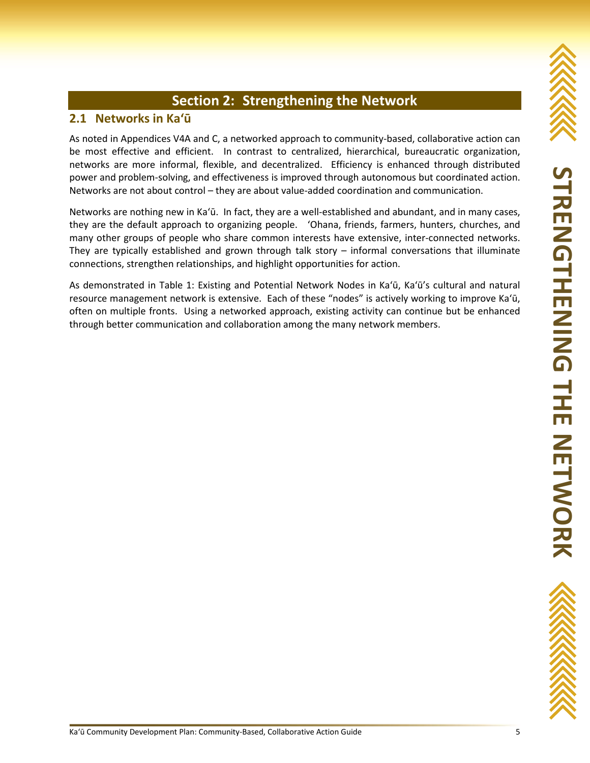# Section 2: Strengthening the Network

## 2.1 Networks in Kaʻū

As noted in Appendices V4A and C, a networked approach to community-based, collaborative action can be most effective and efficient. In contrast to centralized, hierarchical, bureaucratic organization, networks are more informal, flexible, and decentralized. Efficiency is enhanced through distributed power and problem-solving, and effectiveness is improved through autonomous but coordinated action. Networks are not about control – they are about value-added coordination and communication.

Networks are nothing new in Kaʻū. In fact, they are a well-established and abundant, and in many cases, they are the default approach to organizing people. ʻOhana, friends, farmers, hunters, churches, and many other groups of people who share common interests have extensive, inter-connected networks. They are typically established and grown through talk story – informal conversations that illuminate connections, strengthen relationships, and highlight opportunities for action.

As demonstrated in Table 1: Existing and Potential Network Nodes in Kaʻū, Kaʻū's cultural and natural resource management network is extensive. Each of these "nodes" is actively working to improve Kaʻū, often on multiple fronts. Using a networked approach, existing activity can continue but be enhanced through better communication and collaboration among the many network members.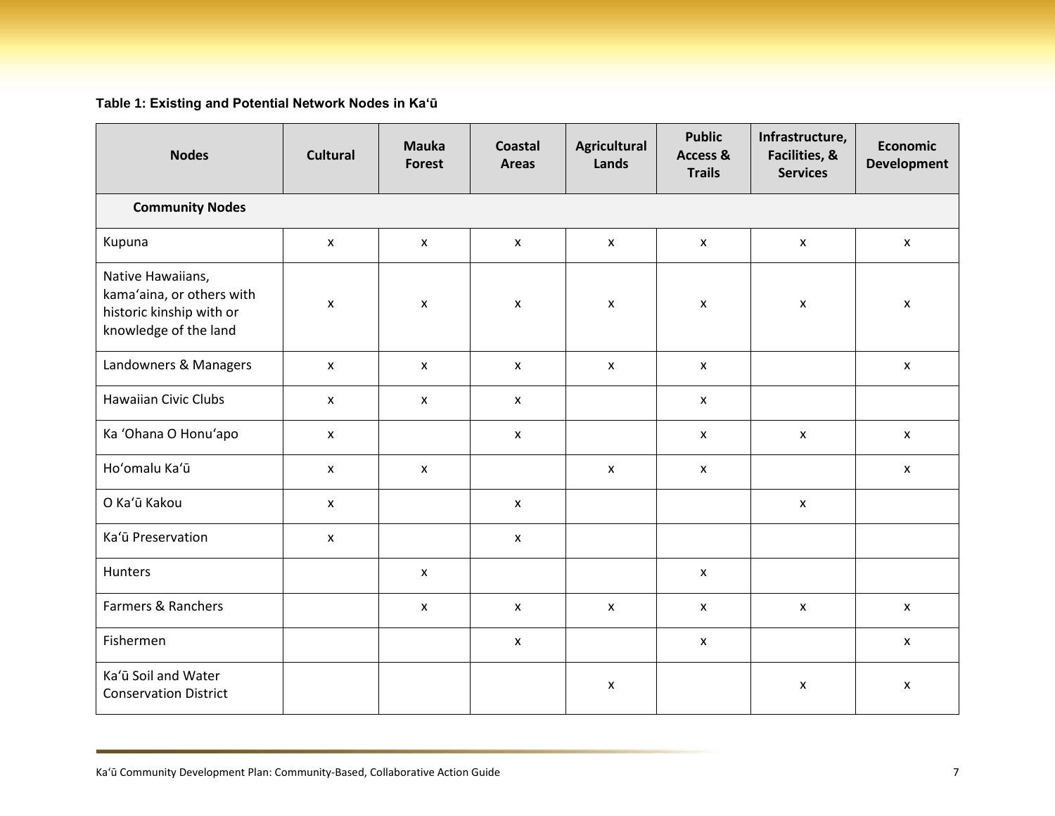**Table 1: Existing and Potential Network Nodes in Kaʻū**

| Nodes | Cultural | Mauka Forest | Coastal Areas | Agricultural Lands | Public Access & Trails | Infrastructure, Facilities, & Services | Economic Development |
|---|---|---|---|---|---|---|---|
| **Community Nodes** | | | | | | | |
| Kupuna | x | x | x | x | x | x | x |
| Native Hawaiians, kamaʻaina, or others with historic kinship with or knowledge of the land | x | x | x | x | x | x | x |
| Landowners & Managers | x | x | x | x | x | | x |
| Hawaiian Civic Clubs | x | x | x | | x | | |
| Ka ʻOhana O Honuʻapo | x | | x | | x | x | x |
| Hoʻomalu Kaʻū | x | x | | x | x | | x |
| O Kaʻū Kakou | x | | x | | | x | |
| Kaʻū Preservation | x | | x | | | | |
| Hunters | | x | | | x | | |
| Farmers & Ranchers | | x | x | x | x | x | x |
| Fishermen | | | x | | x | | x |
| Kaʻū Soil and Water Conservation District | | | | x | | x | x |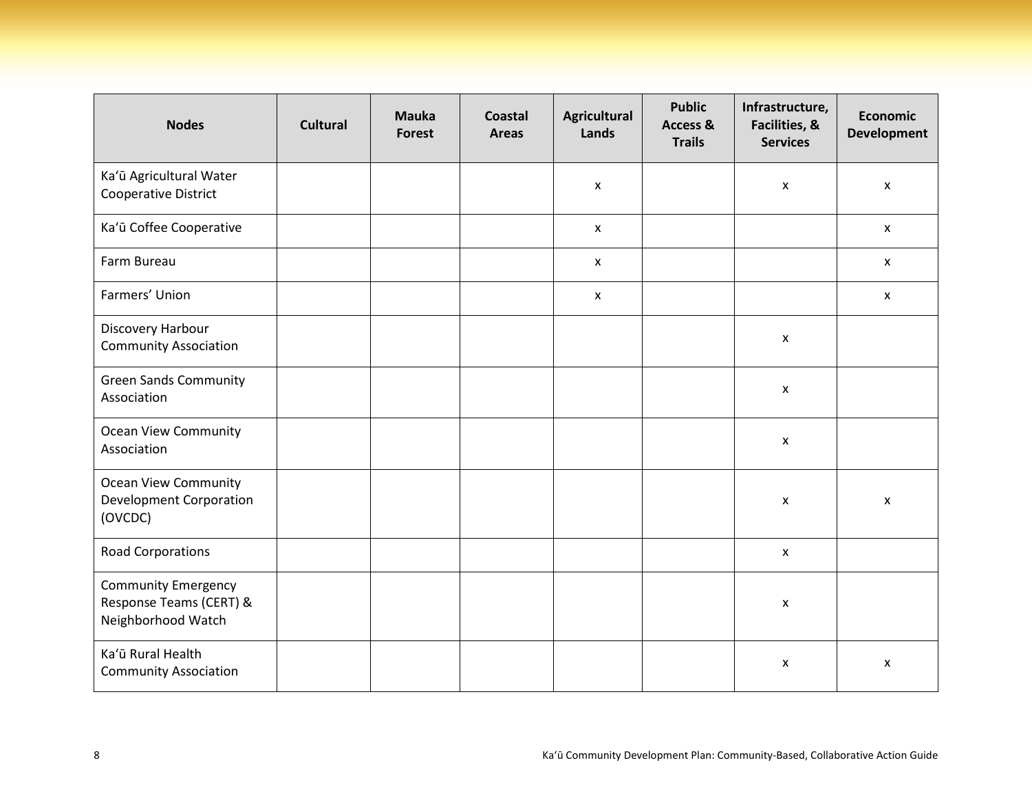| Nodes | Cultural | Mauka Forest | Coastal Areas | Agricultural Lands | Public Access & Trails | Infrastructure, Facilities, & Services | Economic Development |
|---|---|---|---|---|---|---|---|
| Kaʻū Agricultural Water Cooperative District | | | | x | | x | x |
| Kaʻū Coffee Cooperative | | | | x | | | x |
| Farm Bureau | | | | x | | | x |
| Farmers' Union | | | | x | | | x |
| Discovery Harbour Community Association | | | | | | x | |
| Green Sands Community Association | | | | | | x | |
| Ocean View Community Association | | | | | | x | |
| Ocean View Community Development Corporation (OVCDC) | | | | | | x | x |
| Road Corporations | | | | | | x | |
| Community Emergency Response Teams (CERT) & Neighborhood Watch | | | | | | x | |
| Kaʻū Rural Health Community Association | | | | | | x | x |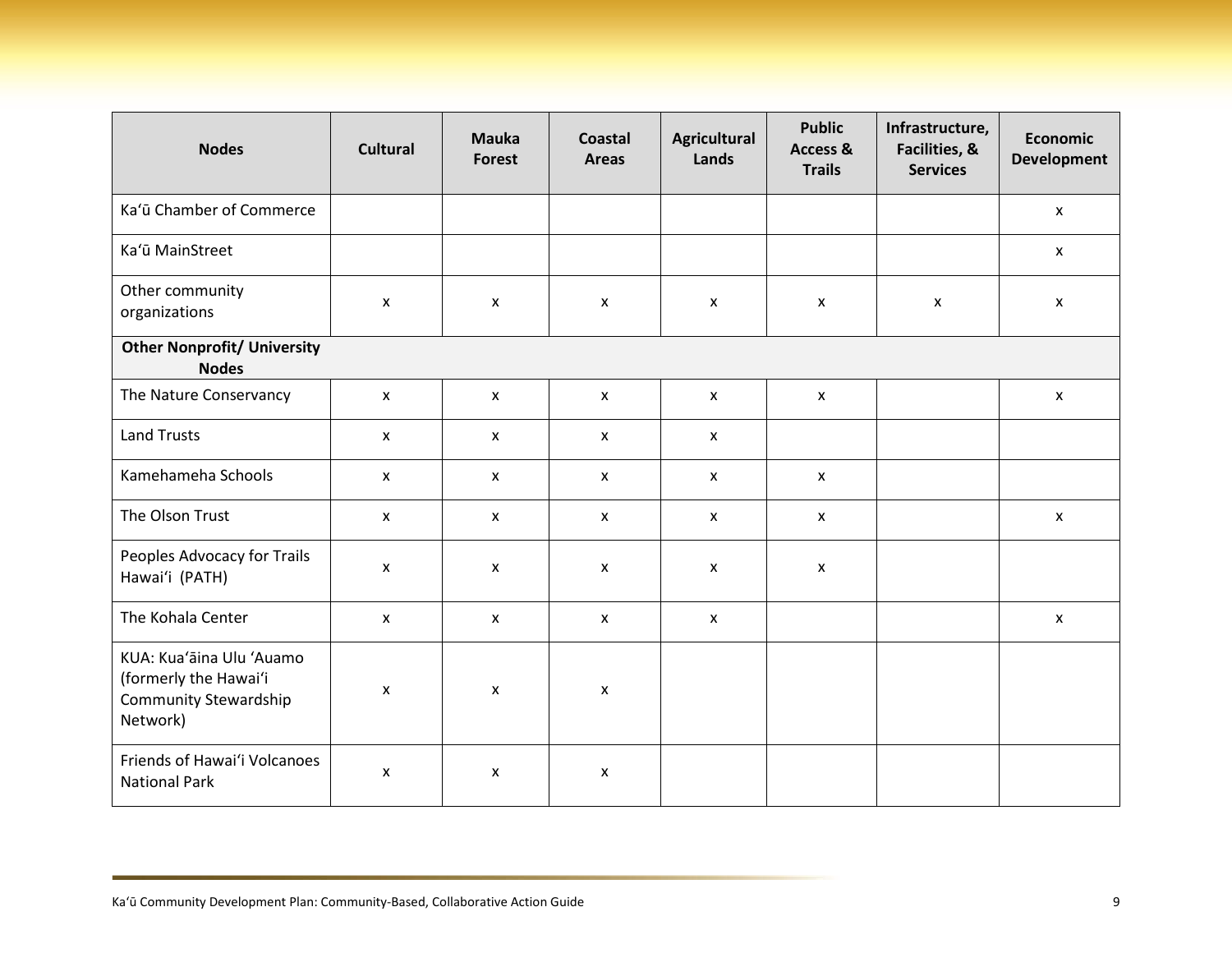| Nodes | Cultural | Mauka Forest | Coastal Areas | Agricultural Lands | Public Access & Trails | Infrastructure, Facilities, & Services | Economic Development |
|---|---|---|---|---|---|---|---|
| Kaʻū Chamber of Commerce | | | | | | | x |
| Kaʻū MainStreet | | | | | | | x |
| Other community organizations | x | x | x | x | x | x | x |
| **Other Nonprofit/ University Nodes** | | | | | | | |
| The Nature Conservancy | x | x | x | x | x | | x |
| Land Trusts | x | x | x | x | | | |
| Kamehameha Schools | x | x | x | x | x | | |
| The Olson Trust | x | x | x | x | x | | x |
| Peoples Advocacy for Trails Hawaiʻi (PATH) | x | x | x | x | x | | |
| The Kohala Center | x | x | x | x | | | x |
| KUA: Kuaʻāina Ulu ʻAuamo (formerly the Hawaiʻi Community Stewardship Network) | x | x | x | | | | |
| Friends of Hawaiʻi Volcanoes National Park | x | x | x | | | | |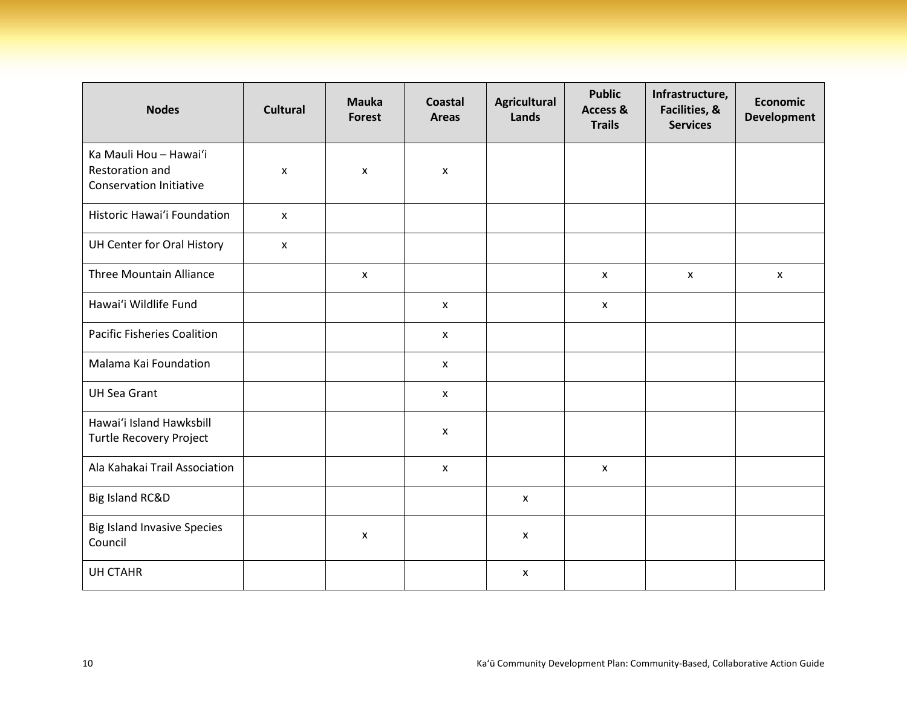| Nodes | Cultural | Mauka Forest | Coastal Areas | Agricultural Lands | Public Access & Trails | Infrastructure, Facilities, & Services | Economic Development |
|---|---|---|---|---|---|---|---|
| Ka Mauli Hou – Hawaiʻi Restoration and Conservation Initiative | x | x | x | | | | |
| Historic Hawaiʻi Foundation | x | | | | | | |
| UH Center for Oral History | x | | | | | | |
| Three Mountain Alliance | | x | | | x | x | x |
| Hawaiʻi Wildlife Fund | | | x | | x | | |
| Pacific Fisheries Coalition | | | x | | | | |
| Malama Kai Foundation | | | x | | | | |
| UH Sea Grant | | | x | | | | |
| Hawaiʻi Island Hawksbill Turtle Recovery Project | | | x | | | | |
| Ala Kahakai Trail Association | | | x | | x | | |
| Big Island RC&D | | | | x | | | |
| Big Island Invasive Species Council | | x | | x | | | |
| UH CTAHR | | | | x | | | |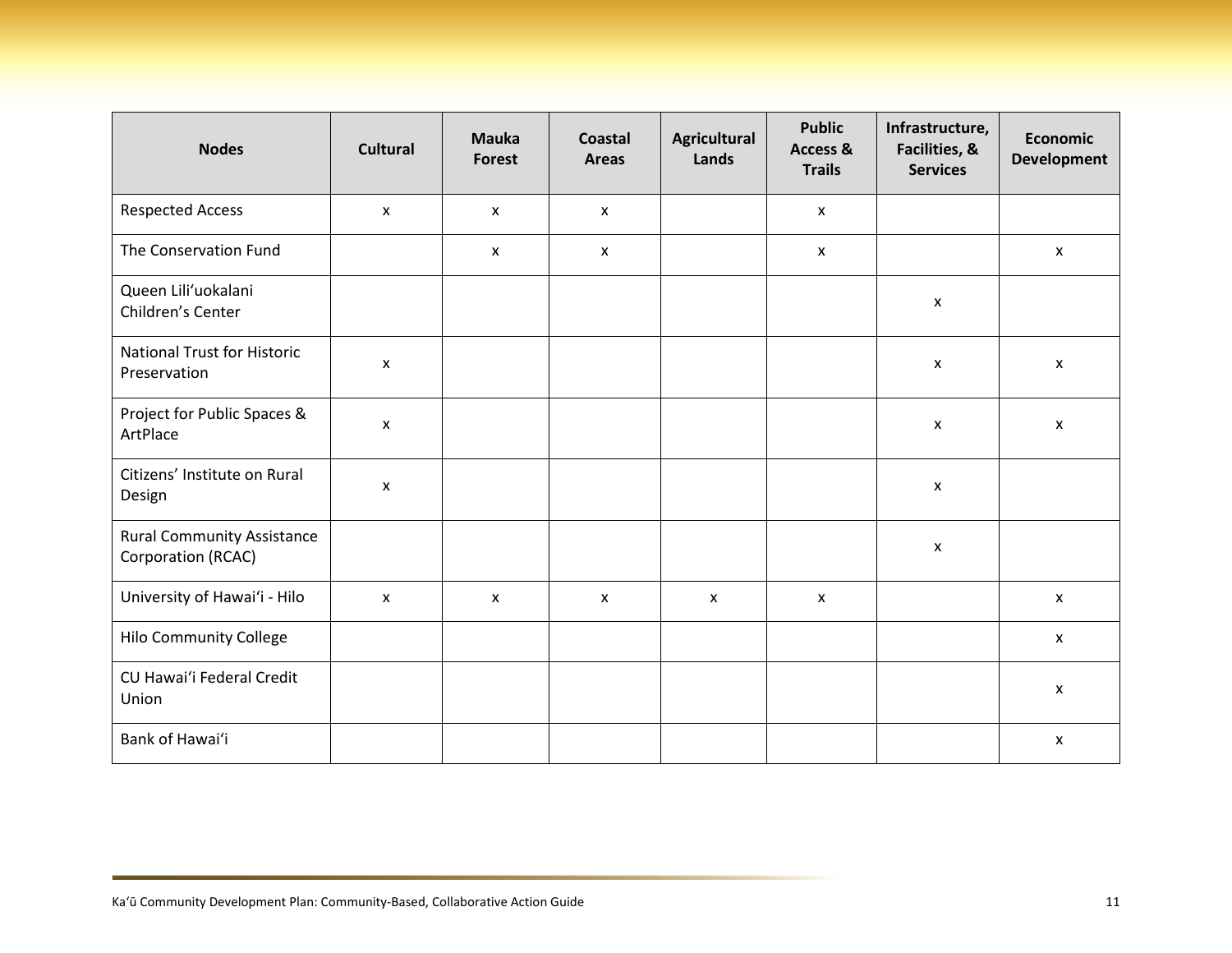| Nodes | Cultural | Mauka Forest | Coastal Areas | Agricultural Lands | Public Access & Trails | Infrastructure, Facilities, & Services | Economic Development |
|---|---|---|---|---|---|---|---|
| Respected Access | x | x | x | | x | | |
| The Conservation Fund | | x | x | | x | | x |
| Queen Lili‘uokalani Children's Center | | | | | | x | |
| National Trust for Historic Preservation | x | | | | | x | x |
| Project for Public Spaces & ArtPlace | x | | | | | x | x |
| Citizens' Institute on Rural Design | x | | | | | x | |
| Rural Community Assistance Corporation (RCAC) | | | | | | x | |
| University of Hawai‘i - Hilo | x | x | x | x | x | | x |
| Hilo Community College | | | | | | | x |
| CU Hawai‘i Federal Credit Union | | | | | | | x |
| Bank of Hawai‘i | | | | | | | x |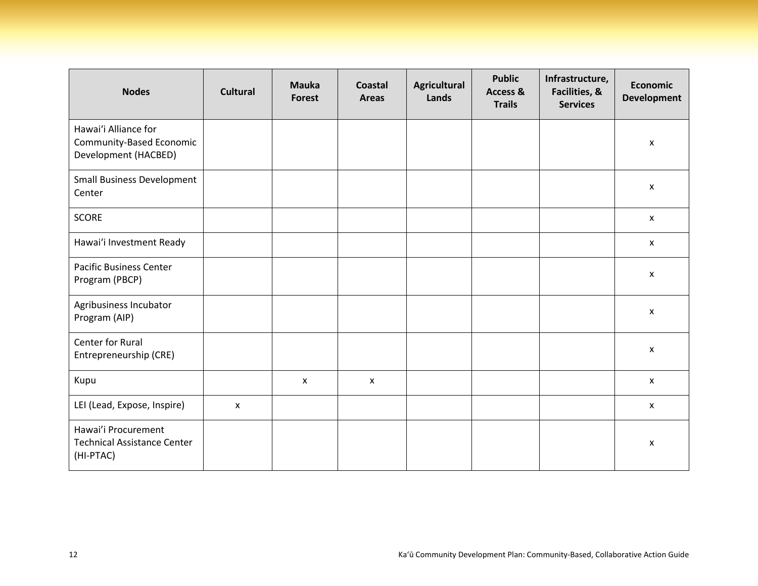| Nodes | Cultural | Mauka Forest | Coastal Areas | Agricultural Lands | Public Access & Trails | Infrastructure, Facilities, & Services | Economic Development |
|---|---|---|---|---|---|---|---|
| Hawai'i Alliance for Community-Based Economic Development (HACBED) | | | | | | | x |
| Small Business Development Center | | | | | | | x |
| SCORE | | | | | | | x |
| Hawai'i Investment Ready | | | | | | | x |
| Pacific Business Center Program (PBCP) | | | | | | | x |
| Agribusiness Incubator Program (AIP) | | | | | | | x |
| Center for Rural Entrepreneurship (CRE) | | | | | | | x |
| Kupu | | x | x | | | | x |
| LEI (Lead, Expose, Inspire) | x | | | | | | x |
| Hawai'i Procurement Technical Assistance Center (HI-PTAC) | | | | | | | x |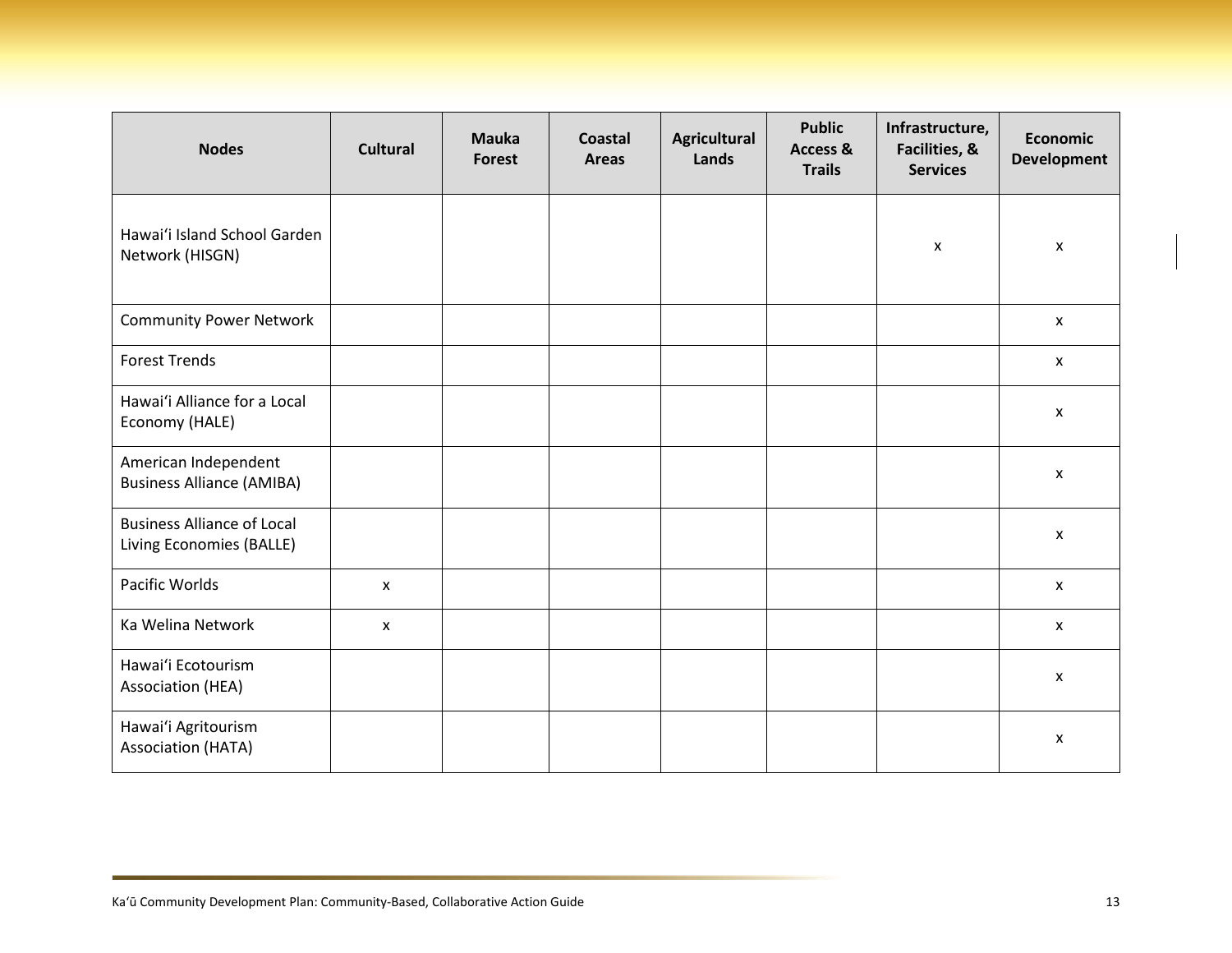| Nodes | Cultural | Mauka Forest | Coastal Areas | Agricultural Lands | Public Access & Trails | Infrastructure, Facilities, & Services | Economic Development |
|---|---|---|---|---|---|---|---|
| Hawai'i Island School Garden Network (HISGN) | | | | | | x | x |
| Community Power Network | | | | | | | x |
| Forest Trends | | | | | | | x |
| Hawai'i Alliance for a Local Economy (HALE) | | | | | | | x |
| American Independent Business Alliance (AMIBA) | | | | | | | x |
| Business Alliance of Local Living Economies (BALLE) | | | | | | | x |
| Pacific Worlds | x | | | | | | x |
| Ka Welina Network | x | | | | | | x |
| Hawai'i Ecotourism Association (HEA) | | | | | | | x |
| Hawai'i Agritourism Association (HATA) | | | | | | | x |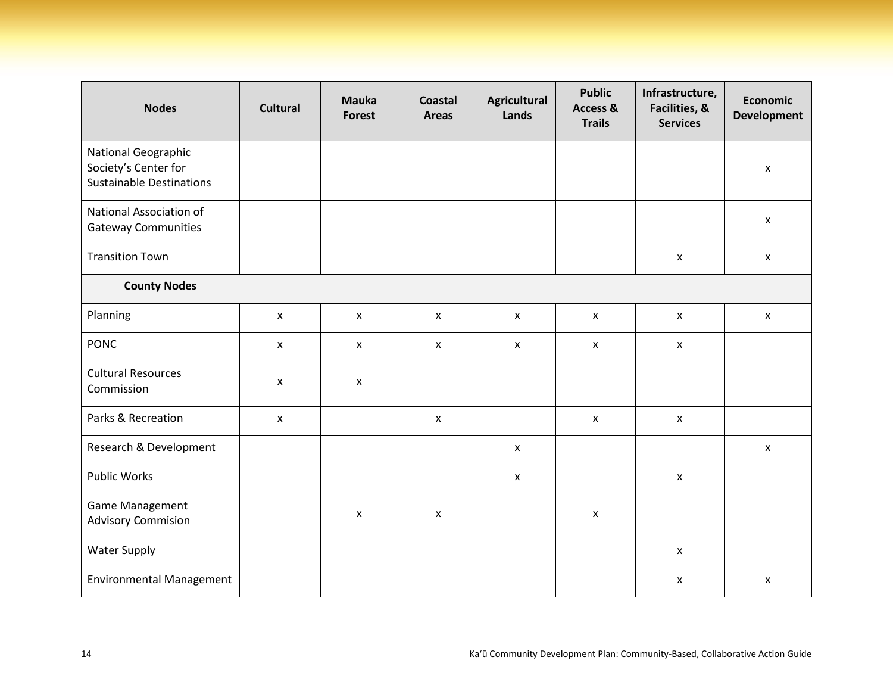| Nodes | Cultural | Mauka Forest | Coastal Areas | Agricultural Lands | Public Access & Trails | Infrastructure, Facilities, & Services | Economic Development |
|---|---|---|---|---|---|---|---|
| National Geographic Society's Center for Sustainable Destinations | | | | | | | x |
| National Association of Gateway Communities | | | | | | | x |
| Transition Town | | | | | | x | x |
| **County Nodes** | | | | | | | |
| Planning | x | x | x | x | x | x | x |
| PONC | x | x | x | x | x | x | |
| Cultural Resources Commission | x | x | | | | | |
| Parks & Recreation | x | | x | | x | x | |
| Research & Development | | | | x | | | x |
| Public Works | | | | x | | x | |
| Game Management Advisory Commision | | x | x | | x | | |
| Water Supply | | | | | | x | |
| Environmental Management | | | | | | x | x |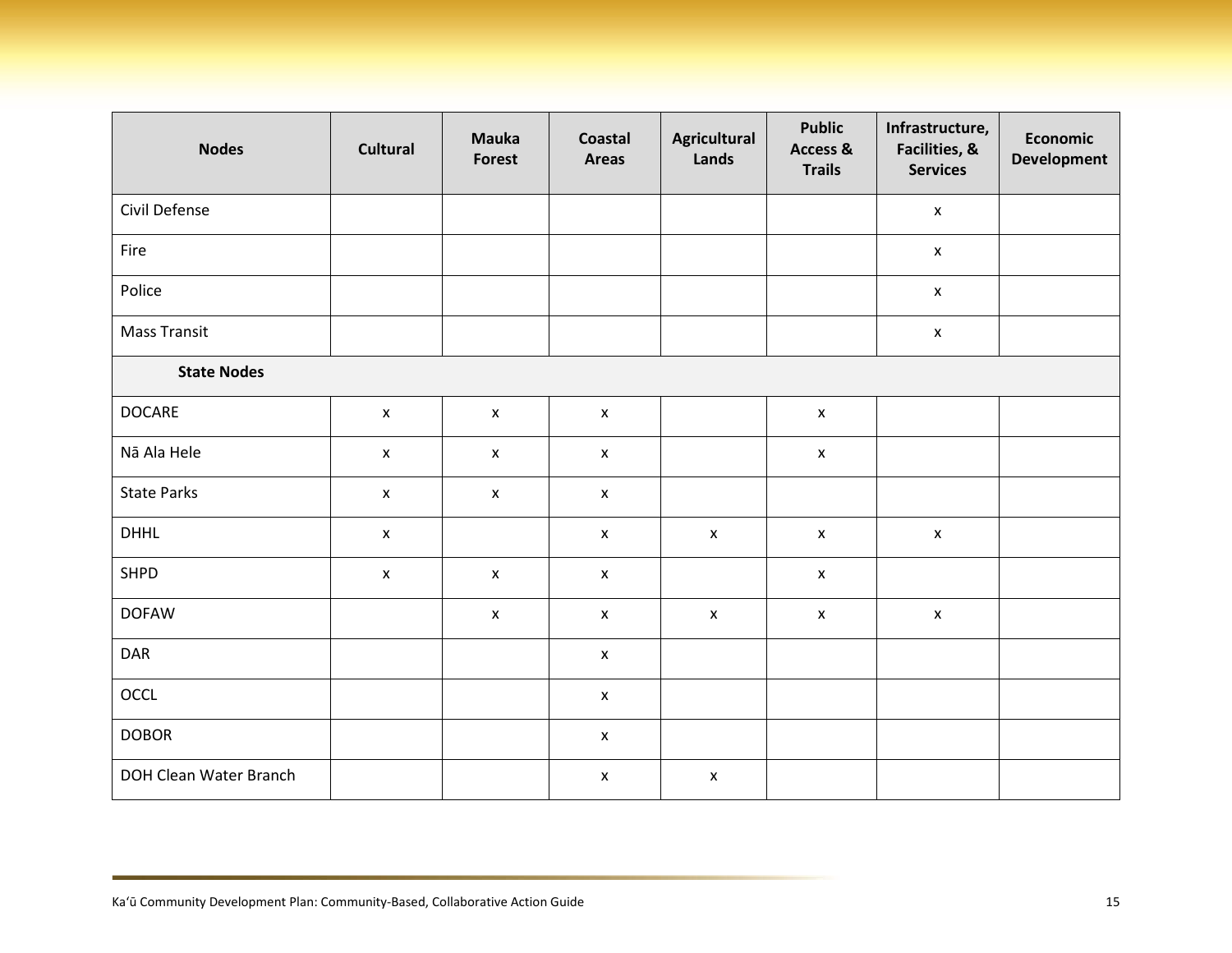| Nodes | Cultural | Mauka Forest | Coastal Areas | Agricultural Lands | Public Access & Trails | Infrastructure, Facilities, & Services | Economic Development |
|---|---|---|---|---|---|---|---|
| Civil Defense | | | | | | x | |
| Fire | | | | | | x | |
| Police | | | | | | x | |
| Mass Transit | | | | | | x | |
| **State Nodes** | | | | | | | |
| DOCARE | x | x | x | | x | | |
| Nā Ala Hele | x | x | x | | x | | |
| State Parks | x | x | x | | | | |
| DHHL | x | | x | x | x | x | |
| SHPD | x | x | x | | x | | |
| DOFAW | | x | x | x | x | x | |
| DAR | | | x | | | | |
| OCCL | | | x | | | | |
| DOBOR | | | x | | | | |
| DOH Clean Water Branch | | | x | x | | | |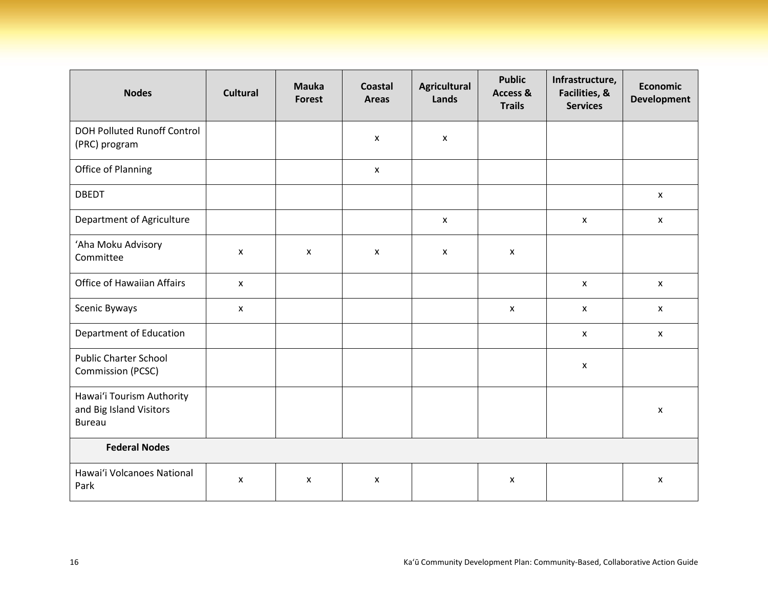| Nodes | Cultural | Mauka Forest | Coastal Areas | Agricultural Lands | Public Access & Trails | Infrastructure, Facilities, & Services | Economic Development |
|---|---|---|---|---|---|---|---|
| DOH Polluted Runoff Control (PRC) program | | | x | x | | | |
| Office of Planning | | | x | | | | |
| DBEDT | | | | | | | x |
| Department of Agriculture | | | | x | | x | x |
| ʻAha Moku Advisory Committee | x | x | x | x | x | | |
| Office of Hawaiian Affairs | x | | | | | x | x |
| Scenic Byways | x | | | | x | x | x |
| Department of Education | | | | | | x | x |
| Public Charter School Commission (PCSC) | | | | | | x | |
| Hawaiʻi Tourism Authority and Big Island Visitors Bureau | | | | | | | x |
| **Federal Nodes** | | | | | | | |
| Hawaiʻi Volcanoes National Park | x | x | x | | x | | x |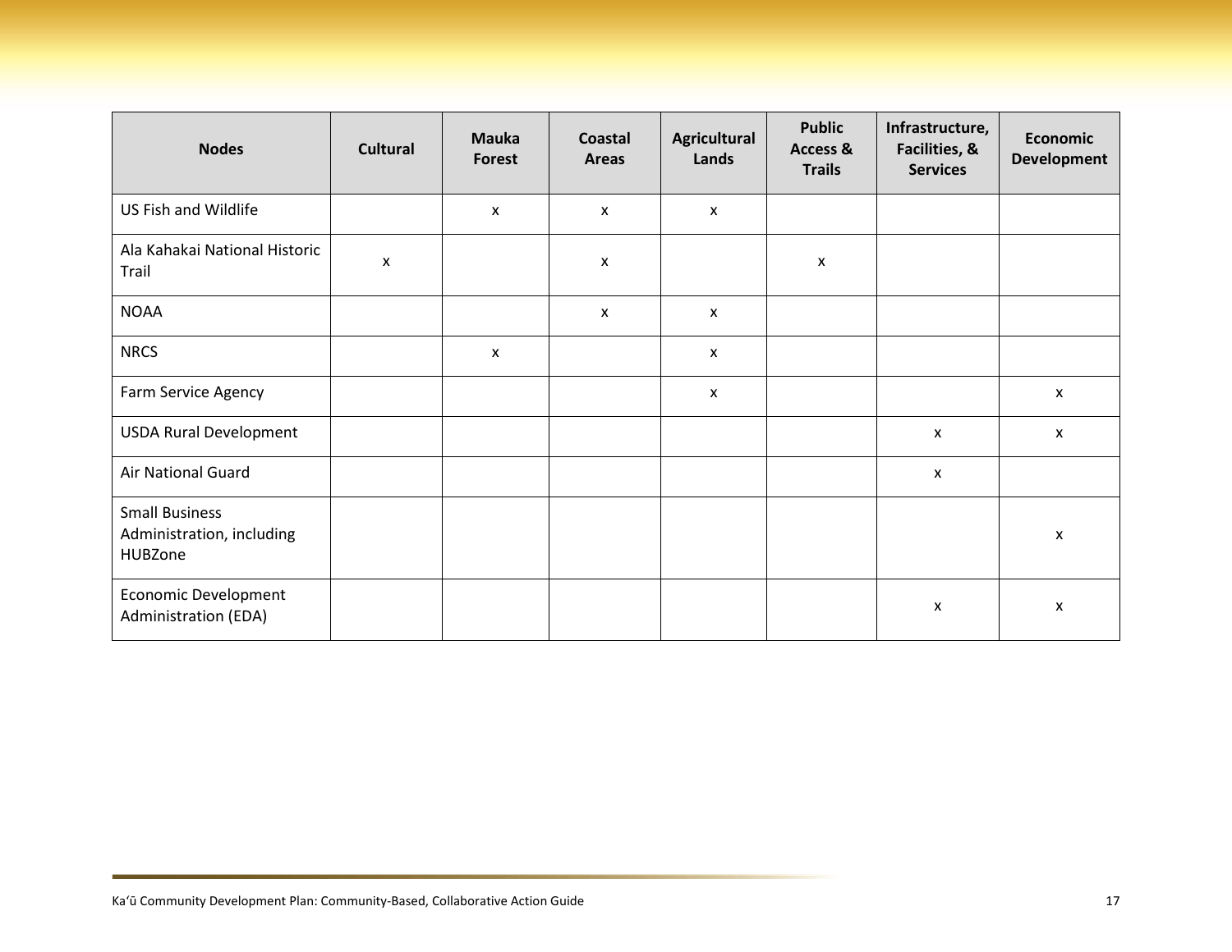| Nodes | Cultural | Mauka Forest | Coastal Areas | Agricultural Lands | Public Access & Trails | Infrastructure, Facilities, & Services | Economic Development |
|---|---|---|---|---|---|---|---|
| US Fish and Wildlife | | x | x | x | | | |
| Ala Kahakai National Historic Trail | x | | x | | x | | |
| NOAA | | | x | x | | | |
| NRCS | | x | | x | | | |
| Farm Service Agency | | | | x | | | x |
| USDA Rural Development | | | | | | x | x |
| Air National Guard | | | | | | x | |
| Small Business Administration, including HUBZone | | | | | | | x |
| Economic Development Administration (EDA) | | | | | | x | x |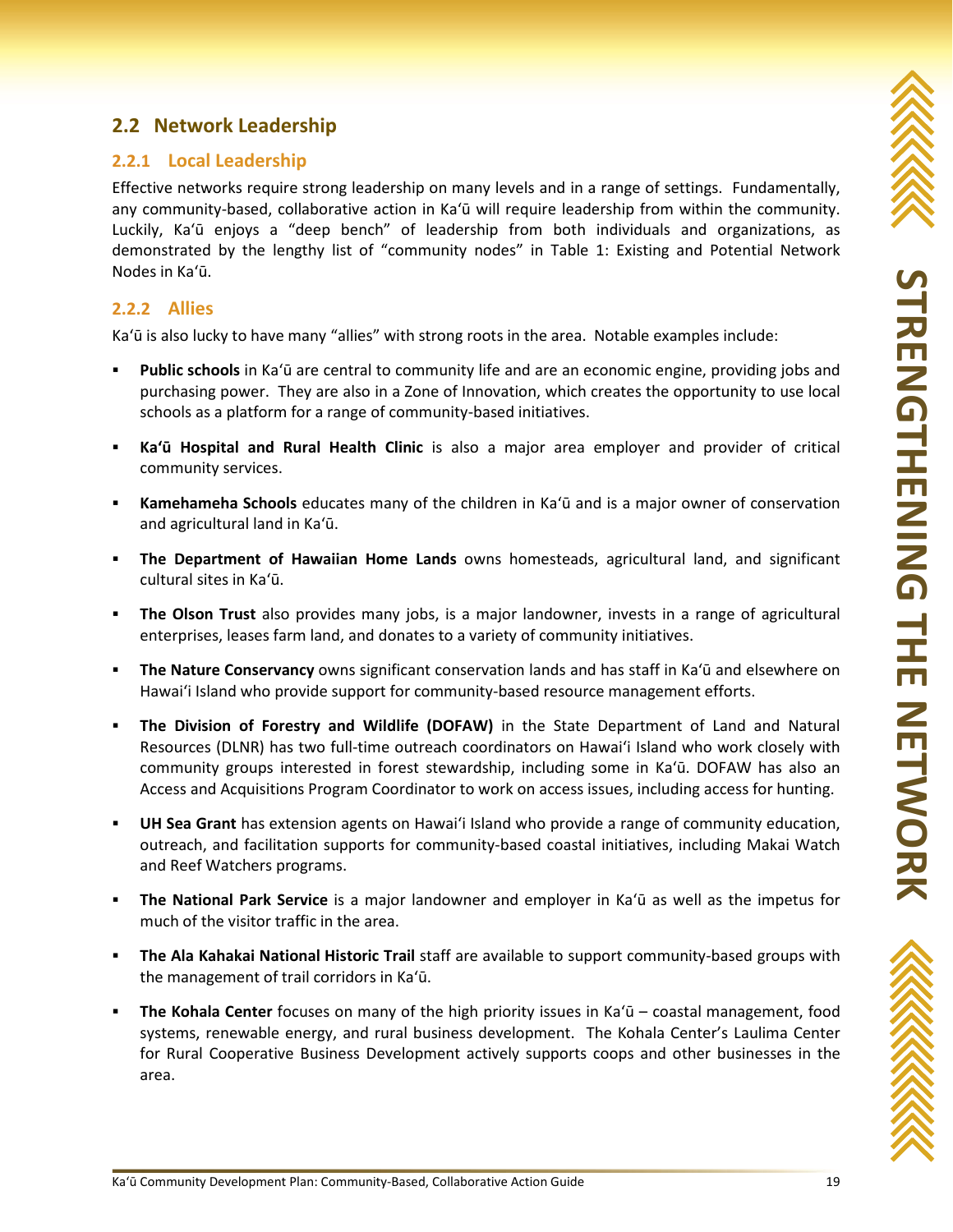## 2.2 Network Leadership

### 2.2.1 Local Leadership

Effective networks require strong leadership on many levels and in a range of settings. Fundamentally, any community-based, collaborative action in Kaʻū will require leadership from within the community. Luckily, Kaʻū enjoys a "deep bench" of leadership from both individuals and organizations, as demonstrated by the lengthy list of "community nodes" in Table 1: Existing and Potential Network Nodes in Kaʻū.

### 2.2.2 Allies

Kaʻū is also lucky to have many "allies" with strong roots in the area. Notable examples include:

- **Public schools** in Kaʻū are central to community life and are an economic engine, providing jobs and purchasing power. They are also in a Zone of Innovation, which creates the opportunity to use local schools as a platform for a range of community-based initiatives.
- **Kaʻū Hospital and Rural Health Clinic** is also a major area employer and provider of critical community services.
- **Kamehameha Schools** educates many of the children in Kaʻū and is a major owner of conservation and agricultural land in Kaʻū.
- **The Department of Hawaiian Home Lands** owns homesteads, agricultural land, and significant cultural sites in Kaʻū.
- **The Olson Trust** also provides many jobs, is a major landowner, invests in a range of agricultural enterprises, leases farm land, and donates to a variety of community initiatives.
- **The Nature Conservancy** owns significant conservation lands and has staff in Kaʻū and elsewhere on Hawaiʻi Island who provide support for community-based resource management efforts.
- **The Division of Forestry and Wildlife (DOFAW)** in the State Department of Land and Natural Resources (DLNR) has two full-time outreach coordinators on Hawaiʻi Island who work closely with community groups interested in forest stewardship, including some in Kaʻū. DOFAW has also an Access and Acquisitions Program Coordinator to work on access issues, including access for hunting.
- **UH Sea Grant** has extension agents on Hawaiʻi Island who provide a range of community education, outreach, and facilitation supports for community-based coastal initiatives, including Makai Watch and Reef Watchers programs.
- **The National Park Service** is a major landowner and employer in Kaʻū as well as the impetus for much of the visitor traffic in the area.
- **The Ala Kahakai National Historic Trail** staff are available to support community-based groups with the management of trail corridors in Kaʻū.
- **The Kohala Center** focuses on many of the high priority issues in Kaʻū – coastal management, food systems, renewable energy, and rural business development. The Kohala Center's Laulima Center for Rural Cooperative Business Development actively supports coops and other businesses in the area.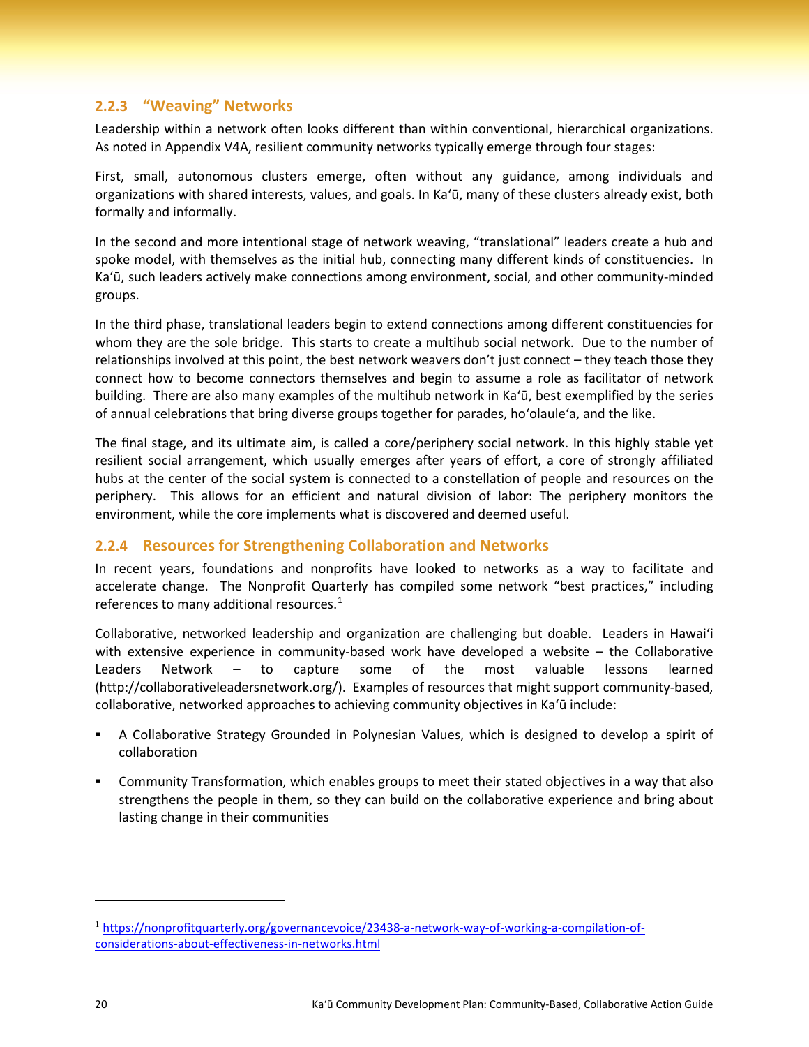### 2.2.3 "Weaving" Networks

Leadership within a network often looks different than within conventional, hierarchical organizations. As noted in Appendix V4A, resilient community networks typically emerge through four stages:

First, small, autonomous clusters emerge, often without any guidance, among individuals and organizations with shared interests, values, and goals. In Kaʻū, many of these clusters already exist, both formally and informally.

In the second and more intentional stage of network weaving, "translational" leaders create a hub and spoke model, with themselves as the initial hub, connecting many different kinds of constituencies. In Kaʻū, such leaders actively make connections among environment, social, and other community-minded groups.

In the third phase, translational leaders begin to extend connections among different constituencies for whom they are the sole bridge. This starts to create a multihub social network. Due to the number of relationships involved at this point, the best network weavers don't just connect – they teach those they connect how to become connectors themselves and begin to assume a role as facilitator of network building. There are also many examples of the multihub network in Kaʻū, best exemplified by the series of annual celebrations that bring diverse groups together for parades, hoʻolauleʻa, and the like.

The final stage, and its ultimate aim, is called a core/periphery social network. In this highly stable yet resilient social arrangement, which usually emerges after years of effort, a core of strongly affiliated hubs at the center of the social system is connected to a constellation of people and resources on the periphery. This allows for an efficient and natural division of labor: The periphery monitors the environment, while the core implements what is discovered and deemed useful.

### 2.2.4 Resources for Strengthening Collaboration and Networks

In recent years, foundations and nonprofits have looked to networks as a way to facilitate and accelerate change. The Nonprofit Quarterly has compiled some network "best practices," including references to many additional resources.[1]

Collaborative, networked leadership and organization are challenging but doable. Leaders in Hawaiʻi with extensive experience in community-based work have developed a website – the Collaborative Leaders Network – to capture some of the most valuable lessons learned (http://collaborativeleadersnetwork.org/). Examples of resources that might support community-based, collaborative, networked approaches to achieving community objectives in Kaʻū include:

- A Collaborative Strategy Grounded in Polynesian Values, which is designed to develop a spirit of collaboration
- Community Transformation, which enables groups to meet their stated objectives in a way that also strengthens the people in them, so they can build on the collaborative experience and bring about lasting change in their communities

---

[1] https://nonprofitquarterly.org/governancevoice/23438-a-network-way-of-working-a-compilation-of-considerations-about-effectiveness-in-networks.html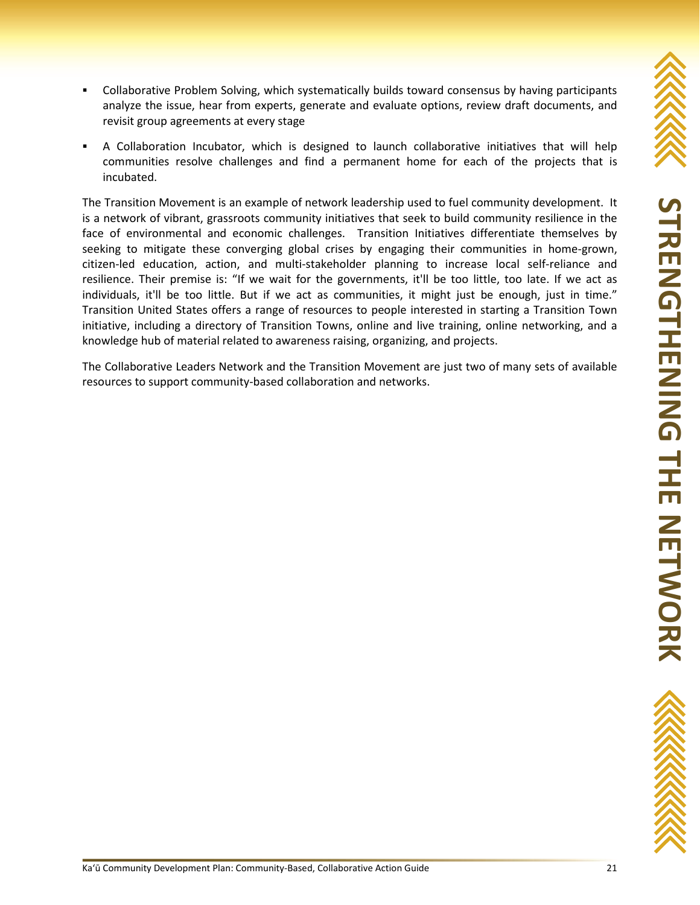- Collaborative Problem Solving, which systematically builds toward consensus by having participants analyze the issue, hear from experts, generate and evaluate options, review draft documents, and revisit group agreements at every stage
- A Collaboration Incubator, which is designed to launch collaborative initiatives that will help communities resolve challenges and find a permanent home for each of the projects that is incubated.

The Transition Movement is an example of network leadership used to fuel community development. It is a network of vibrant, grassroots community initiatives that seek to build community resilience in the face of environmental and economic challenges. Transition Initiatives differentiate themselves by seeking to mitigate these converging global crises by engaging their communities in home-grown, citizen-led education, action, and multi-stakeholder planning to increase local self-reliance and resilience. Their premise is: "If we wait for the governments, it'll be too little, too late. If we act as individuals, it'll be too little. But if we act as communities, it might just be enough, just in time." Transition United States offers a range of resources to people interested in starting a Transition Town initiative, including a directory of Transition Towns, online and live training, online networking, and a knowledge hub of material related to awareness raising, organizing, and projects.

The Collaborative Leaders Network and the Transition Movement are just two of many sets of available resources to support community-based collaboration and networks.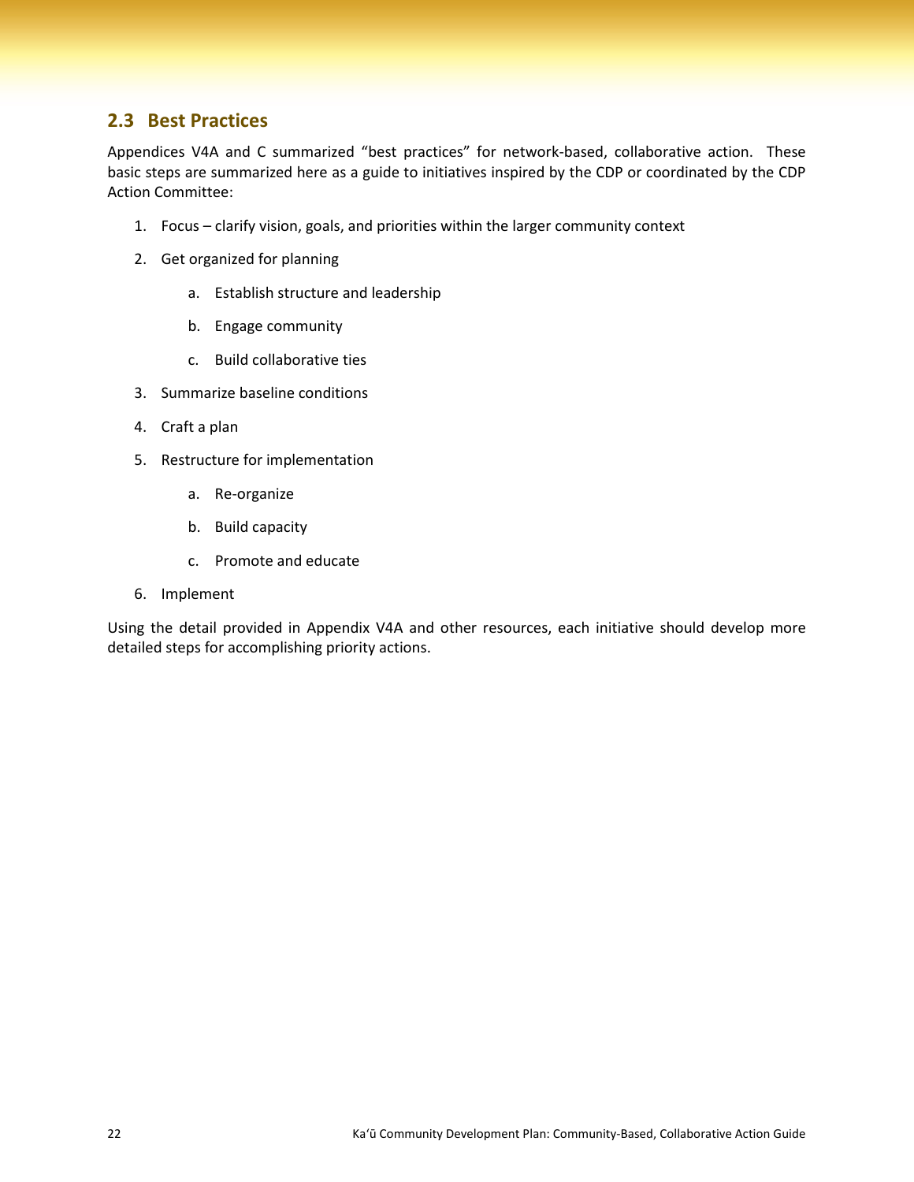## 2.3 Best Practices

Appendices V4A and C summarized "best practices" for network-based, collaborative action. These basic steps are summarized here as a guide to initiatives inspired by the CDP or coordinated by the CDP Action Committee:

1. Focus – clarify vision, goals, and priorities within the larger community context
2. Get organized for planning
    a. Establish structure and leadership
    b. Engage community
    c. Build collaborative ties
3. Summarize baseline conditions
4. Craft a plan
5. Restructure for implementation
    a. Re-organize
    b. Build capacity
    c. Promote and educate
6. Implement

Using the detail provided in Appendix V4A and other resources, each initiative should develop more detailed steps for accomplishing priority actions.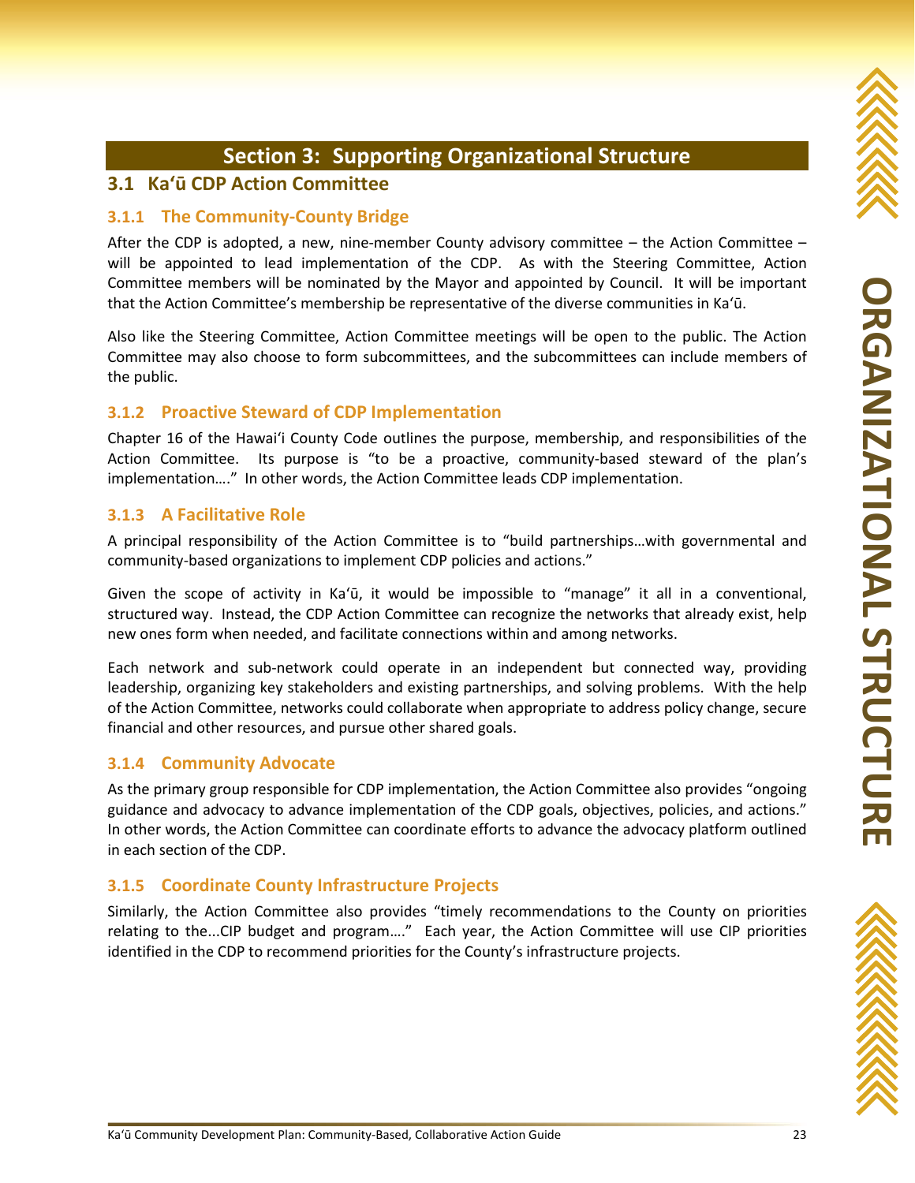# Section 3: Supporting Organizational Structure

## 3.1 Kaʻū CDP Action Committee

### 3.1.1 The Community-County Bridge

After the CDP is adopted, a new, nine-member County advisory committee – the Action Committee – will be appointed to lead implementation of the CDP. As with the Steering Committee, Action Committee members will be nominated by the Mayor and appointed by Council. It will be important that the Action Committee's membership be representative of the diverse communities in Kaʻū.

Also like the Steering Committee, Action Committee meetings will be open to the public. The Action Committee may also choose to form subcommittees, and the subcommittees can include members of the public.

### 3.1.2 Proactive Steward of CDP Implementation

Chapter 16 of the Hawaiʻi County Code outlines the purpose, membership, and responsibilities of the Action Committee. Its purpose is "to be a proactive, community-based steward of the plan's implementation…." In other words, the Action Committee leads CDP implementation.

### 3.1.3 A Facilitative Role

A principal responsibility of the Action Committee is to "build partnerships…with governmental and community-based organizations to implement CDP policies and actions."

Given the scope of activity in Kaʻū, it would be impossible to "manage" it all in a conventional, structured way. Instead, the CDP Action Committee can recognize the networks that already exist, help new ones form when needed, and facilitate connections within and among networks.

Each network and sub-network could operate in an independent but connected way, providing leadership, organizing key stakeholders and existing partnerships, and solving problems. With the help of the Action Committee, networks could collaborate when appropriate to address policy change, secure financial and other resources, and pursue other shared goals.

### 3.1.4 Community Advocate

As the primary group responsible for CDP implementation, the Action Committee also provides "ongoing guidance and advocacy to advance implementation of the CDP goals, objectives, policies, and actions." In other words, the Action Committee can coordinate efforts to advance the advocacy platform outlined in each section of the CDP.

### 3.1.5 Coordinate County Infrastructure Projects

Similarly, the Action Committee also provides "timely recommendations to the County on priorities relating to the...CIP budget and program…." Each year, the Action Committee will use CIP priorities identified in the CDP to recommend priorities for the County's infrastructure projects.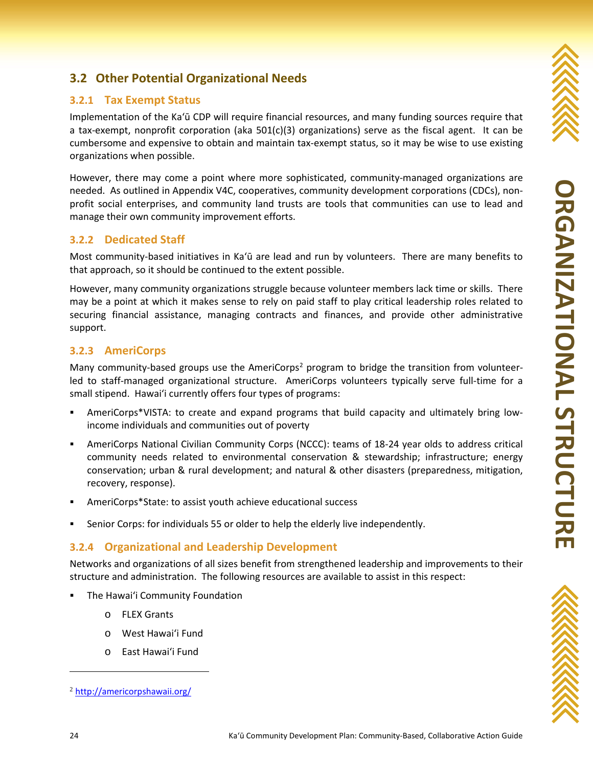## 3.2 Other Potential Organizational Needs

### 3.2.1 Tax Exempt Status

Implementation of the Kaʻū CDP will require financial resources, and many funding sources require that a tax-exempt, nonprofit corporation (aka 501(c)(3) organizations) serve as the fiscal agent. It can be cumbersome and expensive to obtain and maintain tax-exempt status, so it may be wise to use existing organizations when possible.

However, there may come a point where more sophisticated, community-managed organizations are needed. As outlined in Appendix V4C, cooperatives, community development corporations (CDCs), non-profit social enterprises, and community land trusts are tools that communities can use to lead and manage their own community improvement efforts.

### 3.2.2 Dedicated Staff

Most community-based initiatives in Kaʻū are lead and run by volunteers. There are many benefits to that approach, so it should be continued to the extent possible.

However, many community organizations struggle because volunteer members lack time or skills. There may be a point at which it makes sense to rely on paid staff to play critical leadership roles related to securing financial assistance, managing contracts and finances, and provide other administrative support.

### 3.2.3 AmeriCorps

Many community-based groups use the AmeriCorps[2] program to bridge the transition from volunteer-led to staff-managed organizational structure. AmeriCorps volunteers typically serve full-time for a small stipend. Hawaiʻi currently offers four types of programs:

- AmeriCorps*VISTA: to create and expand programs that build capacity and ultimately bring low-income individuals and communities out of poverty
- AmeriCorps National Civilian Community Corps (NCCC): teams of 18-24 year olds to address critical community needs related to environmental conservation & stewardship; infrastructure; energy conservation; urban & rural development; and natural & other disasters (preparedness, mitigation, recovery, response).
- AmeriCorps*State: to assist youth achieve educational success
- Senior Corps: for individuals 55 or older to help the elderly live independently.

### 3.2.4 Organizational and Leadership Development

Networks and organizations of all sizes benefit from strengthened leadership and improvements to their structure and administration. The following resources are available to assist in this respect:

- The Hawaiʻi Community Foundation
  - FLEX Grants
  - West Hawaiʻi Fund
  - East Hawaiʻi Fund

[2] http://americorpshawaii.org/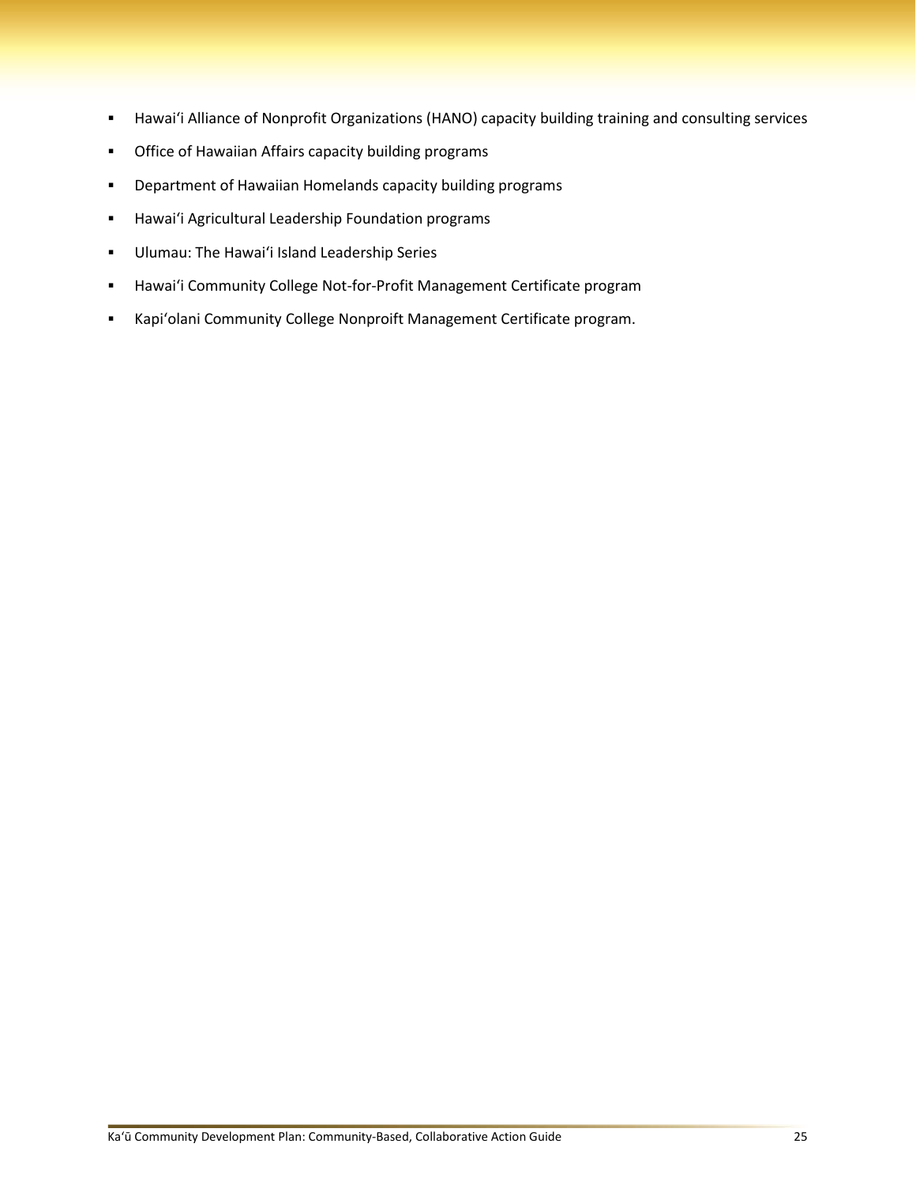- Hawaiʻi Alliance of Nonprofit Organizations (HANO) capacity building training and consulting services
- Office of Hawaiian Affairs capacity building programs
- Department of Hawaiian Homelands capacity building programs
- Hawaiʻi Agricultural Leadership Foundation programs
- Ulumau: The Hawaiʻi Island Leadership Series
- Hawaiʻi Community College Not-for-Profit Management Certificate program
- Kapiʻolani Community College Nonproift Management Certificate program.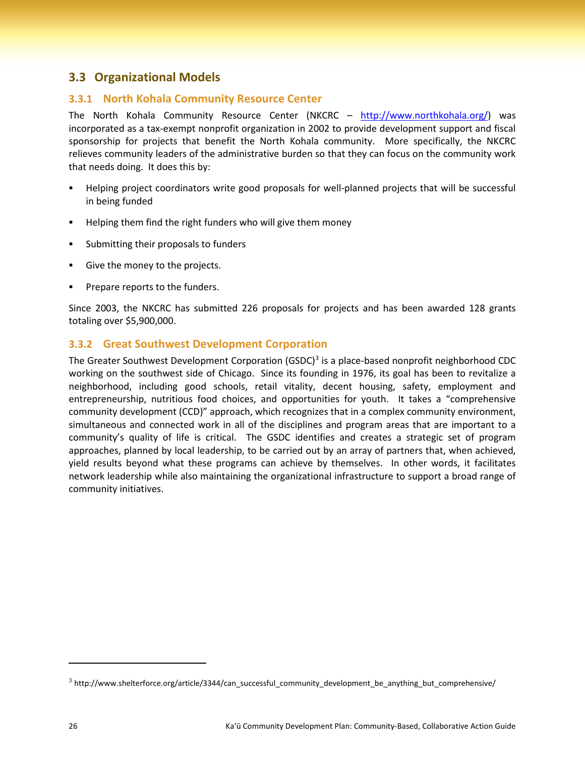## 3.3 Organizational Models

### 3.3.1 North Kohala Community Resource Center

The North Kohala Community Resource Center (NKCRC – http://www.northkohala.org/) was incorporated as a tax-exempt nonprofit organization in 2002 to provide development support and fiscal sponsorship for projects that benefit the North Kohala community. More specifically, the NKCRC relieves community leaders of the administrative burden so that they can focus on the community work that needs doing. It does this by:

- Helping project coordinators write good proposals for well-planned projects that will be successful in being funded
- Helping them find the right funders who will give them money
- Submitting their proposals to funders
- Give the money to the projects.
- Prepare reports to the funders.

Since 2003, the NKCRC has submitted 226 proposals for projects and has been awarded 128 grants totaling over $5,900,000.

### 3.3.2 Great Southwest Development Corporation

The Greater Southwest Development Corporation (GSDC)[3] is a place-based nonprofit neighborhood CDC working on the southwest side of Chicago. Since its founding in 1976, its goal has been to revitalize a neighborhood, including good schools, retail vitality, decent housing, safety, employment and entrepreneurship, nutritious food choices, and opportunities for youth. It takes a “comprehensive community development (CCD)” approach, which recognizes that in a complex community environment, simultaneous and connected work in all of the disciplines and program areas that are important to a community’s quality of life is critical. The GSDC identifies and creates a strategic set of program approaches, planned by local leadership, to be carried out by an array of partners that, when achieved, yield results beyond what these programs can achieve by themselves. In other words, it facilitates network leadership while also maintaining the organizational infrastructure to support a broad range of community initiatives.

---

[3] http://www.shelterforce.org/article/3344/can_successful_community_development_be_anything_but_comprehensive/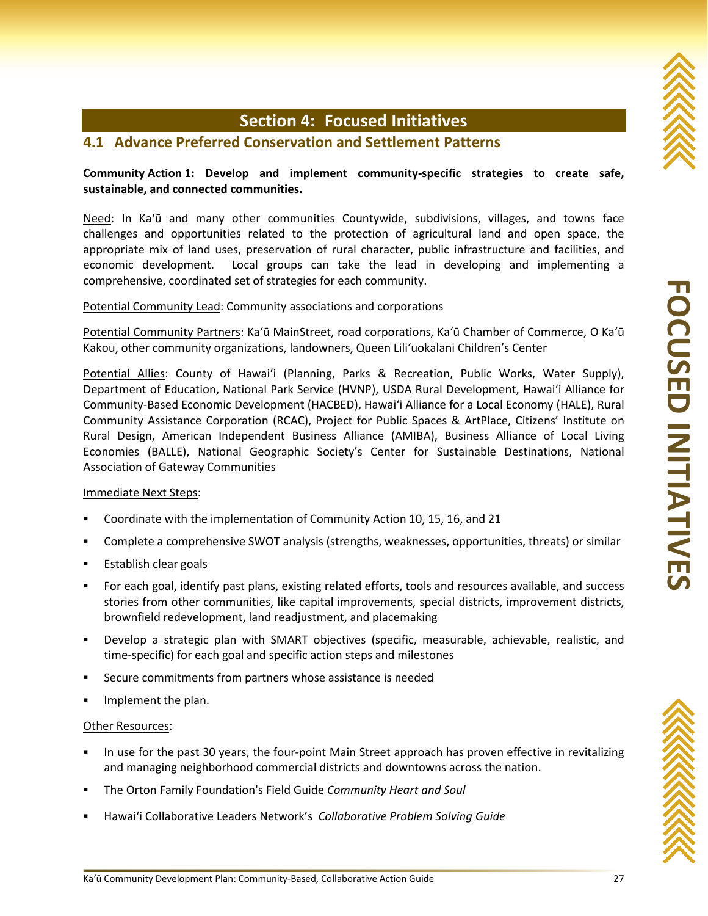# Section 4: Focused Initiatives

## 4.1 Advance Preferred Conservation and Settlement Patterns

**Community Action 1: Develop and implement community-specific strategies to create safe, sustainable, and connected communities.**

Need: In Kaʻū and many other communities Countywide, subdivisions, villages, and towns face challenges and opportunities related to the protection of agricultural land and open space, the appropriate mix of land uses, preservation of rural character, public infrastructure and facilities, and economic development. Local groups can take the lead in developing and implementing a comprehensive, coordinated set of strategies for each community.

Potential Community Lead: Community associations and corporations

Potential Community Partners: Kaʻū MainStreet, road corporations, Kaʻū Chamber of Commerce, O Kaʻū Kakou, other community organizations, landowners, Queen Liliʻuokalani Children's Center

Potential Allies: County of Hawaiʻi (Planning, Parks & Recreation, Public Works, Water Supply), Department of Education, National Park Service (HVNP), USDA Rural Development, Hawaiʻi Alliance for Community-Based Economic Development (HACBED), Hawaiʻi Alliance for a Local Economy (HALE), Rural Community Assistance Corporation (RCAC), Project for Public Spaces & ArtPlace, Citizens' Institute on Rural Design, American Independent Business Alliance (AMIBA), Business Alliance of Local Living Economies (BALLE), National Geographic Society's Center for Sustainable Destinations, National Association of Gateway Communities

Immediate Next Steps:

- Coordinate with the implementation of Community Action 10, 15, 16, and 21
- Complete a comprehensive SWOT analysis (strengths, weaknesses, opportunities, threats) or similar
- Establish clear goals
- For each goal, identify past plans, existing related efforts, tools and resources available, and success stories from other communities, like capital improvements, special districts, improvement districts, brownfield redevelopment, land readjustment, and placemaking
- Develop a strategic plan with SMART objectives (specific, measurable, achievable, realistic, and time-specific) for each goal and specific action steps and milestones
- Secure commitments from partners whose assistance is needed
- Implement the plan.

Other Resources:

- In use for the past 30 years, the four-point Main Street approach has proven effective in revitalizing and managing neighborhood commercial districts and downtowns across the nation.
- The Orton Family Foundation's Field Guide *Community Heart and Soul*
- Hawaiʻi Collaborative Leaders Network's *Collaborative Problem Solving Guide*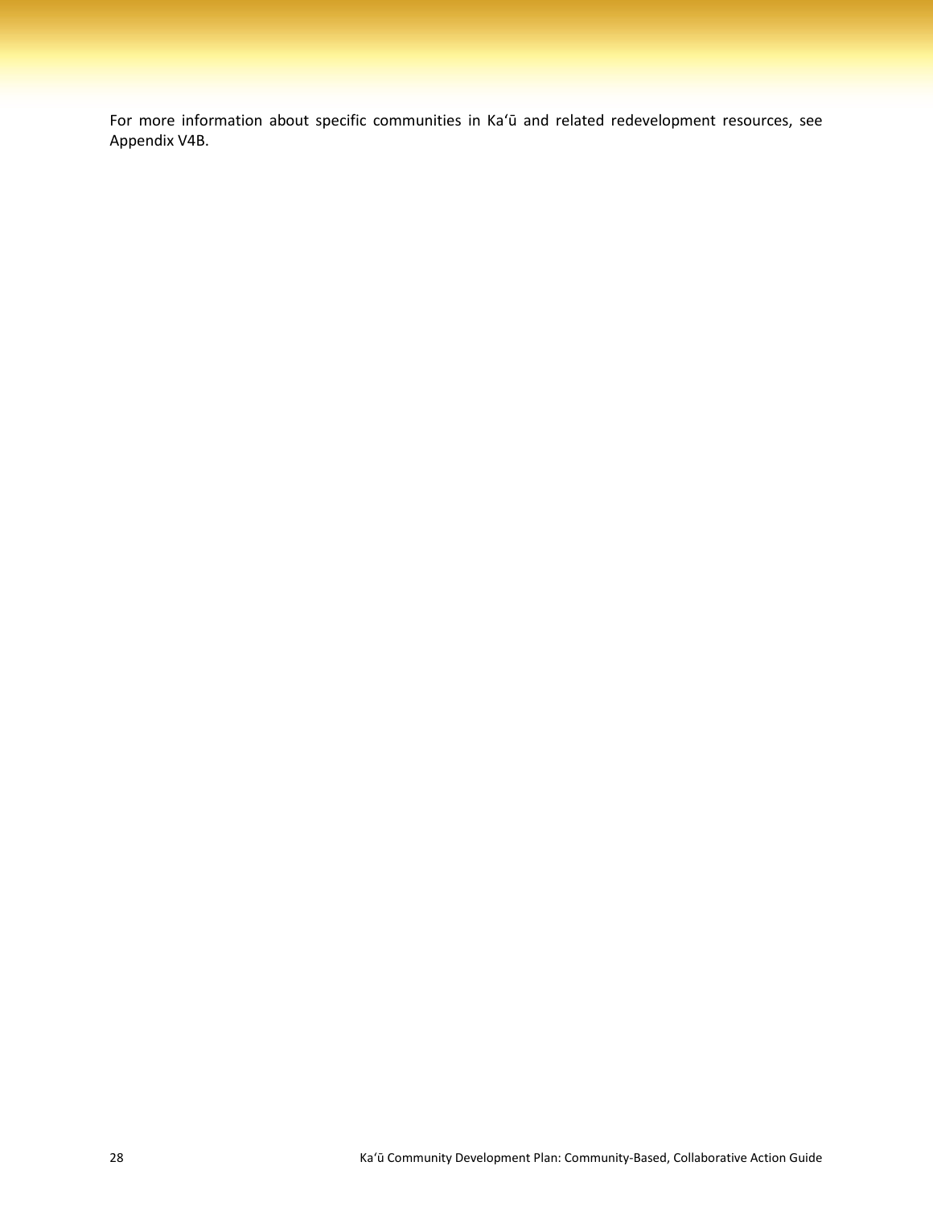For more information about specific communities in Kaʻū and related redevelopment resources, see Appendix V4B.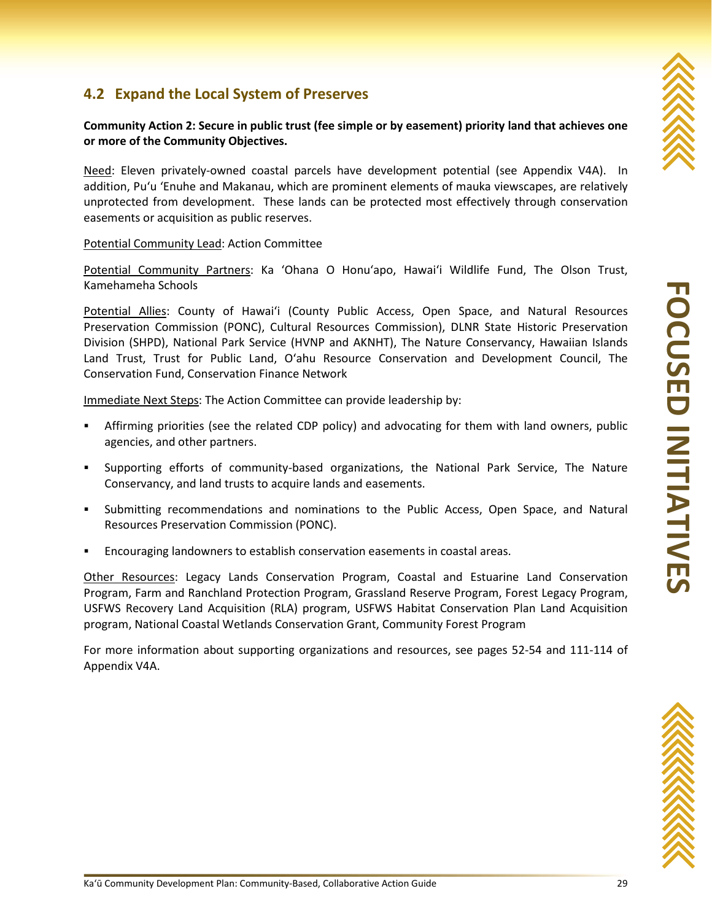## 4.2 Expand the Local System of Preserves

**Community Action 2: Secure in public trust (fee simple or by easement) priority land that achieves one or more of the Community Objectives.**

Need: Eleven privately-owned coastal parcels have development potential (see Appendix V4A). In addition, Puʻu ʻEnuhe and Makanau, which are prominent elements of mauka viewscapes, are relatively unprotected from development. These lands can be protected most effectively through conservation easements or acquisition as public reserves.

Potential Community Lead: Action Committee

Potential Community Partners: Ka ʻOhana O Honuʻapo, Hawaiʻi Wildlife Fund, The Olson Trust, Kamehameha Schools

Potential Allies: County of Hawaiʻi (County Public Access, Open Space, and Natural Resources Preservation Commission (PONC), Cultural Resources Commission), DLNR State Historic Preservation Division (SHPD), National Park Service (HVNP and AKNHT), The Nature Conservancy, Hawaiian Islands Land Trust, Trust for Public Land, Oʻahu Resource Conservation and Development Council, The Conservation Fund, Conservation Finance Network

Immediate Next Steps: The Action Committee can provide leadership by:

- Affirming priorities (see the related CDP policy) and advocating for them with land owners, public agencies, and other partners.
- Supporting efforts of community-based organizations, the National Park Service, The Nature Conservancy, and land trusts to acquire lands and easements.
- Submitting recommendations and nominations to the Public Access, Open Space, and Natural Resources Preservation Commission (PONC).
- Encouraging landowners to establish conservation easements in coastal areas.

Other Resources: Legacy Lands Conservation Program, Coastal and Estuarine Land Conservation Program, Farm and Ranchland Protection Program, Grassland Reserve Program, Forest Legacy Program, USFWS Recovery Land Acquisition (RLA) program, USFWS Habitat Conservation Plan Land Acquisition program, National Coastal Wetlands Conservation Grant, Community Forest Program

For more information about supporting organizations and resources, see pages 52-54 and 111-114 of Appendix V4A.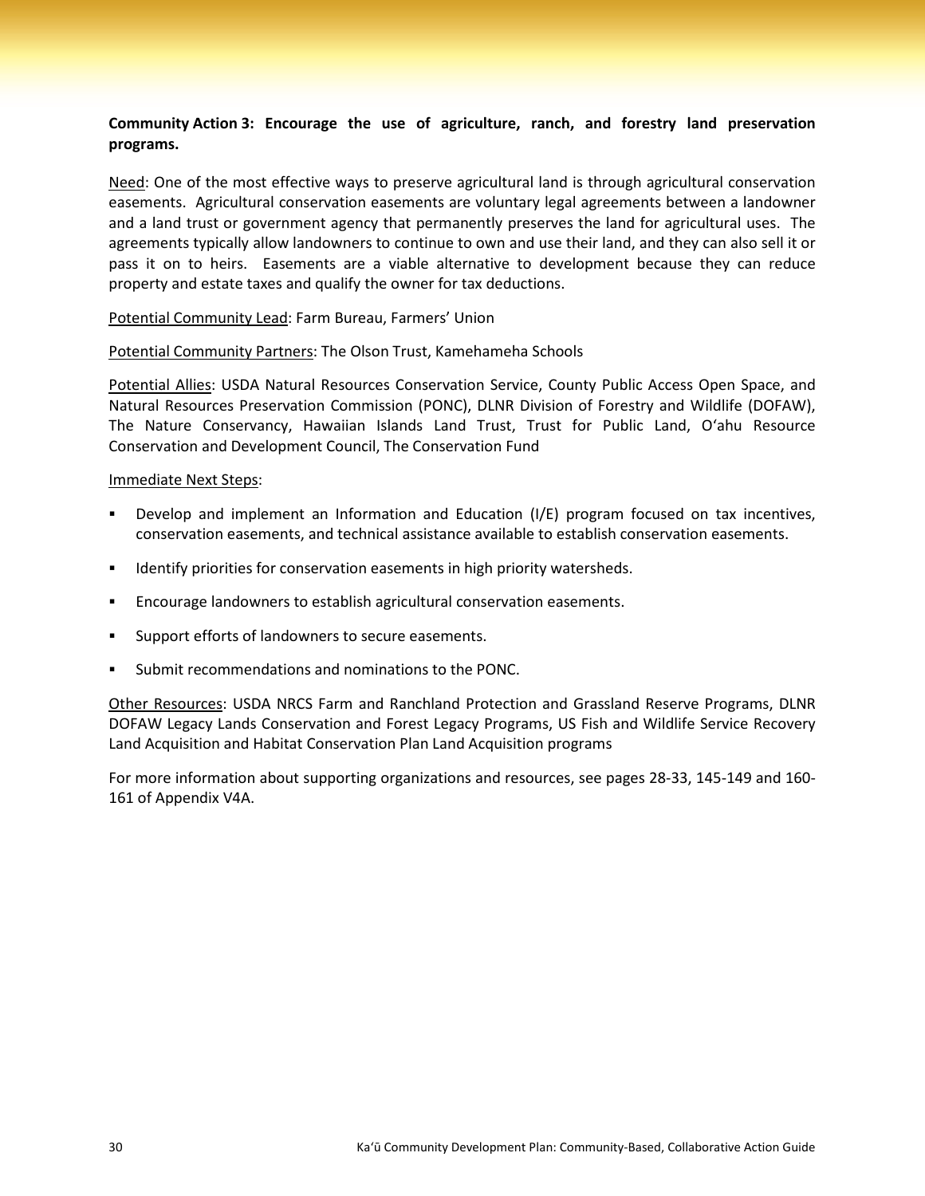**Community Action 3: Encourage the use of agriculture, ranch, and forestry land preservation programs.**

Need: One of the most effective ways to preserve agricultural land is through agricultural conservation easements. Agricultural conservation easements are voluntary legal agreements between a landowner and a land trust or government agency that permanently preserves the land for agricultural uses. The agreements typically allow landowners to continue to own and use their land, and they can also sell it or pass it on to heirs. Easements are a viable alternative to development because they can reduce property and estate taxes and qualify the owner for tax deductions.

Potential Community Lead: Farm Bureau, Farmers' Union

Potential Community Partners: The Olson Trust, Kamehameha Schools

Potential Allies: USDA Natural Resources Conservation Service, County Public Access Open Space, and Natural Resources Preservation Commission (PONC), DLNR Division of Forestry and Wildlife (DOFAW), The Nature Conservancy, Hawaiian Islands Land Trust, Trust for Public Land, O'ahu Resource Conservation and Development Council, The Conservation Fund

Immediate Next Steps:

- Develop and implement an Information and Education (I/E) program focused on tax incentives, conservation easements, and technical assistance available to establish conservation easements.
- Identify priorities for conservation easements in high priority watersheds.
- Encourage landowners to establish agricultural conservation easements.
- Support efforts of landowners to secure easements.
- Submit recommendations and nominations to the PONC.

Other Resources: USDA NRCS Farm and Ranchland Protection and Grassland Reserve Programs, DLNR DOFAW Legacy Lands Conservation and Forest Legacy Programs, US Fish and Wildlife Service Recovery Land Acquisition and Habitat Conservation Plan Land Acquisition programs

For more information about supporting organizations and resources, see pages 28-33, 145-149 and 160-161 of Appendix V4A.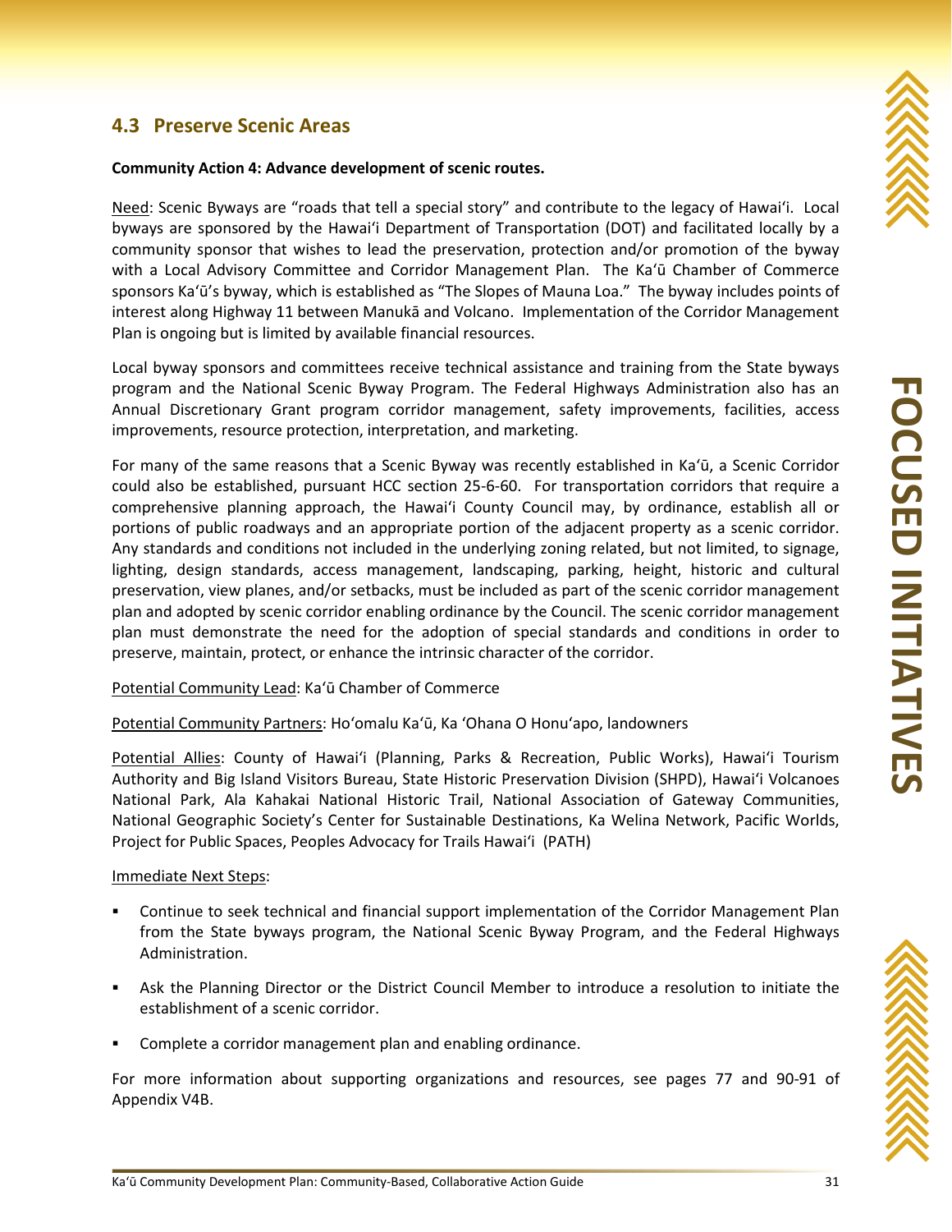## 4.3 Preserve Scenic Areas

**Community Action 4: Advance development of scenic routes.**

Need: Scenic Byways are "roads that tell a special story" and contribute to the legacy of Hawaiʻi. Local byways are sponsored by the Hawaiʻi Department of Transportation (DOT) and facilitated locally by a community sponsor that wishes to lead the preservation, protection and/or promotion of the byway with a Local Advisory Committee and Corridor Management Plan. The Kaʻū Chamber of Commerce sponsors Kaʻū's byway, which is established as "The Slopes of Mauna Loa." The byway includes points of interest along Highway 11 between Manukā and Volcano. Implementation of the Corridor Management Plan is ongoing but is limited by available financial resources.

Local byway sponsors and committees receive technical assistance and training from the State byways program and the National Scenic Byway Program. The Federal Highways Administration also has an Annual Discretionary Grant program corridor management, safety improvements, facilities, access improvements, resource protection, interpretation, and marketing.

For many of the same reasons that a Scenic Byway was recently established in Kaʻū, a Scenic Corridor could also be established, pursuant HCC section 25-6-60. For transportation corridors that require a comprehensive planning approach, the Hawaiʻi County Council may, by ordinance, establish all or portions of public roadways and an appropriate portion of the adjacent property as a scenic corridor. Any standards and conditions not included in the underlying zoning related, but not limited, to signage, lighting, design standards, access management, landscaping, parking, height, historic and cultural preservation, view planes, and/or setbacks, must be included as part of the scenic corridor management plan and adopted by scenic corridor enabling ordinance by the Council. The scenic corridor management plan must demonstrate the need for the adoption of special standards and conditions in order to preserve, maintain, protect, or enhance the intrinsic character of the corridor.

Potential Community Lead: Kaʻū Chamber of Commerce

Potential Community Partners: Hoʻomalu Kaʻū, Ka ʻOhana O Honuʻapo, landowners

Potential Allies: County of Hawaiʻi (Planning, Parks & Recreation, Public Works), Hawaiʻi Tourism Authority and Big Island Visitors Bureau, State Historic Preservation Division (SHPD), Hawaiʻi Volcanoes National Park, Ala Kahakai National Historic Trail, National Association of Gateway Communities, National Geographic Society's Center for Sustainable Destinations, Ka Welina Network, Pacific Worlds, Project for Public Spaces, Peoples Advocacy for Trails Hawaiʻi (PATH)

Immediate Next Steps:

- Continue to seek technical and financial support implementation of the Corridor Management Plan from the State byways program, the National Scenic Byway Program, and the Federal Highways Administration.
- Ask the Planning Director or the District Council Member to introduce a resolution to initiate the establishment of a scenic corridor.
- Complete a corridor management plan and enabling ordinance.

For more information about supporting organizations and resources, see pages 77 and 90-91 of Appendix V4B.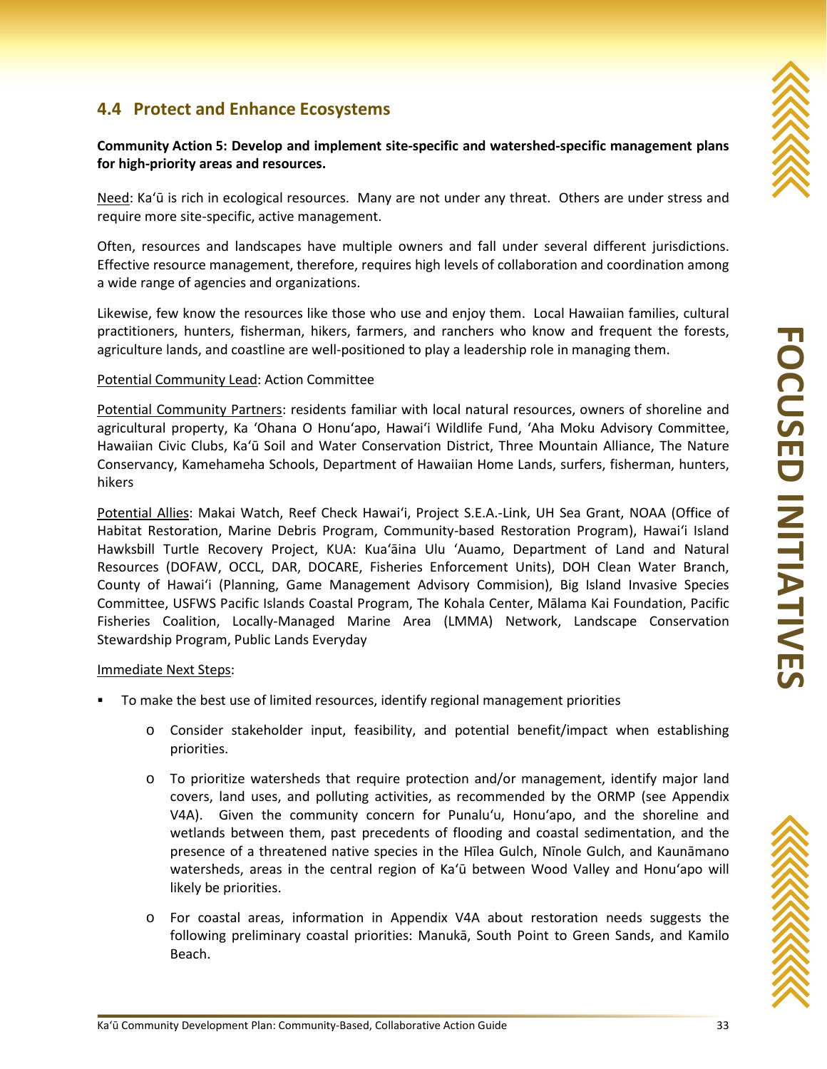## 4.4 Protect and Enhance Ecosystems

**Community Action 5: Develop and implement site-specific and watershed-specific management plans for high-priority areas and resources.**

Need: Kaʻū is rich in ecological resources. Many are not under any threat. Others are under stress and require more site-specific, active management.

Often, resources and landscapes have multiple owners and fall under several different jurisdictions. Effective resource management, therefore, requires high levels of collaboration and coordination among a wide range of agencies and organizations.

Likewise, few know the resources like those who use and enjoy them. Local Hawaiian families, cultural practitioners, hunters, fisherman, hikers, farmers, and ranchers who know and frequent the forests, agriculture lands, and coastline are well-positioned to play a leadership role in managing them.

Potential Community Lead: Action Committee

Potential Community Partners: residents familiar with local natural resources, owners of shoreline and agricultural property, Ka ʻOhana O Honuʻapo, Hawaiʻi Wildlife Fund, ʻAha Moku Advisory Committee, Hawaiian Civic Clubs, Kaʻū Soil and Water Conservation District, Three Mountain Alliance, The Nature Conservancy, Kamehameha Schools, Department of Hawaiian Home Lands, surfers, fisherman, hunters, hikers

Potential Allies: Makai Watch, Reef Check Hawaiʻi, Project S.E.A.-Link, UH Sea Grant, NOAA (Office of Habitat Restoration, Marine Debris Program, Community-based Restoration Program), Hawaiʻi Island Hawksbill Turtle Recovery Project, KUA: Kuaʻāina Ulu ʻAuamo, Department of Land and Natural Resources (DOFAW, OCCL, DAR, DOCARE, Fisheries Enforcement Units), DOH Clean Water Branch, County of Hawaiʻi (Planning, Game Management Advisory Commision), Big Island Invasive Species Committee, USFWS Pacific Islands Coastal Program, The Kohala Center, Mālama Kai Foundation, Pacific Fisheries Coalition, Locally-Managed Marine Area (LMMA) Network, Landscape Conservation Stewardship Program, Public Lands Everyday

Immediate Next Steps:

- To make the best use of limited resources, identify regional management priorities
  - Consider stakeholder input, feasibility, and potential benefit/impact when establishing priorities.
  - To prioritize watersheds that require protection and/or management, identify major land covers, land uses, and polluting activities, as recommended by the ORMP (see Appendix V4A). Given the community concern for Punaluʻu, Honuʻapo, and the shoreline and wetlands between them, past precedents of flooding and coastal sedimentation, and the presence of a threatened native species in the Hīlea Gulch, Nīnole Gulch, and Kaunāmano watersheds, areas in the central region of Kaʻū between Wood Valley and Honuʻapo will likely be priorities.
  - For coastal areas, information in Appendix V4A about restoration needs suggests the following preliminary coastal priorities: Manukā, South Point to Green Sands, and Kamilo Beach.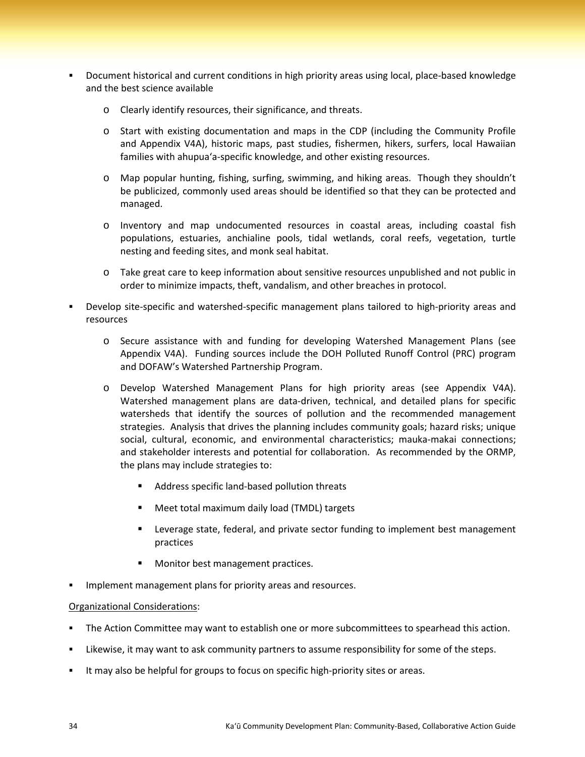- Document historical and current conditions in high priority areas using local, place-based knowledge and the best science available
  - Clearly identify resources, their significance, and threats.
  - Start with existing documentation and maps in the CDP (including the Community Profile and Appendix V4A), historic maps, past studies, fishermen, hikers, surfers, local Hawaiian families with ahupuaʻa-specific knowledge, and other existing resources.
  - Map popular hunting, fishing, surfing, swimming, and hiking areas. Though they shouldn't be publicized, commonly used areas should be identified so that they can be protected and managed.
  - Inventory and map undocumented resources in coastal areas, including coastal fish populations, estuaries, anchialine pools, tidal wetlands, coral reefs, vegetation, turtle nesting and feeding sites, and monk seal habitat.
  - Take great care to keep information about sensitive resources unpublished and not public in order to minimize impacts, theft, vandalism, and other breaches in protocol.
- Develop site-specific and watershed-specific management plans tailored to high-priority areas and resources
  - Secure assistance with and funding for developing Watershed Management Plans (see Appendix V4A). Funding sources include the DOH Polluted Runoff Control (PRC) program and DOFAW's Watershed Partnership Program.
  - Develop Watershed Management Plans for high priority areas (see Appendix V4A). Watershed management plans are data-driven, technical, and detailed plans for specific watersheds that identify the sources of pollution and the recommended management strategies. Analysis that drives the planning includes community goals; hazard risks; unique social, cultural, economic, and environmental characteristics; mauka-makai connections; and stakeholder interests and potential for collaboration. As recommended by the ORMP, the plans may include strategies to:
    - Address specific land-based pollution threats
    - Meet total maximum daily load (TMDL) targets
    - Leverage state, federal, and private sector funding to implement best management practices
    - Monitor best management practices.
- Implement management plans for priority areas and resources.

Organizational Considerations:

- The Action Committee may want to establish one or more subcommittees to spearhead this action.
- Likewise, it may want to ask community partners to assume responsibility for some of the steps.
- It may also be helpful for groups to focus on specific high-priority sites or areas.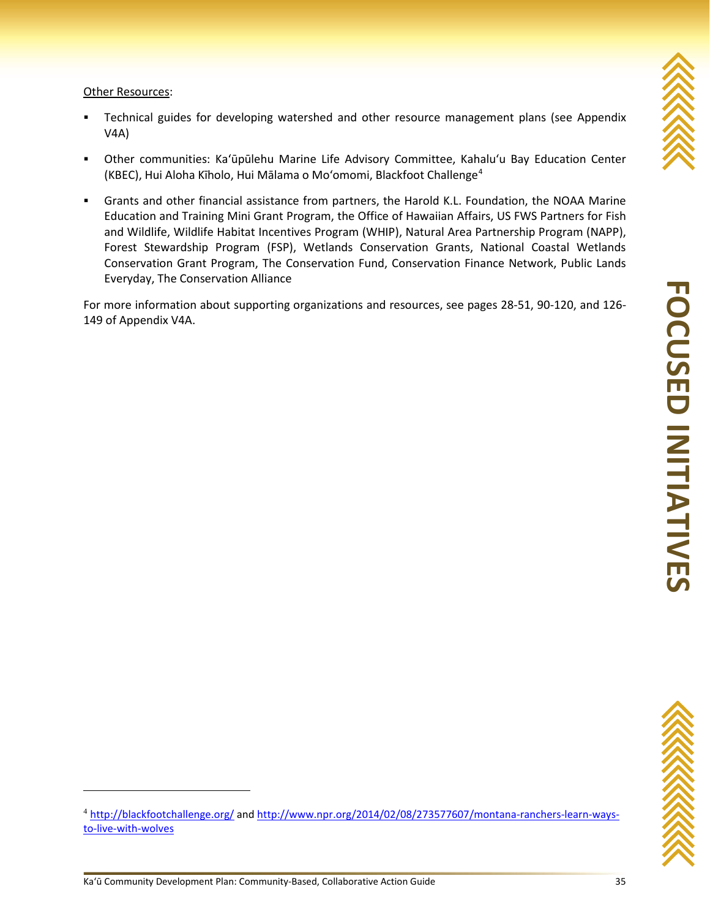Other Resources:

- Technical guides for developing watershed and other resource management plans (see Appendix V4A)
- Other communities: Kaʻūpūlehu Marine Life Advisory Committee, Kahaluʻu Bay Education Center (KBEC), Hui Aloha Kīholo, Hui Mālama o Moʻomomi, Blackfoot Challenge[4]
- Grants and other financial assistance from partners, the Harold K.L. Foundation, the NOAA Marine Education and Training Mini Grant Program, the Office of Hawaiian Affairs, US FWS Partners for Fish and Wildlife, Wildlife Habitat Incentives Program (WHIP), Natural Area Partnership Program (NAPP), Forest Stewardship Program (FSP), Wetlands Conservation Grants, National Coastal Wetlands Conservation Grant Program, The Conservation Fund, Conservation Finance Network, Public Lands Everyday, The Conservation Alliance

For more information about supporting organizations and resources, see pages 28-51, 90-120, and 126-149 of Appendix V4A.

[4] http://blackfootchallenge.org/ and http://www.npr.org/2014/02/08/273577607/montana-ranchers-learn-ways-to-live-with-wolves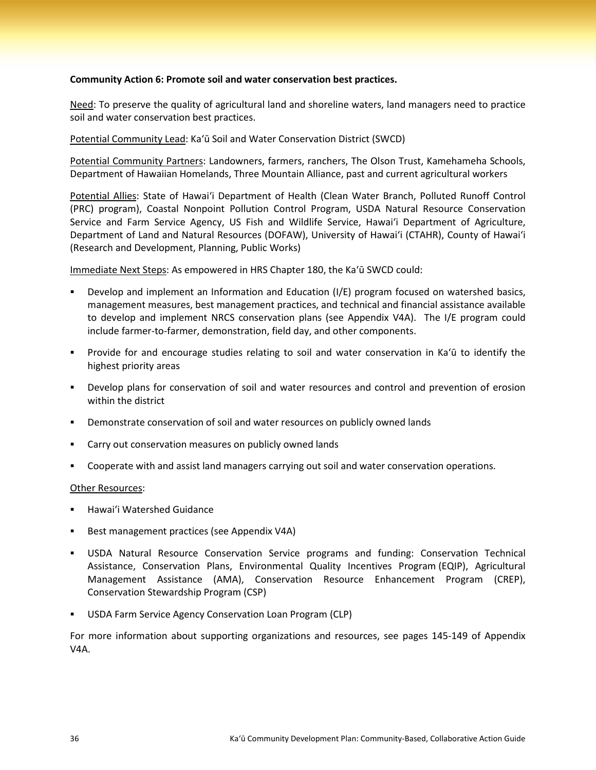**Community Action 6: Promote soil and water conservation best practices.**

<u>Need</u>: To preserve the quality of agricultural land and shoreline waters, land managers need to practice soil and water conservation best practices.

<u>Potential Community Lead</u>: Kaʻū Soil and Water Conservation District (SWCD)

<u>Potential Community Partners</u>: Landowners, farmers, ranchers, The Olson Trust, Kamehameha Schools, Department of Hawaiian Homelands, Three Mountain Alliance, past and current agricultural workers

<u>Potential Allies</u>: State of Hawaiʻi Department of Health (Clean Water Branch, Polluted Runoff Control (PRC) program), Coastal Nonpoint Pollution Control Program, USDA Natural Resource Conservation Service and Farm Service Agency, US Fish and Wildlife Service, Hawaiʻi Department of Agriculture, Department of Land and Natural Resources (DOFAW), University of Hawaiʻi (CTAHR), County of Hawaiʻi (Research and Development, Planning, Public Works)

<u>Immediate Next Steps</u>: As empowered in HRS Chapter 180, the Kaʻū SWCD could:

- Develop and implement an Information and Education (I/E) program focused on watershed basics, management measures, best management practices, and technical and financial assistance available to develop and implement NRCS conservation plans (see Appendix V4A). The I/E program could include farmer-to-farmer, demonstration, field day, and other components.
- Provide for and encourage studies relating to soil and water conservation in Kaʻū to identify the highest priority areas
- Develop plans for conservation of soil and water resources and control and prevention of erosion within the district
- Demonstrate conservation of soil and water resources on publicly owned lands
- Carry out conservation measures on publicly owned lands
- Cooperate with and assist land managers carrying out soil and water conservation operations.

<u>Other Resources</u>:

- Hawaiʻi Watershed Guidance
- Best management practices (see Appendix V4A)
- USDA Natural Resource Conservation Service programs and funding: Conservation Technical Assistance, Conservation Plans, Environmental Quality Incentives Program (EQIP), Agricultural Management Assistance (AMA), Conservation Resource Enhancement Program (CREP), Conservation Stewardship Program (CSP)
- USDA Farm Service Agency Conservation Loan Program (CLP)

For more information about supporting organizations and resources, see pages 145-149 of Appendix V4A.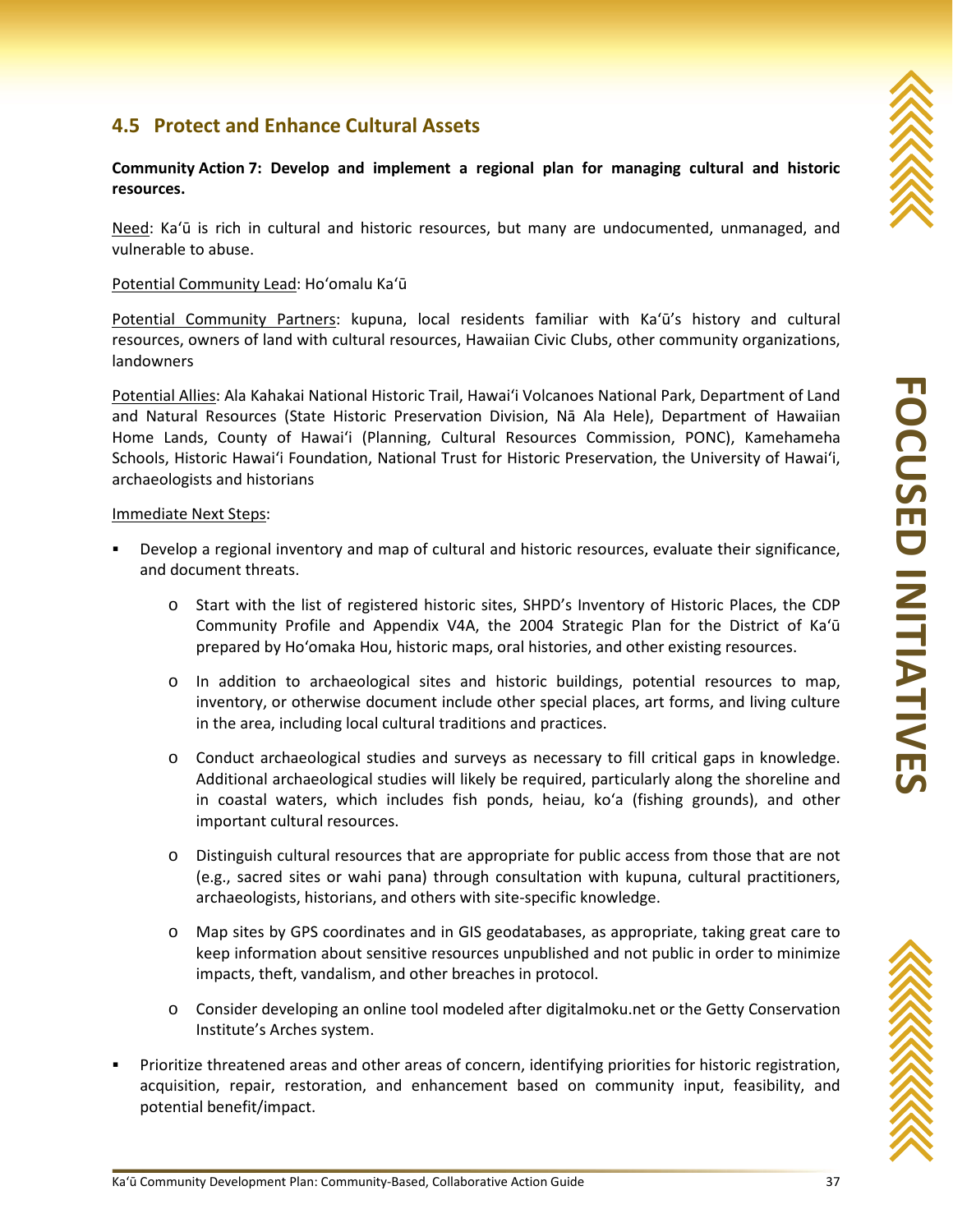## 4.5 Protect and Enhance Cultural Assets

**Community Action 7: Develop and implement a regional plan for managing cultural and historic resources.**

Need: Kaʻū is rich in cultural and historic resources, but many are undocumented, unmanaged, and vulnerable to abuse.

Potential Community Lead: Hoʻomalu Kaʻū

Potential Community Partners: kupuna, local residents familiar with Kaʻū's history and cultural resources, owners of land with cultural resources, Hawaiian Civic Clubs, other community organizations, landowners

Potential Allies: Ala Kahakai National Historic Trail, Hawaiʻi Volcanoes National Park, Department of Land and Natural Resources (State Historic Preservation Division, Nā Ala Hele), Department of Hawaiian Home Lands, County of Hawaiʻi (Planning, Cultural Resources Commission, PONC), Kamehameha Schools, Historic Hawaiʻi Foundation, National Trust for Historic Preservation, the University of Hawaiʻi, archaeologists and historians

Immediate Next Steps:

- Develop a regional inventory and map of cultural and historic resources, evaluate their significance, and document threats.
  - Start with the list of registered historic sites, SHPD's Inventory of Historic Places, the CDP Community Profile and Appendix V4A, the 2004 Strategic Plan for the District of Kaʻū prepared by Hoʻomaka Hou, historic maps, oral histories, and other existing resources.
  - In addition to archaeological sites and historic buildings, potential resources to map, inventory, or otherwise document include other special places, art forms, and living culture in the area, including local cultural traditions and practices.
  - Conduct archaeological studies and surveys as necessary to fill critical gaps in knowledge. Additional archaeological studies will likely be required, particularly along the shoreline and in coastal waters, which includes fish ponds, heiau, koʻa (fishing grounds), and other important cultural resources.
  - Distinguish cultural resources that are appropriate for public access from those that are not (e.g., sacred sites or wahi pana) through consultation with kupuna, cultural practitioners, archaeologists, historians, and others with site-specific knowledge.
  - Map sites by GPS coordinates and in GIS geodatabases, as appropriate, taking great care to keep information about sensitive resources unpublished and not public in order to minimize impacts, theft, vandalism, and other breaches in protocol.
  - Consider developing an online tool modeled after digitalmoku.net or the Getty Conservation Institute's Arches system.
- Prioritize threatened areas and other areas of concern, identifying priorities for historic registration, acquisition, repair, restoration, and enhancement based on community input, feasibility, and potential benefit/impact.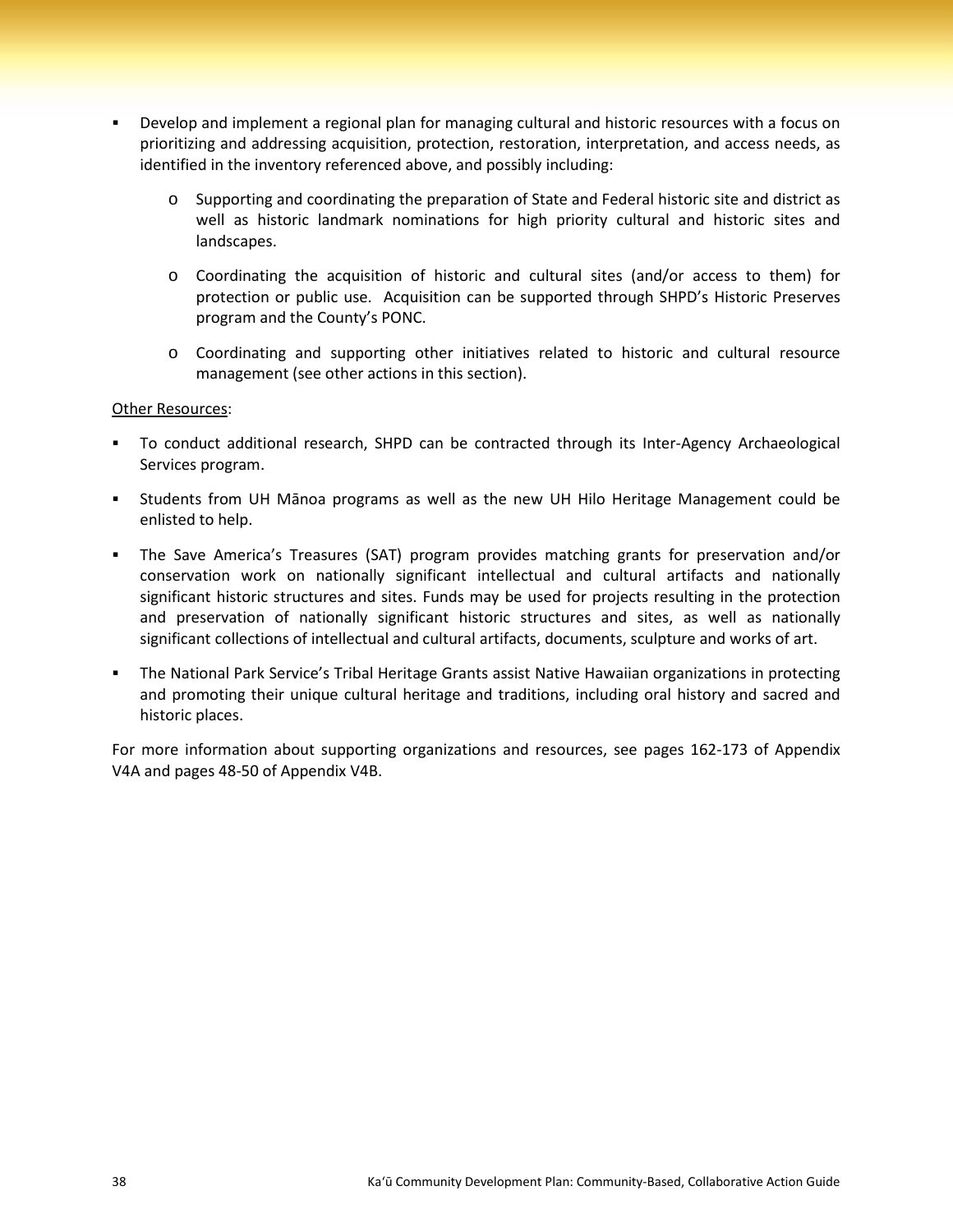- Develop and implement a regional plan for managing cultural and historic resources with a focus on prioritizing and addressing acquisition, protection, restoration, interpretation, and access needs, as identified in the inventory referenced above, and possibly including:
  - Supporting and coordinating the preparation of State and Federal historic site and district as well as historic landmark nominations for high priority cultural and historic sites and landscapes.
  - Coordinating the acquisition of historic and cultural sites (and/or access to them) for protection or public use. Acquisition can be supported through SHPD's Historic Preserves program and the County's PONC.
  - Coordinating and supporting other initiatives related to historic and cultural resource management (see other actions in this section).

<u>Other Resources</u>:

- To conduct additional research, SHPD can be contracted through its Inter-Agency Archaeological Services program.
- Students from UH Mānoa programs as well as the new UH Hilo Heritage Management could be enlisted to help.
- The Save America's Treasures (SAT) program provides matching grants for preservation and/or conservation work on nationally significant intellectual and cultural artifacts and nationally significant historic structures and sites. Funds may be used for projects resulting in the protection and preservation of nationally significant historic structures and sites, as well as nationally significant collections of intellectual and cultural artifacts, documents, sculpture and works of art.
- The National Park Service's Tribal Heritage Grants assist Native Hawaiian organizations in protecting and promoting their unique cultural heritage and traditions, including oral history and sacred and historic places.

For more information about supporting organizations and resources, see pages 162-173 of Appendix V4A and pages 48-50 of Appendix V4B.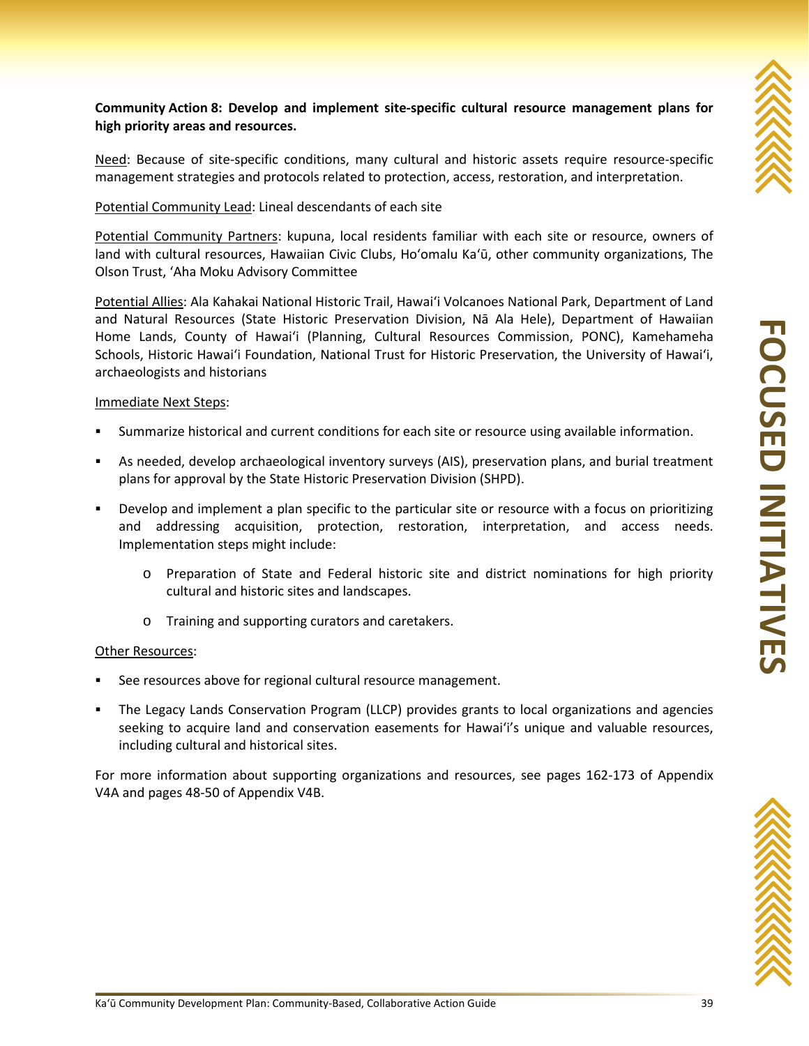**Community Action 8: Develop and implement site-specific cultural resource management plans for high priority areas and resources.**

Need: Because of site-specific conditions, many cultural and historic assets require resource-specific management strategies and protocols related to protection, access, restoration, and interpretation.

Potential Community Lead: Lineal descendants of each site

Potential Community Partners: kupuna, local residents familiar with each site or resource, owners of land with cultural resources, Hawaiian Civic Clubs, Hoʻomalu Kaʻū, other community organizations, The Olson Trust, ʻAha Moku Advisory Committee

Potential Allies: Ala Kahakai National Historic Trail, Hawaiʻi Volcanoes National Park, Department of Land and Natural Resources (State Historic Preservation Division, Nā Ala Hele), Department of Hawaiian Home Lands, County of Hawaiʻi (Planning, Cultural Resources Commission, PONC), Kamehameha Schools, Historic Hawaiʻi Foundation, National Trust for Historic Preservation, the University of Hawaiʻi, archaeologists and historians

Immediate Next Steps:

- Summarize historical and current conditions for each site or resource using available information.
- As needed, develop archaeological inventory surveys (AIS), preservation plans, and burial treatment plans for approval by the State Historic Preservation Division (SHPD).
- Develop and implement a plan specific to the particular site or resource with a focus on prioritizing and addressing acquisition, protection, restoration, interpretation, and access needs. Implementation steps might include:
  - Preparation of State and Federal historic site and district nominations for high priority cultural and historic sites and landscapes.
  - Training and supporting curators and caretakers.

Other Resources:

- See resources above for regional cultural resource management.
- The Legacy Lands Conservation Program (LLCP) provides grants to local organizations and agencies seeking to acquire land and conservation easements for Hawaiʻi's unique and valuable resources, including cultural and historical sites.

For more information about supporting organizations and resources, see pages 162-173 of Appendix V4A and pages 48-50 of Appendix V4B.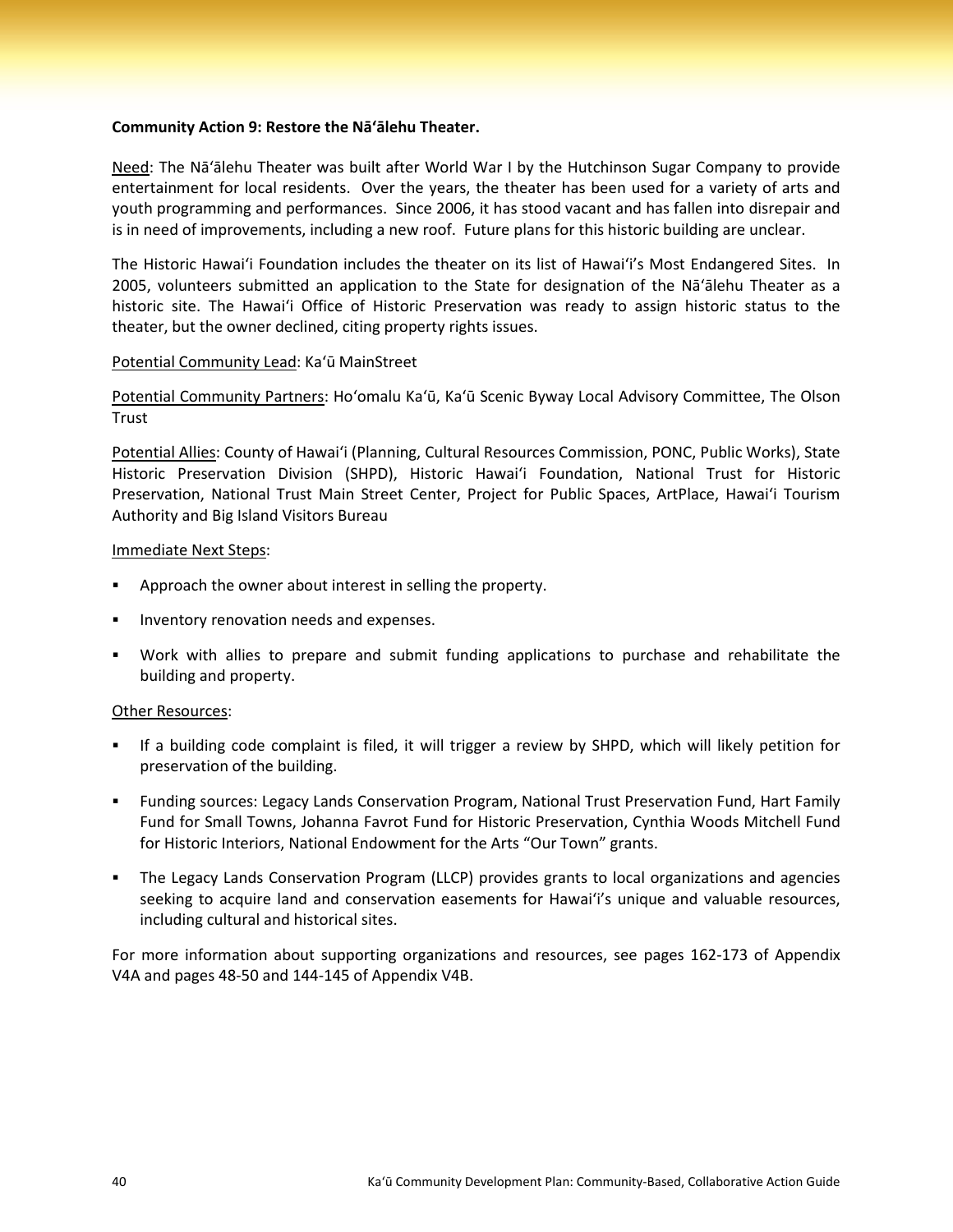**Community Action 9: Restore the Nāʻālehu Theater.**

Need: The Nāʻālehu Theater was built after World War I by the Hutchinson Sugar Company to provide entertainment for local residents. Over the years, the theater has been used for a variety of arts and youth programming and performances. Since 2006, it has stood vacant and has fallen into disrepair and is in need of improvements, including a new roof. Future plans for this historic building are unclear.

The Historic Hawaiʻi Foundation includes the theater on its list of Hawaiʻi's Most Endangered Sites. In 2005, volunteers submitted an application to the State for designation of the Nāʻālehu Theater as a historic site. The Hawaiʻi Office of Historic Preservation was ready to assign historic status to the theater, but the owner declined, citing property rights issues.

Potential Community Lead: Kaʻū MainStreet

Potential Community Partners: Hoʻomalu Kaʻū, Kaʻū Scenic Byway Local Advisory Committee, The Olson Trust

Potential Allies: County of Hawaiʻi (Planning, Cultural Resources Commission, PONC, Public Works), State Historic Preservation Division (SHPD), Historic Hawaiʻi Foundation, National Trust for Historic Preservation, National Trust Main Street Center, Project for Public Spaces, ArtPlace, Hawaiʻi Tourism Authority and Big Island Visitors Bureau

Immediate Next Steps:

- Approach the owner about interest in selling the property.
- Inventory renovation needs and expenses.
- Work with allies to prepare and submit funding applications to purchase and rehabilitate the building and property.

Other Resources:

- If a building code complaint is filed, it will trigger a review by SHPD, which will likely petition for preservation of the building.
- Funding sources: Legacy Lands Conservation Program, National Trust Preservation Fund, Hart Family Fund for Small Towns, Johanna Favrot Fund for Historic Preservation, Cynthia Woods Mitchell Fund for Historic Interiors, National Endowment for the Arts "Our Town" grants.
- The Legacy Lands Conservation Program (LLCP) provides grants to local organizations and agencies seeking to acquire land and conservation easements for Hawaiʻi's unique and valuable resources, including cultural and historical sites.

For more information about supporting organizations and resources, see pages 162-173 of Appendix V4A and pages 48-50 and 144-145 of Appendix V4B.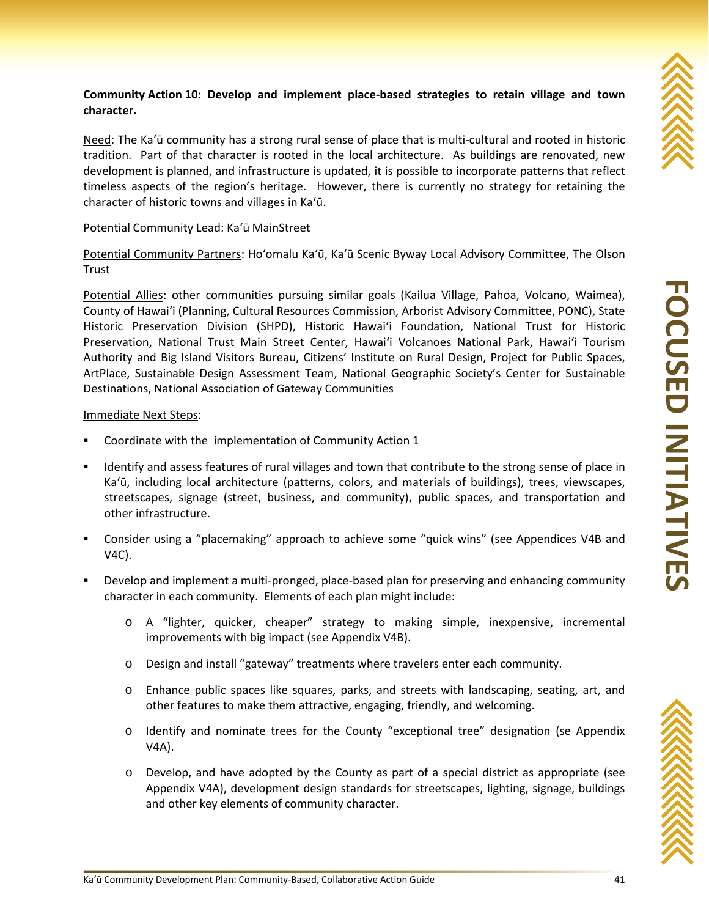**Community Action 10: Develop and implement place-based strategies to retain village and town character.**

Need: The Kaʻū community has a strong rural sense of place that is multi-cultural and rooted in historic tradition. Part of that character is rooted in the local architecture. As buildings are renovated, new development is planned, and infrastructure is updated, it is possible to incorporate patterns that reflect timeless aspects of the region's heritage. However, there is currently no strategy for retaining the character of historic towns and villages in Kaʻū.

Potential Community Lead: Kaʻū MainStreet

Potential Community Partners: Hoʻomalu Kaʻū, Kaʻū Scenic Byway Local Advisory Committee, The Olson Trust

Potential Allies: other communities pursuing similar goals (Kailua Village, Pahoa, Volcano, Waimea), County of Hawaiʻi (Planning, Cultural Resources Commission, Arborist Advisory Committee, PONC), State Historic Preservation Division (SHPD), Historic Hawaiʻi Foundation, National Trust for Historic Preservation, National Trust Main Street Center, Hawaiʻi Volcanoes National Park, Hawaiʻi Tourism Authority and Big Island Visitors Bureau, Citizens' Institute on Rural Design, Project for Public Spaces, ArtPlace, Sustainable Design Assessment Team, National Geographic Society's Center for Sustainable Destinations, National Association of Gateway Communities

Immediate Next Steps:

- Coordinate with the implementation of Community Action 1
- Identify and assess features of rural villages and town that contribute to the strong sense of place in Kaʻū, including local architecture (patterns, colors, and materials of buildings), trees, viewscapes, streetscapes, signage (street, business, and community), public spaces, and transportation and other infrastructure.
- Consider using a "placemaking" approach to achieve some "quick wins" (see Appendices V4B and V4C).
- Develop and implement a multi-pronged, place-based plan for preserving and enhancing community character in each community. Elements of each plan might include:
  - A "lighter, quicker, cheaper" strategy to making simple, inexpensive, incremental improvements with big impact (see Appendix V4B).
  - Design and install "gateway" treatments where travelers enter each community.
  - Enhance public spaces like squares, parks, and streets with landscaping, seating, art, and other features to make them attractive, engaging, friendly, and welcoming.
  - Identify and nominate trees for the County "exceptional tree" designation (se Appendix V4A).
  - Develop, and have adopted by the County as part of a special district as appropriate (see Appendix V4A), development design standards for streetscapes, lighting, signage, buildings and other key elements of community character.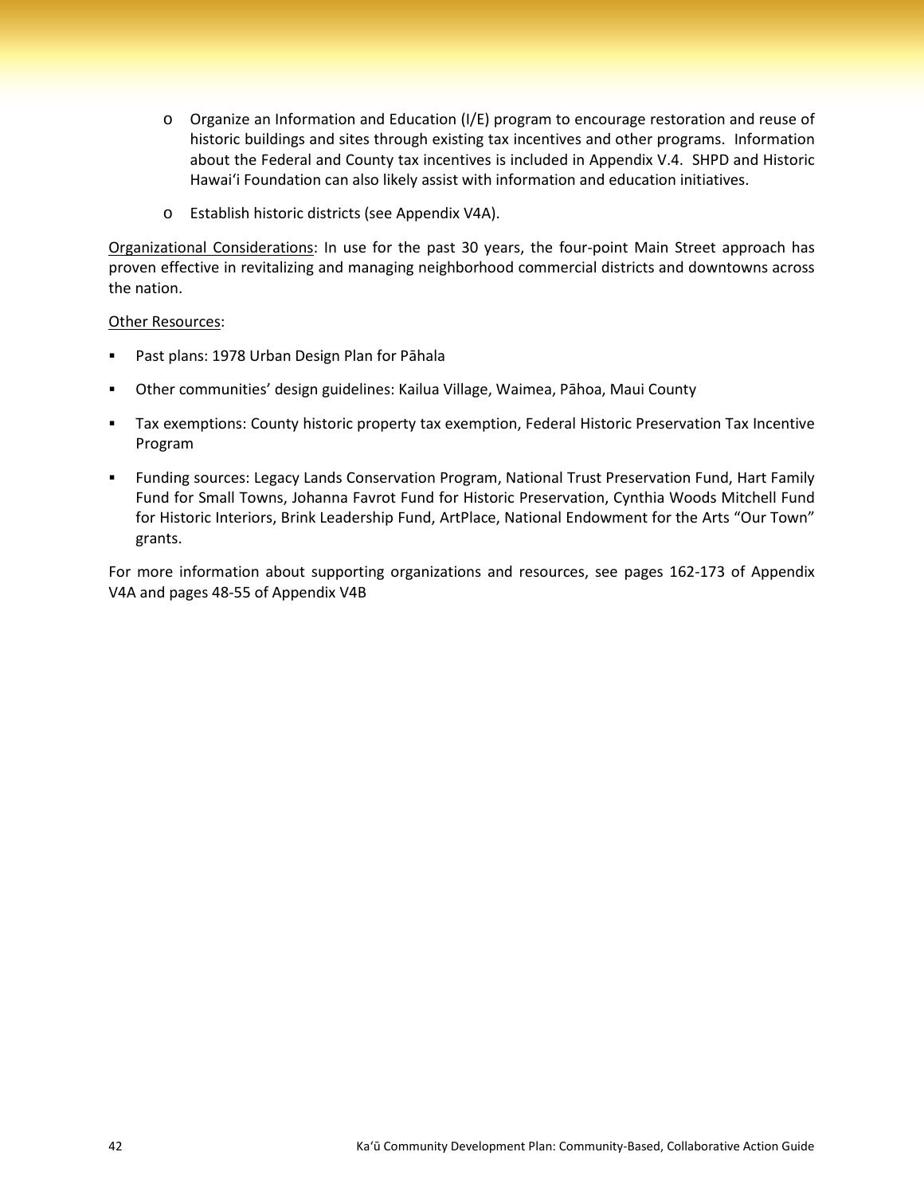- Organize an Information and Education (I/E) program to encourage restoration and reuse of historic buildings and sites through existing tax incentives and other programs. Information about the Federal and County tax incentives is included in Appendix V.4. SHPD and Historic Hawai'i Foundation can also likely assist with information and education initiatives.

- Establish historic districts (see Appendix V4A).

Organizational Considerations: In use for the past 30 years, the four-point Main Street approach has proven effective in revitalizing and managing neighborhood commercial districts and downtowns across the nation.

Other Resources:

- Past plans: 1978 Urban Design Plan for Pāhala
- Other communities' design guidelines: Kailua Village, Waimea, Pāhoa, Maui County
- Tax exemptions: County historic property tax exemption, Federal Historic Preservation Tax Incentive Program
- Funding sources: Legacy Lands Conservation Program, National Trust Preservation Fund, Hart Family Fund for Small Towns, Johanna Favrot Fund for Historic Preservation, Cynthia Woods Mitchell Fund for Historic Interiors, Brink Leadership Fund, ArtPlace, National Endowment for the Arts "Our Town" grants.

For more information about supporting organizations and resources, see pages 162-173 of Appendix V4A and pages 48-55 of Appendix V4B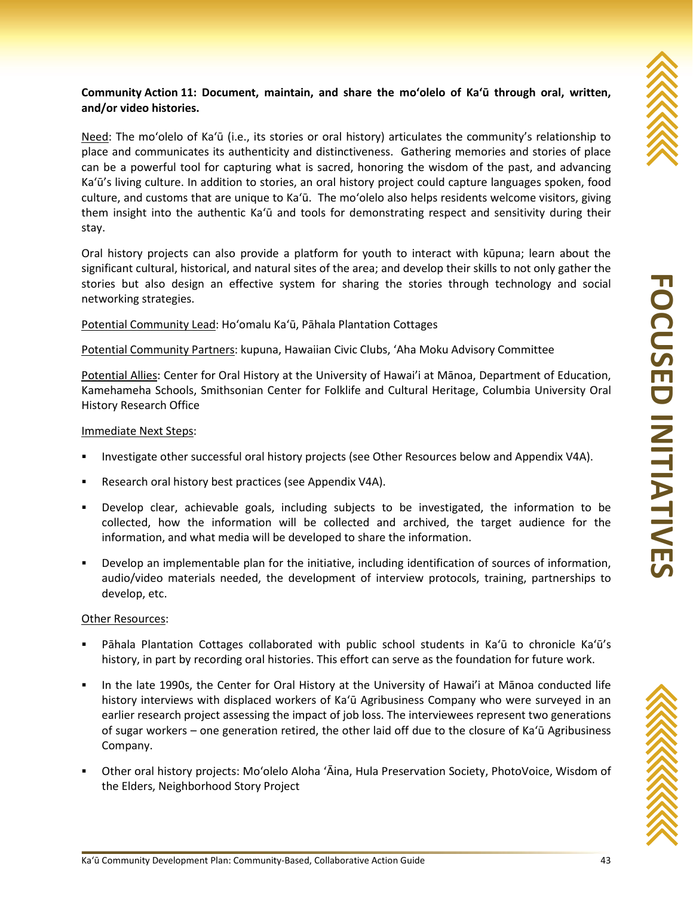**Community Action 11: Document, maintain, and share the moʻolelo of Kaʻū through oral, written, and/or video histories.**

Need: The moʻolelo of Kaʻū (i.e., its stories or oral history) articulates the community's relationship to place and communicates its authenticity and distinctiveness. Gathering memories and stories of place can be a powerful tool for capturing what is sacred, honoring the wisdom of the past, and advancing Kaʻū's living culture. In addition to stories, an oral history project could capture languages spoken, food culture, and customs that are unique to Kaʻū. The moʻolelo also helps residents welcome visitors, giving them insight into the authentic Kaʻū and tools for demonstrating respect and sensitivity during their stay.

Oral history projects can also provide a platform for youth to interact with kūpuna; learn about the significant cultural, historical, and natural sites of the area; and develop their skills to not only gather the stories but also design an effective system for sharing the stories through technology and social networking strategies.

Potential Community Lead: Hoʻomalu Kaʻū, Pāhala Plantation Cottages

Potential Community Partners: kupuna, Hawaiian Civic Clubs, ʻAha Moku Advisory Committee

Potential Allies: Center for Oral History at the University of Hawaiʻi at Mānoa, Department of Education, Kamehameha Schools, Smithsonian Center for Folklife and Cultural Heritage, Columbia University Oral History Research Office

Immediate Next Steps:

- Investigate other successful oral history projects (see Other Resources below and Appendix V4A).
- Research oral history best practices (see Appendix V4A).
- Develop clear, achievable goals, including subjects to be investigated, the information to be collected, how the information will be collected and archived, the target audience for the information, and what media will be developed to share the information.
- Develop an implementable plan for the initiative, including identification of sources of information, audio/video materials needed, the development of interview protocols, training, partnerships to develop, etc.

Other Resources:

- Pāhala Plantation Cottages collaborated with public school students in Kaʻū to chronicle Kaʻū's history, in part by recording oral histories. This effort can serve as the foundation for future work.
- In the late 1990s, the Center for Oral History at the University of Hawaiʻi at Mānoa conducted life history interviews with displaced workers of Kaʻū Agribusiness Company who were surveyed in an earlier research project assessing the impact of job loss. The interviewees represent two generations of sugar workers – one generation retired, the other laid off due to the closure of Kaʻū Agribusiness Company.
- Other oral history projects: Moʻolelo Aloha ʻĀina, Hula Preservation Society, PhotoVoice, Wisdom of the Elders, Neighborhood Story Project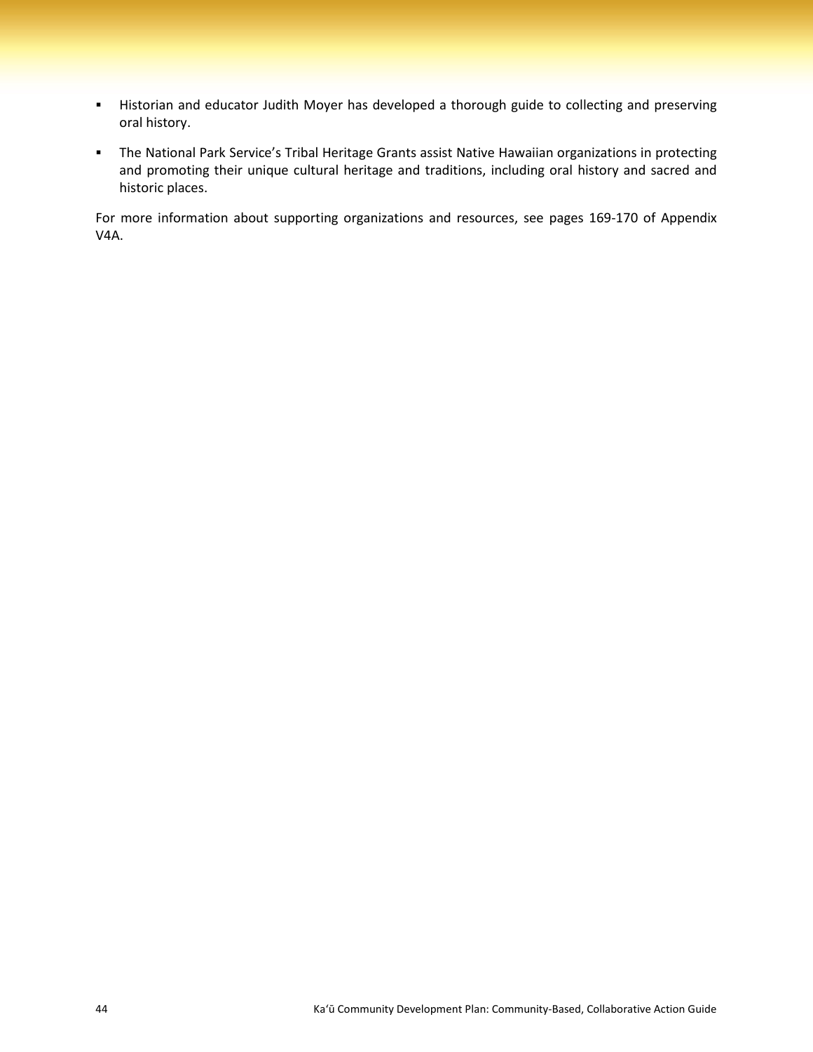- Historian and educator Judith Moyer has developed a thorough guide to collecting and preserving oral history.
- The National Park Service's Tribal Heritage Grants assist Native Hawaiian organizations in protecting and promoting their unique cultural heritage and traditions, including oral history and sacred and historic places.

For more information about supporting organizations and resources, see pages 169-170 of Appendix V4A.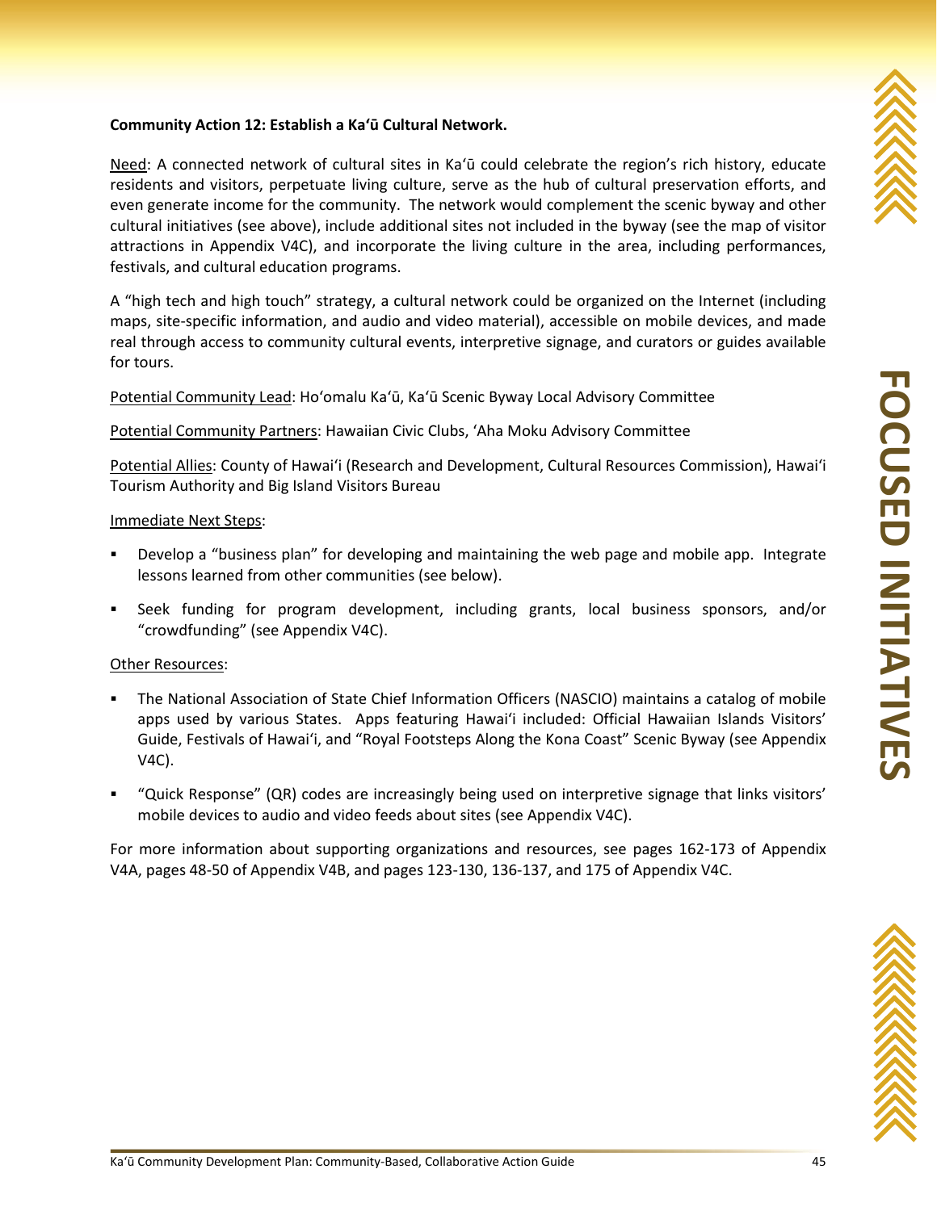**Community Action 12: Establish a Kaʻū Cultural Network.**

Need: A connected network of cultural sites in Kaʻū could celebrate the region's rich history, educate residents and visitors, perpetuate living culture, serve as the hub of cultural preservation efforts, and even generate income for the community. The network would complement the scenic byway and other cultural initiatives (see above), include additional sites not included in the byway (see the map of visitor attractions in Appendix V4C), and incorporate the living culture in the area, including performances, festivals, and cultural education programs.

A "high tech and high touch" strategy, a cultural network could be organized on the Internet (including maps, site-specific information, and audio and video material), accessible on mobile devices, and made real through access to community cultural events, interpretive signage, and curators or guides available for tours.

Potential Community Lead: Hoʻomalu Kaʻū, Kaʻū Scenic Byway Local Advisory Committee

Potential Community Partners: Hawaiian Civic Clubs, ʻAha Moku Advisory Committee

Potential Allies: County of Hawaiʻi (Research and Development, Cultural Resources Commission), Hawaiʻi Tourism Authority and Big Island Visitors Bureau

Immediate Next Steps:

- Develop a "business plan" for developing and maintaining the web page and mobile app. Integrate lessons learned from other communities (see below).
- Seek funding for program development, including grants, local business sponsors, and/or "crowdfunding" (see Appendix V4C).

Other Resources:

- The National Association of State Chief Information Officers (NASCIO) maintains a catalog of mobile apps used by various States. Apps featuring Hawaiʻi included: Official Hawaiian Islands Visitors' Guide, Festivals of Hawaiʻi, and "Royal Footsteps Along the Kona Coast" Scenic Byway (see Appendix V4C).
- "Quick Response" (QR) codes are increasingly being used on interpretive signage that links visitors' mobile devices to audio and video feeds about sites (see Appendix V4C).

For more information about supporting organizations and resources, see pages 162-173 of Appendix V4A, pages 48-50 of Appendix V4B, and pages 123-130, 136-137, and 175 of Appendix V4C.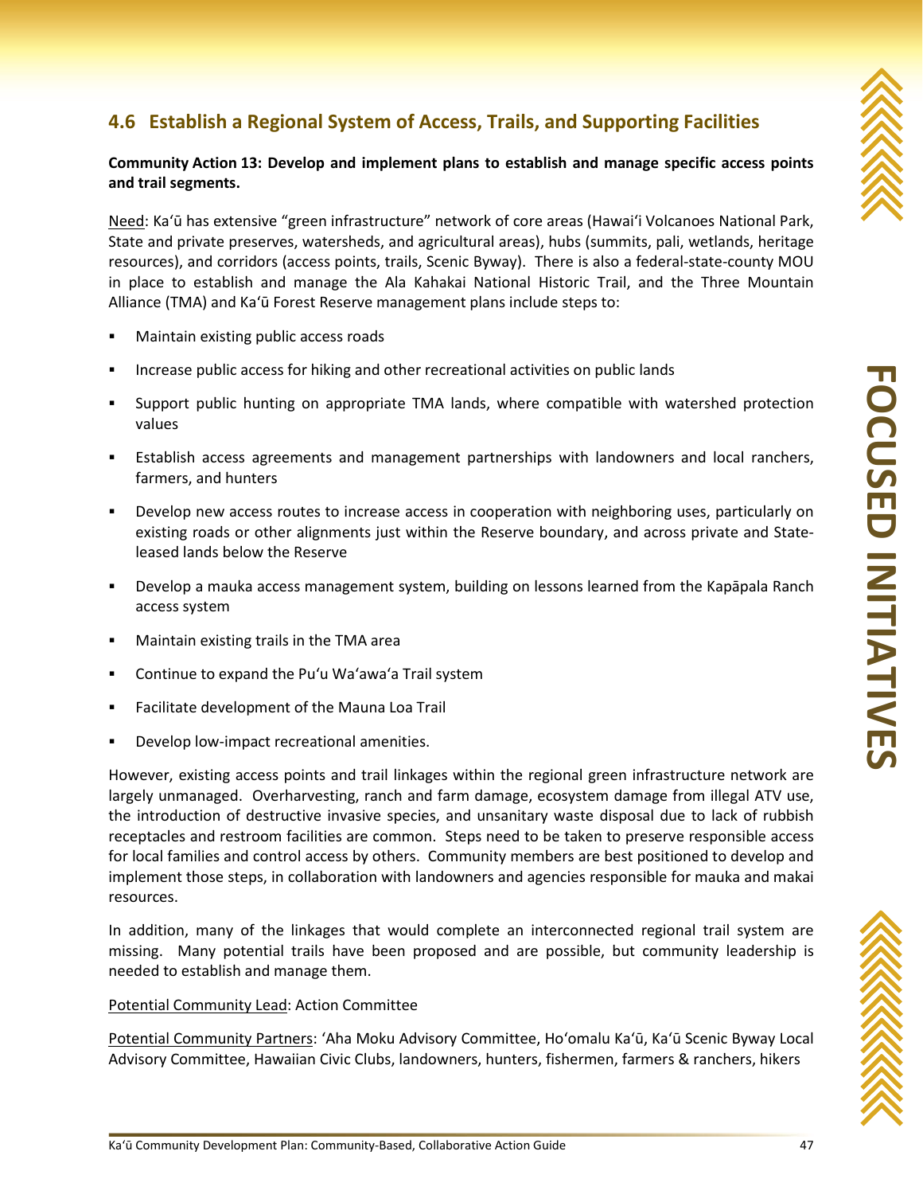## 4.6 Establish a Regional System of Access, Trails, and Supporting Facilities

**Community Action 13: Develop and implement plans to establish and manage specific access points and trail segments.**

Need: Kaʻū has extensive "green infrastructure" network of core areas (Hawaiʻi Volcanoes National Park, State and private preserves, watersheds, and agricultural areas), hubs (summits, pali, wetlands, heritage resources), and corridors (access points, trails, Scenic Byway). There is also a federal-state-county MOU in place to establish and manage the Ala Kahakai National Historic Trail, and the Three Mountain Alliance (TMA) and Kaʻū Forest Reserve management plans include steps to:

- Maintain existing public access roads
- Increase public access for hiking and other recreational activities on public lands
- Support public hunting on appropriate TMA lands, where compatible with watershed protection values
- Establish access agreements and management partnerships with landowners and local ranchers, farmers, and hunters
- Develop new access routes to increase access in cooperation with neighboring uses, particularly on existing roads or other alignments just within the Reserve boundary, and across private and State-leased lands below the Reserve
- Develop a mauka access management system, building on lessons learned from the Kapāpala Ranch access system
- Maintain existing trails in the TMA area
- Continue to expand the Puʻu Waʻawaʻa Trail system
- Facilitate development of the Mauna Loa Trail
- Develop low-impact recreational amenities.

However, existing access points and trail linkages within the regional green infrastructure network are largely unmanaged. Overharvesting, ranch and farm damage, ecosystem damage from illegal ATV use, the introduction of destructive invasive species, and unsanitary waste disposal due to lack of rubbish receptacles and restroom facilities are common. Steps need to be taken to preserve responsible access for local families and control access by others. Community members are best positioned to develop and implement those steps, in collaboration with landowners and agencies responsible for mauka and makai resources.

In addition, many of the linkages that would complete an interconnected regional trail system are missing. Many potential trails have been proposed and are possible, but community leadership is needed to establish and manage them.

Potential Community Lead: Action Committee

Potential Community Partners: ʻAha Moku Advisory Committee, Hoʻomalu Kaʻū, Kaʻū Scenic Byway Local Advisory Committee, Hawaiian Civic Clubs, landowners, hunters, fishermen, farmers & ranchers, hikers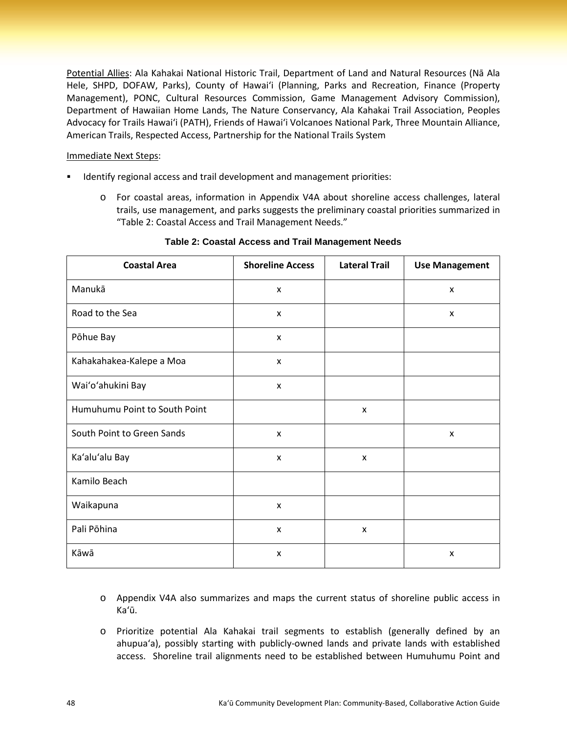Potential Allies: Ala Kahakai National Historic Trail, Department of Land and Natural Resources (Nā Ala Hele, SHPD, DOFAW, Parks), County of Hawaiʻi (Planning, Parks and Recreation, Finance (Property Management), PONC, Cultural Resources Commission, Game Management Advisory Commission), Department of Hawaiian Home Lands, The Nature Conservancy, Ala Kahakai Trail Association, Peoples Advocacy for Trails Hawaiʻi (PATH), Friends of Hawaiʻi Volcanoes National Park, Three Mountain Alliance, American Trails, Respected Access, Partnership for the National Trails System

Immediate Next Steps:

- Identify regional access and trail development and management priorities:
  - For coastal areas, information in Appendix V4A about shoreline access challenges, lateral trails, use management, and parks suggests the preliminary coastal priorities summarized in "Table 2: Coastal Access and Trail Management Needs."

**Table 2: Coastal Access and Trail Management Needs**

| Coastal Area | Shoreline Access | Lateral Trail | Use Management |
|---|---|---|---|
| Manukā | x | | x |
| Road to the Sea | x | | x |
| Pōhue Bay | x | | |
| Kahakahakea-Kalepe a Moa | x | | |
| Waiʻoʻahukini Bay | x | | |
| Humuhumu Point to South Point | | x | |
| South Point to Green Sands | x | | x |
| Kaʻaluʻalu Bay | x | x | |
| Kamilo Beach | | | |
| Waikapuna | x | | |
| Pali Pōhina | x | x | |
| Kāwā | x | | x |

  - Appendix V4A also summarizes and maps the current status of shoreline public access in Kaʻū.
  - Prioritize potential Ala Kahakai trail segments to establish (generally defined by an ahupuaʻa), possibly starting with publicly-owned lands and private lands with established access. Shoreline trail alignments need to be established between Humuhumu Point and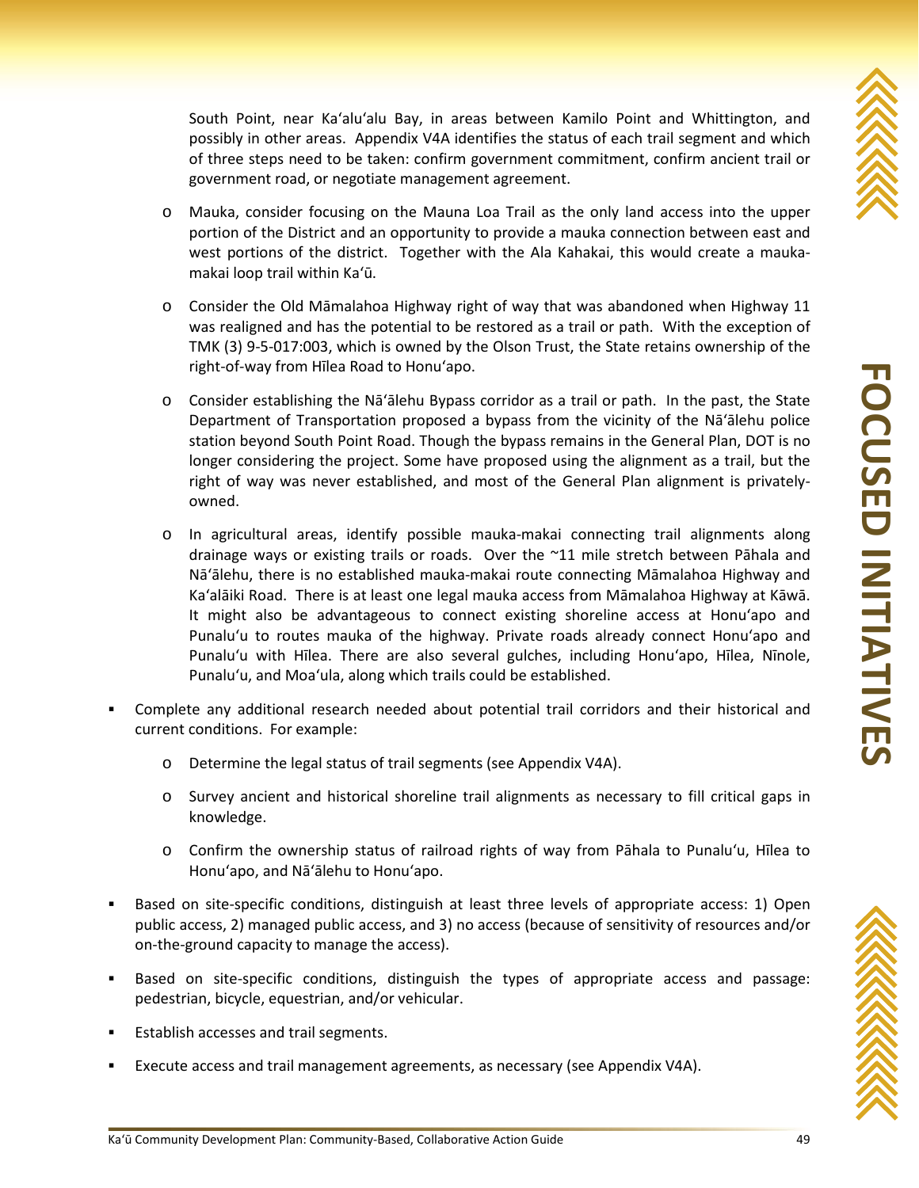South Point, near Kaʻaluʻalu Bay, in areas between Kamilo Point and Whittington, and possibly in other areas. Appendix V4A identifies the status of each trail segment and which of three steps need to be taken: confirm government commitment, confirm ancient trail or government road, or negotiate management agreement.

  - Mauka, consider focusing on the Mauna Loa Trail as the only land access into the upper portion of the District and an opportunity to provide a mauka connection between east and west portions of the district. Together with the Ala Kahakai, this would create a mauka-makai loop trail within Kaʻū.
  - Consider the Old Māmalahoa Highway right of way that was abandoned when Highway 11 was realigned and has the potential to be restored as a trail or path. With the exception of TMK (3) 9-5-017:003, which is owned by the Olson Trust, the State retains ownership of the right-of-way from Hīlea Road to Honuʻapo.
  - Consider establishing the Nāʻālehu Bypass corridor as a trail or path. In the past, the State Department of Transportation proposed a bypass from the vicinity of the Nāʻālehu police station beyond South Point Road. Though the bypass remains in the General Plan, DOT is no longer considering the project. Some have proposed using the alignment as a trail, but the right of way was never established, and most of the General Plan alignment is privately-owned.
  - In agricultural areas, identify possible mauka-makai connecting trail alignments along drainage ways or existing trails or roads. Over the ~11 mile stretch between Pāhala and Nāʻālehu, there is no established mauka-makai route connecting Māmalahoa Highway and Kaʻalāiki Road. There is at least one legal mauka access from Māmalahoa Highway at Kāwā. It might also be advantageous to connect existing shoreline access at Honuʻapo and Punaluʻu to routes mauka of the highway. Private roads already connect Honuʻapo and Punaluʻu with Hīlea. There are also several gulches, including Honuʻapo, Hīlea, Nīnole, Punaluʻu, and Moaʻula, along which trails could be established.

- Complete any additional research needed about potential trail corridors and their historical and current conditions. For example:
  - Determine the legal status of trail segments (see Appendix V4A).
  - Survey ancient and historical shoreline trail alignments as necessary to fill critical gaps in knowledge.
  - Confirm the ownership status of railroad rights of way from Pāhala to Punaluʻu, Hīlea to Honuʻapo, and Nāʻālehu to Honuʻapo.
- Based on site-specific conditions, distinguish at least three levels of appropriate access: 1) Open public access, 2) managed public access, and 3) no access (because of sensitivity of resources and/or on-the-ground capacity to manage the access).
- Based on site-specific conditions, distinguish the types of appropriate access and passage: pedestrian, bicycle, equestrian, and/or vehicular.
- Establish accesses and trail segments.
- Execute access and trail management agreements, as necessary (see Appendix V4A).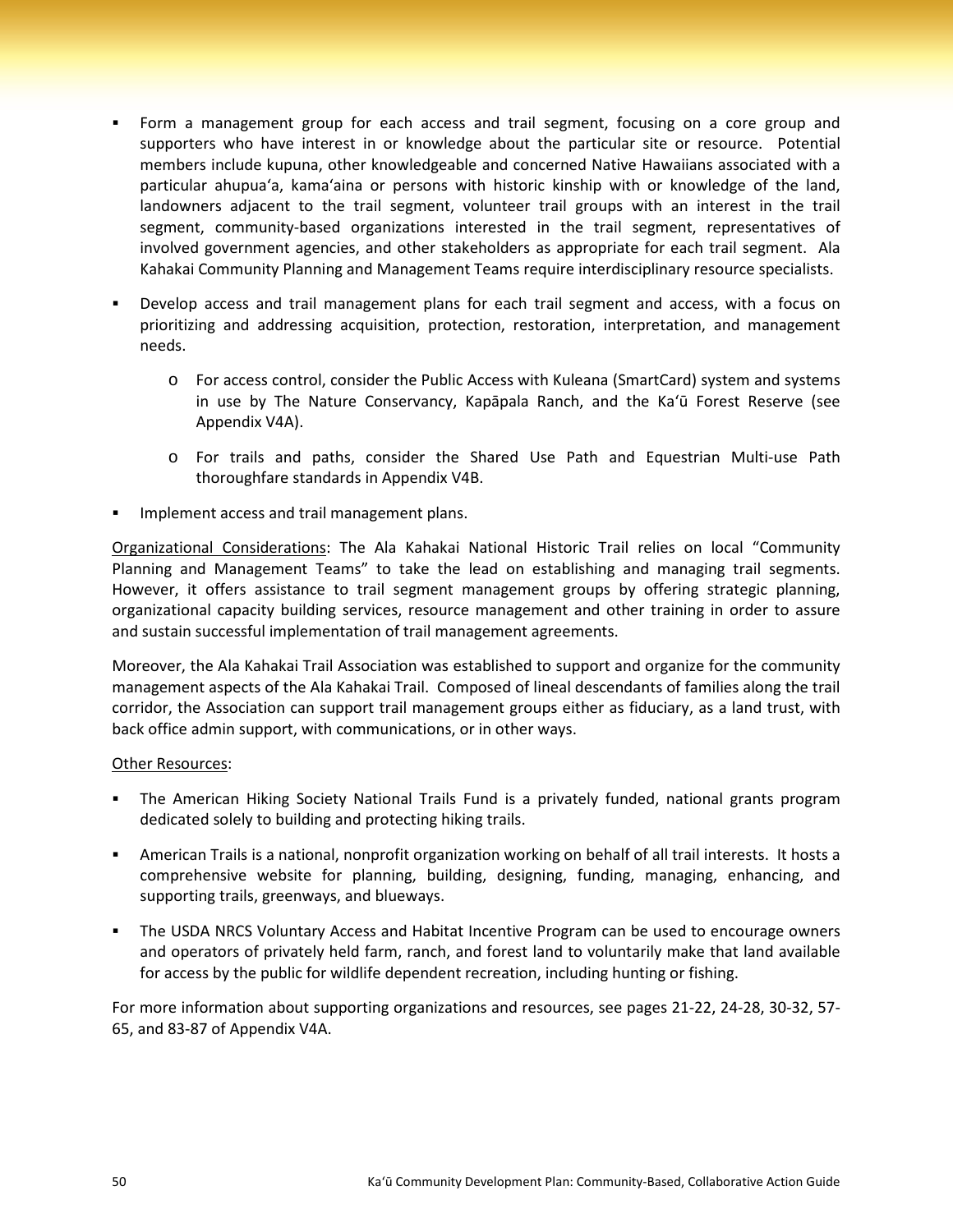- Form a management group for each access and trail segment, focusing on a core group and supporters who have interest in or knowledge about the particular site or resource. Potential members include kupuna, other knowledgeable and concerned Native Hawaiians associated with a particular ahupuaʻa, kamaʻaina or persons with historic kinship with or knowledge of the land, landowners adjacent to the trail segment, volunteer trail groups with an interest in the trail segment, community-based organizations interested in the trail segment, representatives of involved government agencies, and other stakeholders as appropriate for each trail segment. Ala Kahakai Community Planning and Management Teams require interdisciplinary resource specialists.
- Develop access and trail management plans for each trail segment and access, with a focus on prioritizing and addressing acquisition, protection, restoration, interpretation, and management needs.
  - For access control, consider the Public Access with Kuleana (SmartCard) system and systems in use by The Nature Conservancy, Kapāpala Ranch, and the Kaʻū Forest Reserve (see Appendix V4A).
  - For trails and paths, consider the Shared Use Path and Equestrian Multi-use Path thoroughfare standards in Appendix V4B.
- Implement access and trail management plans.

<u>Organizational Considerations</u>: The Ala Kahakai National Historic Trail relies on local "Community Planning and Management Teams" to take the lead on establishing and managing trail segments. However, it offers assistance to trail segment management groups by offering strategic planning, organizational capacity building services, resource management and other training in order to assure and sustain successful implementation of trail management agreements.

Moreover, the Ala Kahakai Trail Association was established to support and organize for the community management aspects of the Ala Kahakai Trail. Composed of lineal descendants of families along the trail corridor, the Association can support trail management groups either as fiduciary, as a land trust, with back office admin support, with communications, or in other ways.

<u>Other Resources</u>:

- The American Hiking Society National Trails Fund is a privately funded, national grants program dedicated solely to building and protecting hiking trails.
- American Trails is a national, nonprofit organization working on behalf of all trail interests. It hosts a comprehensive website for planning, building, designing, funding, managing, enhancing, and supporting trails, greenways, and blueways.
- The USDA NRCS Voluntary Access and Habitat Incentive Program can be used to encourage owners and operators of privately held farm, ranch, and forest land to voluntarily make that land available for access by the public for wildlife dependent recreation, including hunting or fishing.

For more information about supporting organizations and resources, see pages 21-22, 24-28, 30-32, 57-65, and 83-87 of Appendix V4A.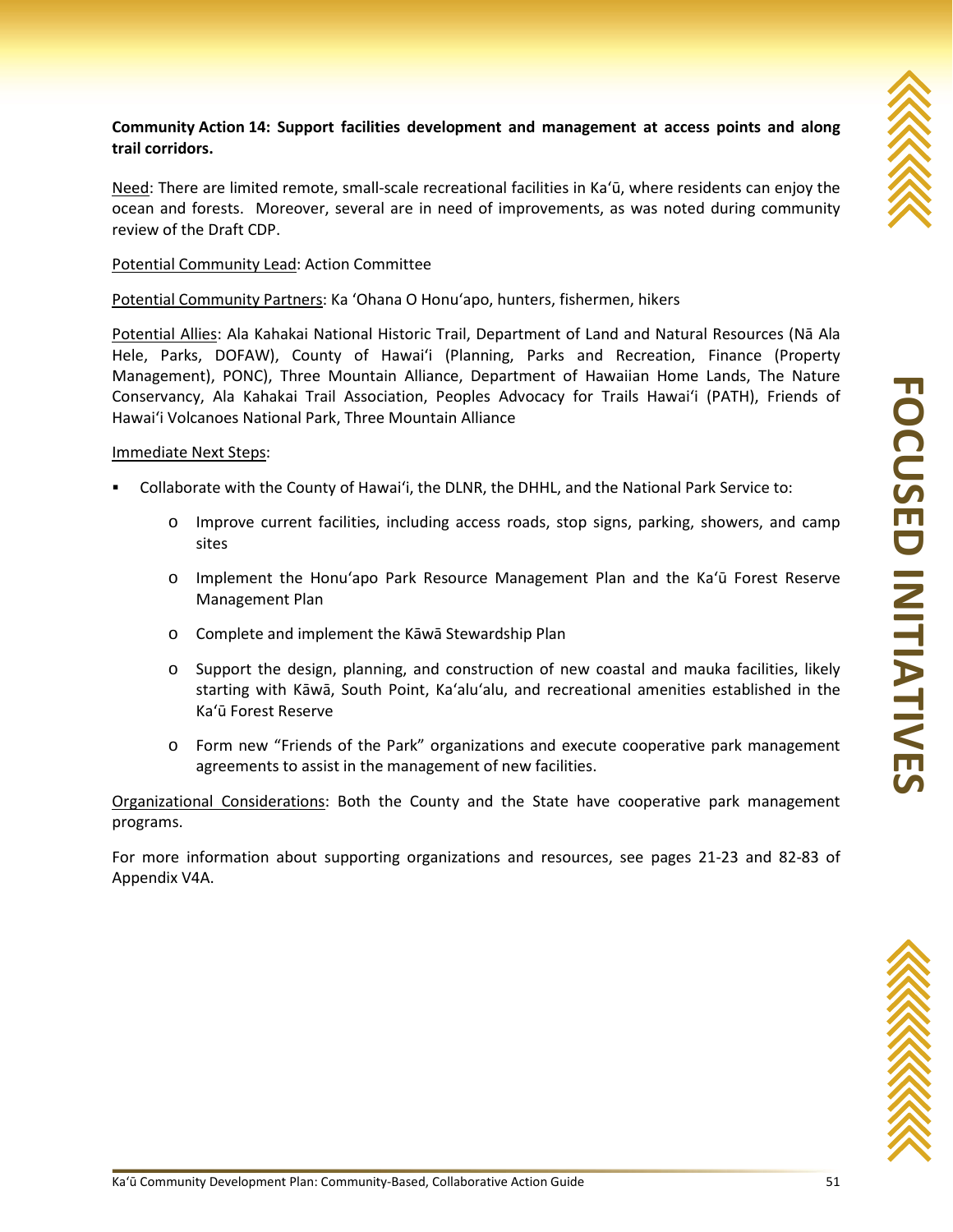**Community Action 14: Support facilities development and management at access points and along trail corridors.**

Need: There are limited remote, small-scale recreational facilities in Kaʻū, where residents can enjoy the ocean and forests. Moreover, several are in need of improvements, as was noted during community review of the Draft CDP.

Potential Community Lead: Action Committee

Potential Community Partners: Ka ʻOhana O Honuʻapo, hunters, fishermen, hikers

Potential Allies: Ala Kahakai National Historic Trail, Department of Land and Natural Resources (Nā Ala Hele, Parks, DOFAW), County of Hawaiʻi (Planning, Parks and Recreation, Finance (Property Management), PONC), Three Mountain Alliance, Department of Hawaiian Home Lands, The Nature Conservancy, Ala Kahakai Trail Association, Peoples Advocacy for Trails Hawaiʻi (PATH), Friends of Hawaiʻi Volcanoes National Park, Three Mountain Alliance

Immediate Next Steps:

- Collaborate with the County of Hawaiʻi, the DLNR, the DHHL, and the National Park Service to:
  - Improve current facilities, including access roads, stop signs, parking, showers, and camp sites
  - Implement the Honuʻapo Park Resource Management Plan and the Kaʻū Forest Reserve Management Plan
  - Complete and implement the Kāwā Stewardship Plan
  - Support the design, planning, and construction of new coastal and mauka facilities, likely starting with Kāwā, South Point, Kaʻaluʻalu, and recreational amenities established in the Kaʻū Forest Reserve
  - Form new "Friends of the Park" organizations and execute cooperative park management agreements to assist in the management of new facilities.

Organizational Considerations: Both the County and the State have cooperative park management programs.

For more information about supporting organizations and resources, see pages 21-23 and 82-83 of Appendix V4A.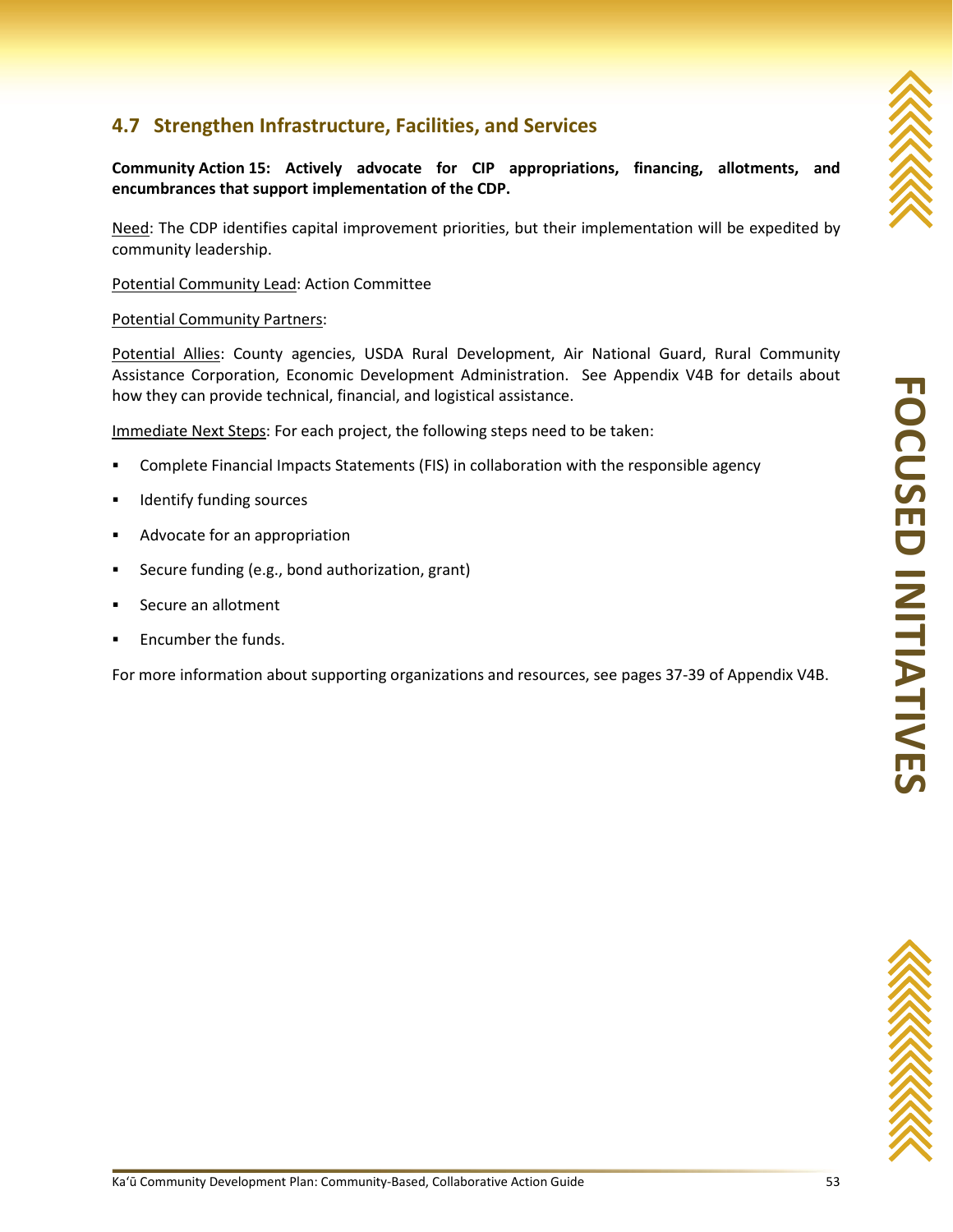## 4.7 Strengthen Infrastructure, Facilities, and Services

**Community Action 15: Actively advocate for CIP appropriations, financing, allotments, and encumbrances that support implementation of the CDP.**

Need: The CDP identifies capital improvement priorities, but their implementation will be expedited by community leadership.

Potential Community Lead: Action Committee

Potential Community Partners:

Potential Allies: County agencies, USDA Rural Development, Air National Guard, Rural Community Assistance Corporation, Economic Development Administration. See Appendix V4B for details about how they can provide technical, financial, and logistical assistance.

Immediate Next Steps: For each project, the following steps need to be taken:

- Complete Financial Impacts Statements (FIS) in collaboration with the responsible agency
- Identify funding sources
- Advocate for an appropriation
- Secure funding (e.g., bond authorization, grant)
- Secure an allotment
- Encumber the funds.

For more information about supporting organizations and resources, see pages 37-39 of Appendix V4B.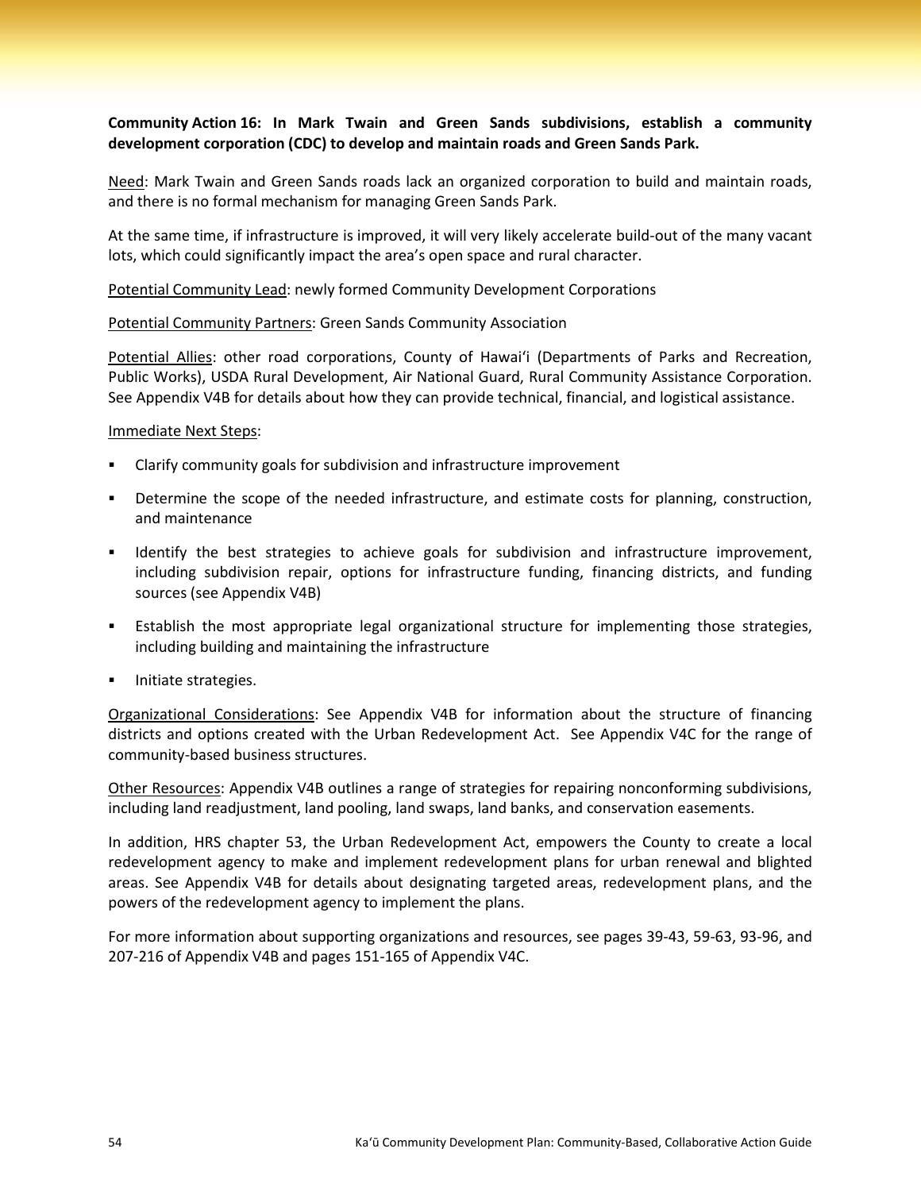**Community Action 16: In Mark Twain and Green Sands subdivisions, establish a community development corporation (CDC) to develop and maintain roads and Green Sands Park.**

Need: Mark Twain and Green Sands roads lack an organized corporation to build and maintain roads, and there is no formal mechanism for managing Green Sands Park.

At the same time, if infrastructure is improved, it will very likely accelerate build-out of the many vacant lots, which could significantly impact the area's open space and rural character.

Potential Community Lead: newly formed Community Development Corporations

Potential Community Partners: Green Sands Community Association

Potential Allies: other road corporations, County of Hawaiʻi (Departments of Parks and Recreation, Public Works), USDA Rural Development, Air National Guard, Rural Community Assistance Corporation. See Appendix V4B for details about how they can provide technical, financial, and logistical assistance.

Immediate Next Steps:

- Clarify community goals for subdivision and infrastructure improvement
- Determine the scope of the needed infrastructure, and estimate costs for planning, construction, and maintenance
- Identify the best strategies to achieve goals for subdivision and infrastructure improvement, including subdivision repair, options for infrastructure funding, financing districts, and funding sources (see Appendix V4B)
- Establish the most appropriate legal organizational structure for implementing those strategies, including building and maintaining the infrastructure
- Initiate strategies.

Organizational Considerations: See Appendix V4B for information about the structure of financing districts and options created with the Urban Redevelopment Act. See Appendix V4C for the range of community-based business structures.

Other Resources: Appendix V4B outlines a range of strategies for repairing nonconforming subdivisions, including land readjustment, land pooling, land swaps, land banks, and conservation easements.

In addition, HRS chapter 53, the Urban Redevelopment Act, empowers the County to create a local redevelopment agency to make and implement redevelopment plans for urban renewal and blighted areas. See Appendix V4B for details about designating targeted areas, redevelopment plans, and the powers of the redevelopment agency to implement the plans.

For more information about supporting organizations and resources, see pages 39-43, 59-63, 93-96, and 207-216 of Appendix V4B and pages 151-165 of Appendix V4C.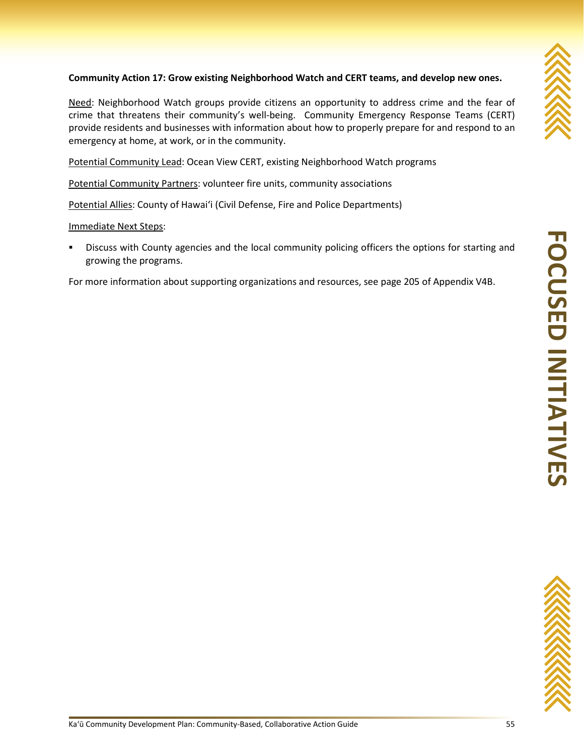**Community Action 17: Grow existing Neighborhood Watch and CERT teams, and develop new ones.**

Need: Neighborhood Watch groups provide citizens an opportunity to address crime and the fear of crime that threatens their community's well-being. Community Emergency Response Teams (CERT) provide residents and businesses with information about how to properly prepare for and respond to an emergency at home, at work, or in the community.

Potential Community Lead: Ocean View CERT, existing Neighborhood Watch programs

Potential Community Partners: volunteer fire units, community associations

Potential Allies: County of Hawaiʻi (Civil Defense, Fire and Police Departments)

Immediate Next Steps:

- Discuss with County agencies and the local community policing officers the options for starting and growing the programs.

For more information about supporting organizations and resources, see page 205 of Appendix V4B.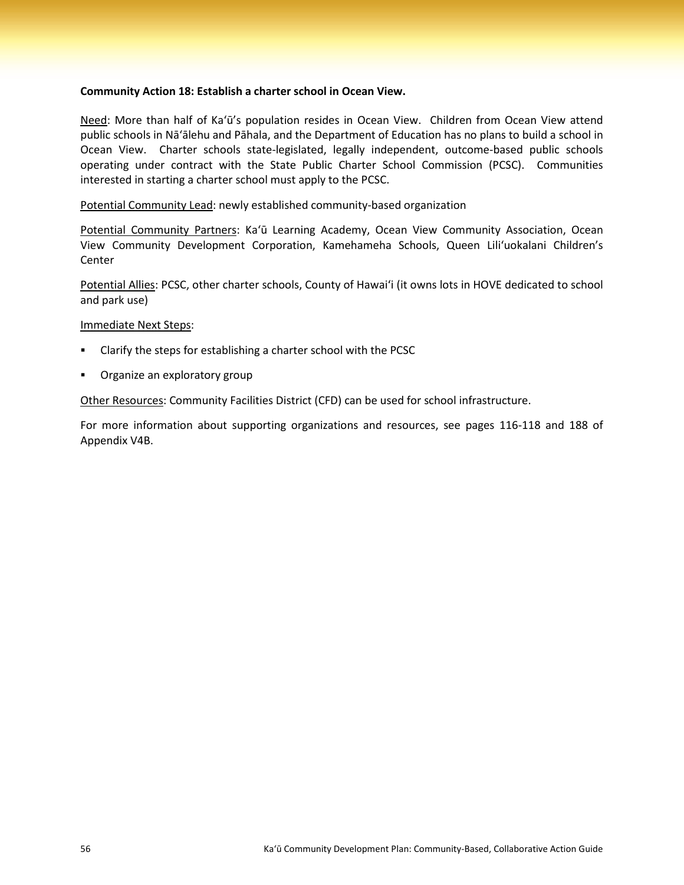**Community Action 18: Establish a charter school in Ocean View.**

Need: More than half of Kaʻū's population resides in Ocean View. Children from Ocean View attend public schools in Nāʻālehu and Pāhala, and the Department of Education has no plans to build a school in Ocean View. Charter schools state-legislated, legally independent, outcome-based public schools operating under contract with the State Public Charter School Commission (PCSC). Communities interested in starting a charter school must apply to the PCSC.

Potential Community Lead: newly established community-based organization

Potential Community Partners: Kaʻū Learning Academy, Ocean View Community Association, Ocean View Community Development Corporation, Kamehameha Schools, Queen Liliʻuokalani Children's Center

Potential Allies: PCSC, other charter schools, County of Hawaiʻi (it owns lots in HOVE dedicated to school and park use)

Immediate Next Steps:

- Clarify the steps for establishing a charter school with the PCSC
- Organize an exploratory group

Other Resources: Community Facilities District (CFD) can be used for school infrastructure.

For more information about supporting organizations and resources, see pages 116-118 and 188 of Appendix V4B.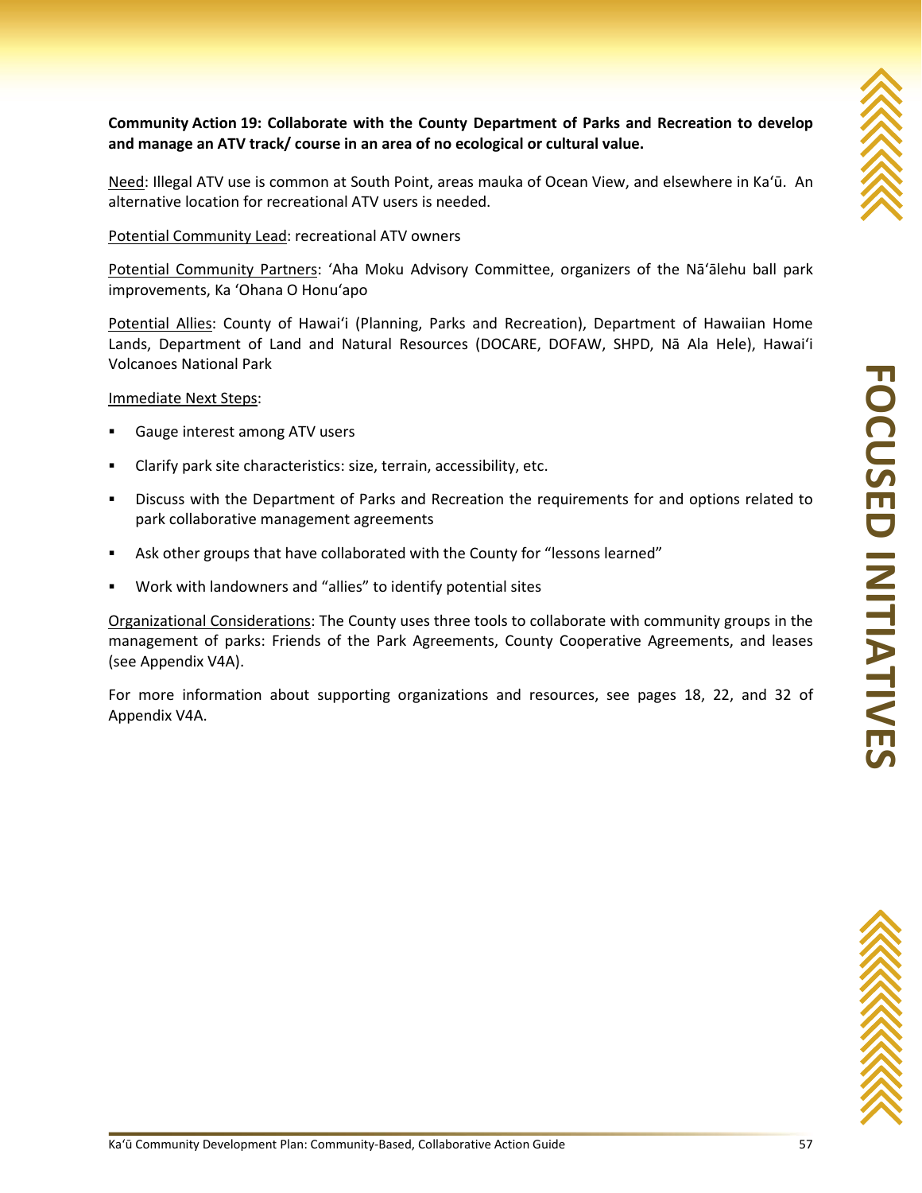**Community Action 19: Collaborate with the County Department of Parks and Recreation to develop and manage an ATV track/ course in an area of no ecological or cultural value.**

Need: Illegal ATV use is common at South Point, areas mauka of Ocean View, and elsewhere in Kaʻū. An alternative location for recreational ATV users is needed.

Potential Community Lead: recreational ATV owners

Potential Community Partners: ʻAha Moku Advisory Committee, organizers of the Nāʻālehu ball park improvements, Ka ʻOhana O Honuʻapo

Potential Allies: County of Hawaiʻi (Planning, Parks and Recreation), Department of Hawaiian Home Lands, Department of Land and Natural Resources (DOCARE, DOFAW, SHPD, Nā Ala Hele), Hawaiʻi Volcanoes National Park

Immediate Next Steps:

- Gauge interest among ATV users
- Clarify park site characteristics: size, terrain, accessibility, etc.
- Discuss with the Department of Parks and Recreation the requirements for and options related to park collaborative management agreements
- Ask other groups that have collaborated with the County for "lessons learned"
- Work with landowners and "allies" to identify potential sites

Organizational Considerations: The County uses three tools to collaborate with community groups in the management of parks: Friends of the Park Agreements, County Cooperative Agreements, and leases (see Appendix V4A).

For more information about supporting organizations and resources, see pages 18, 22, and 32 of Appendix V4A.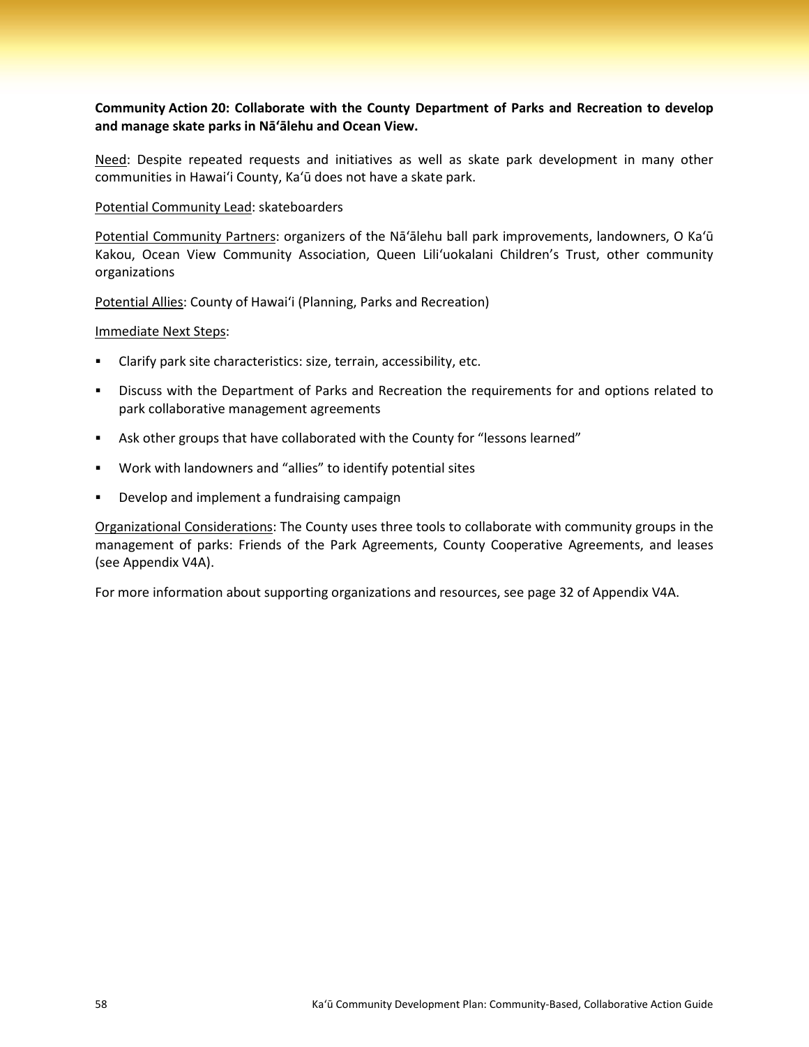**Community Action 20: Collaborate with the County Department of Parks and Recreation to develop and manage skate parks in Nāʻālehu and Ocean View.**

Need: Despite repeated requests and initiatives as well as skate park development in many other communities in Hawaiʻi County, Kaʻū does not have a skate park.

Potential Community Lead: skateboarders

Potential Community Partners: organizers of the Nāʻālehu ball park improvements, landowners, O Kaʻū Kakou, Ocean View Community Association, Queen Liliʻuokalani Children's Trust, other community organizations

Potential Allies: County of Hawaiʻi (Planning, Parks and Recreation)

Immediate Next Steps:

- Clarify park site characteristics: size, terrain, accessibility, etc.
- Discuss with the Department of Parks and Recreation the requirements for and options related to park collaborative management agreements
- Ask other groups that have collaborated with the County for "lessons learned"
- Work with landowners and "allies" to identify potential sites
- Develop and implement a fundraising campaign

Organizational Considerations: The County uses three tools to collaborate with community groups in the management of parks: Friends of the Park Agreements, County Cooperative Agreements, and leases (see Appendix V4A).

For more information about supporting organizations and resources, see page 32 of Appendix V4A.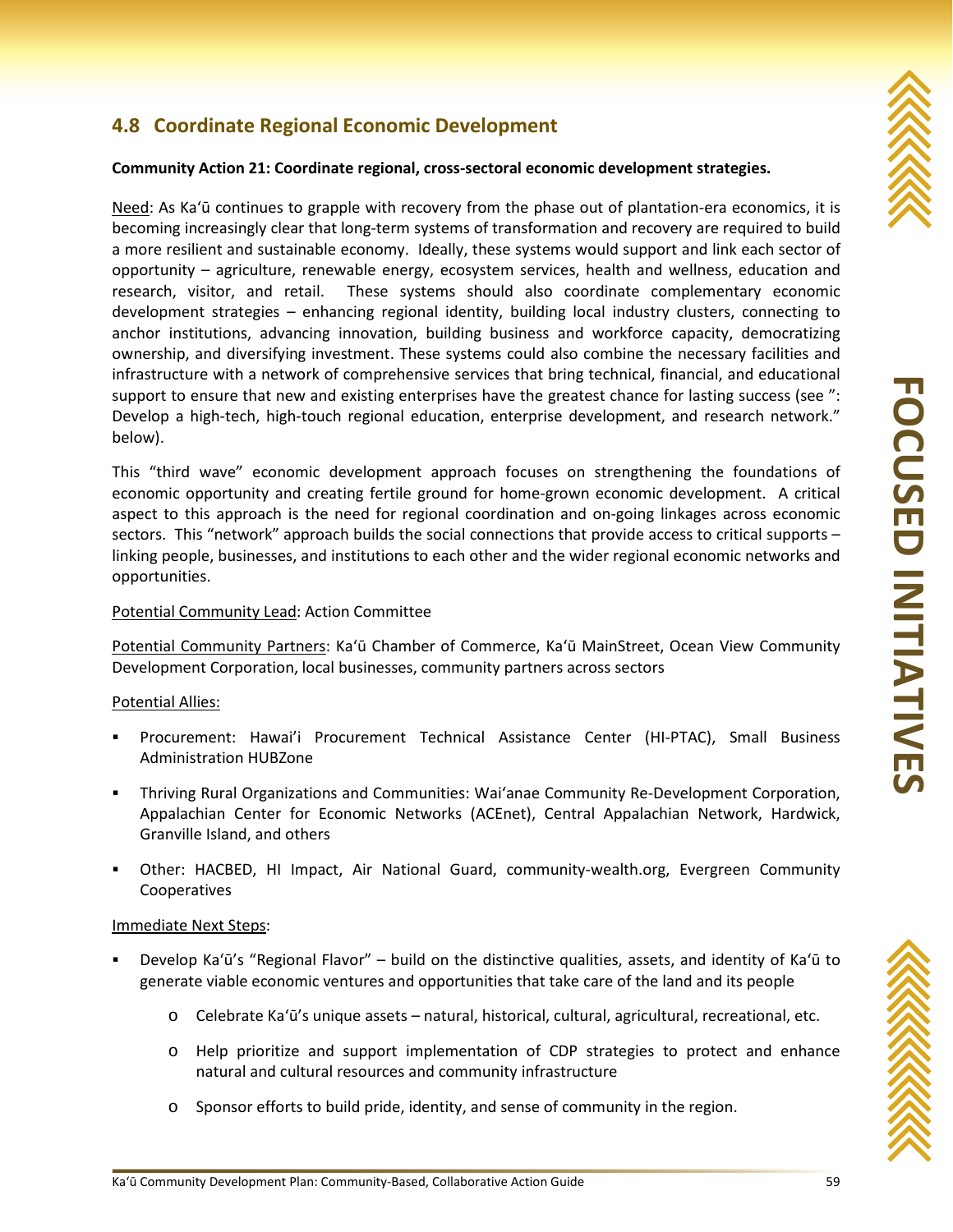## 4.8 Coordinate Regional Economic Development

**Community Action 21: Coordinate regional, cross-sectoral economic development strategies.**

Need: As Kaʻū continues to grapple with recovery from the phase out of plantation-era economics, it is becoming increasingly clear that long-term systems of transformation and recovery are required to build a more resilient and sustainable economy. Ideally, these systems would support and link each sector of opportunity – agriculture, renewable energy, ecosystem services, health and wellness, education and research, visitor, and retail. These systems should also coordinate complementary economic development strategies – enhancing regional identity, building local industry clusters, connecting to anchor institutions, advancing innovation, building business and workforce capacity, democratizing ownership, and diversifying investment. These systems could also combine the necessary facilities and infrastructure with a network of comprehensive services that bring technical, financial, and educational support to ensure that new and existing enterprises have the greatest chance for lasting success (see ": Develop a high-tech, high-touch regional education, enterprise development, and research network." below).

This "third wave" economic development approach focuses on strengthening the foundations of economic opportunity and creating fertile ground for home-grown economic development. A critical aspect to this approach is the need for regional coordination and on-going linkages across economic sectors. This "network" approach builds the social connections that provide access to critical supports – linking people, businesses, and institutions to each other and the wider regional economic networks and opportunities.

Potential Community Lead: Action Committee

Potential Community Partners: Kaʻū Chamber of Commerce, Kaʻū MainStreet, Ocean View Community Development Corporation, local businesses, community partners across sectors

Potential Allies:

- Procurement: Hawaiʻi Procurement Technical Assistance Center (HI-PTAC), Small Business Administration HUBZone
- Thriving Rural Organizations and Communities: Waiʻanae Community Re-Development Corporation, Appalachian Center for Economic Networks (ACEnet), Central Appalachian Network, Hardwick, Granville Island, and others
- Other: HACBED, HI Impact, Air National Guard, community-wealth.org, Evergreen Community Cooperatives

Immediate Next Steps:

- Develop Kaʻū's "Regional Flavor" – build on the distinctive qualities, assets, and identity of Kaʻū to generate viable economic ventures and opportunities that take care of the land and its people
  - Celebrate Kaʻū's unique assets – natural, historical, cultural, agricultural, recreational, etc.
  - Help prioritize and support implementation of CDP strategies to protect and enhance natural and cultural resources and community infrastructure
  - Sponsor efforts to build pride, identity, and sense of community in the region.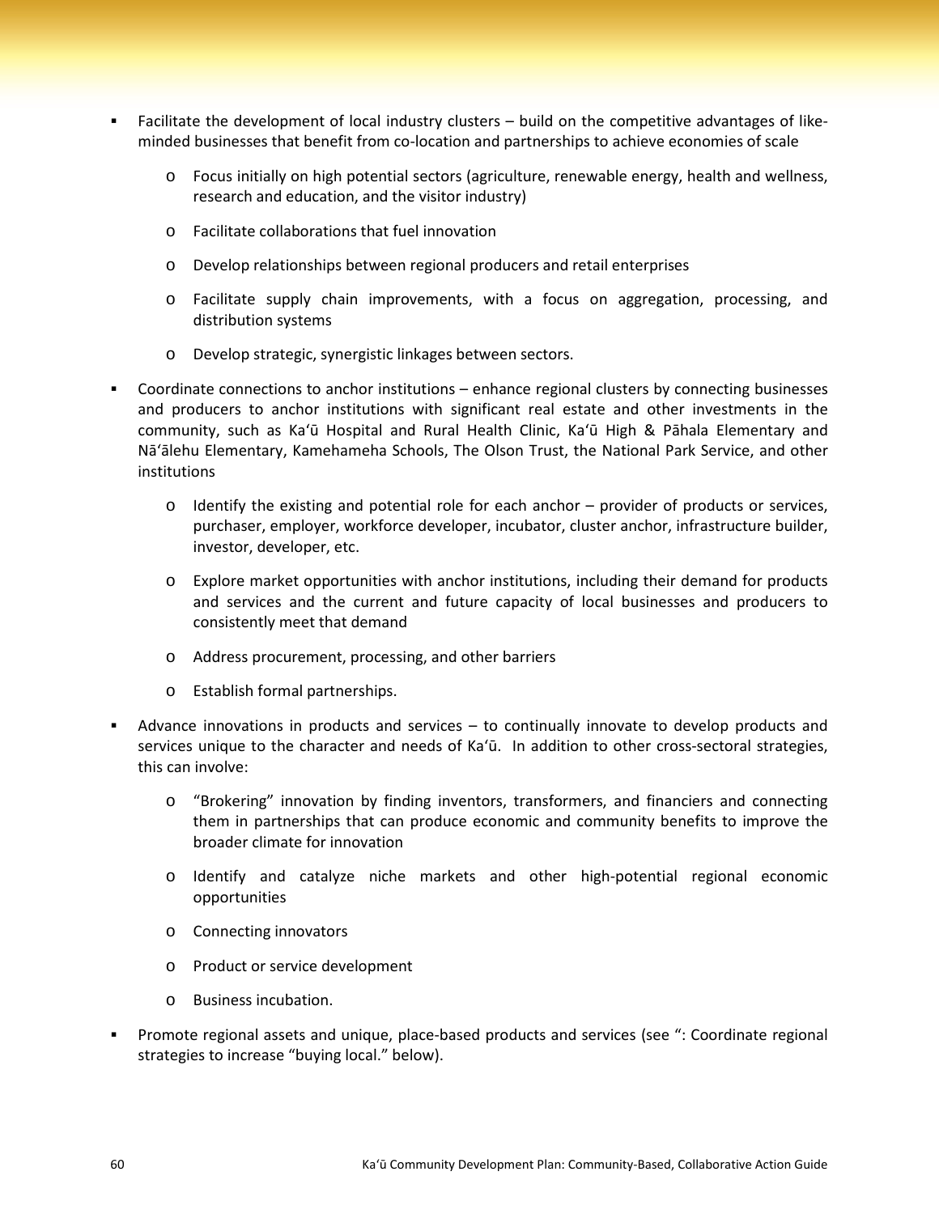- Facilitate the development of local industry clusters – build on the competitive advantages of like-minded businesses that benefit from co-location and partnerships to achieve economies of scale
  - Focus initially on high potential sectors (agriculture, renewable energy, health and wellness, research and education, and the visitor industry)
  - Facilitate collaborations that fuel innovation
  - Develop relationships between regional producers and retail enterprises
  - Facilitate supply chain improvements, with a focus on aggregation, processing, and distribution systems
  - Develop strategic, synergistic linkages between sectors.
- Coordinate connections to anchor institutions – enhance regional clusters by connecting businesses and producers to anchor institutions with significant real estate and other investments in the community, such as Ka'ū Hospital and Rural Health Clinic, Ka'ū High & Pāhala Elementary and Nā'ālehu Elementary, Kamehameha Schools, The Olson Trust, the National Park Service, and other institutions
  - Identify the existing and potential role for each anchor – provider of products or services, purchaser, employer, workforce developer, incubator, cluster anchor, infrastructure builder, investor, developer, etc.
  - Explore market opportunities with anchor institutions, including their demand for products and services and the current and future capacity of local businesses and producers to consistently meet that demand
  - Address procurement, processing, and other barriers
  - Establish formal partnerships.
- Advance innovations in products and services – to continually innovate to develop products and services unique to the character and needs of Ka'ū. In addition to other cross-sectoral strategies, this can involve:
  - "Brokering" innovation by finding inventors, transformers, and financiers and connecting them in partnerships that can produce economic and community benefits to improve the broader climate for innovation
  - Identify and catalyze niche markets and other high-potential regional economic opportunities
  - Connecting innovators
  - Product or service development
  - Business incubation.
- Promote regional assets and unique, place-based products and services (see ": Coordinate regional strategies to increase "buying local." below).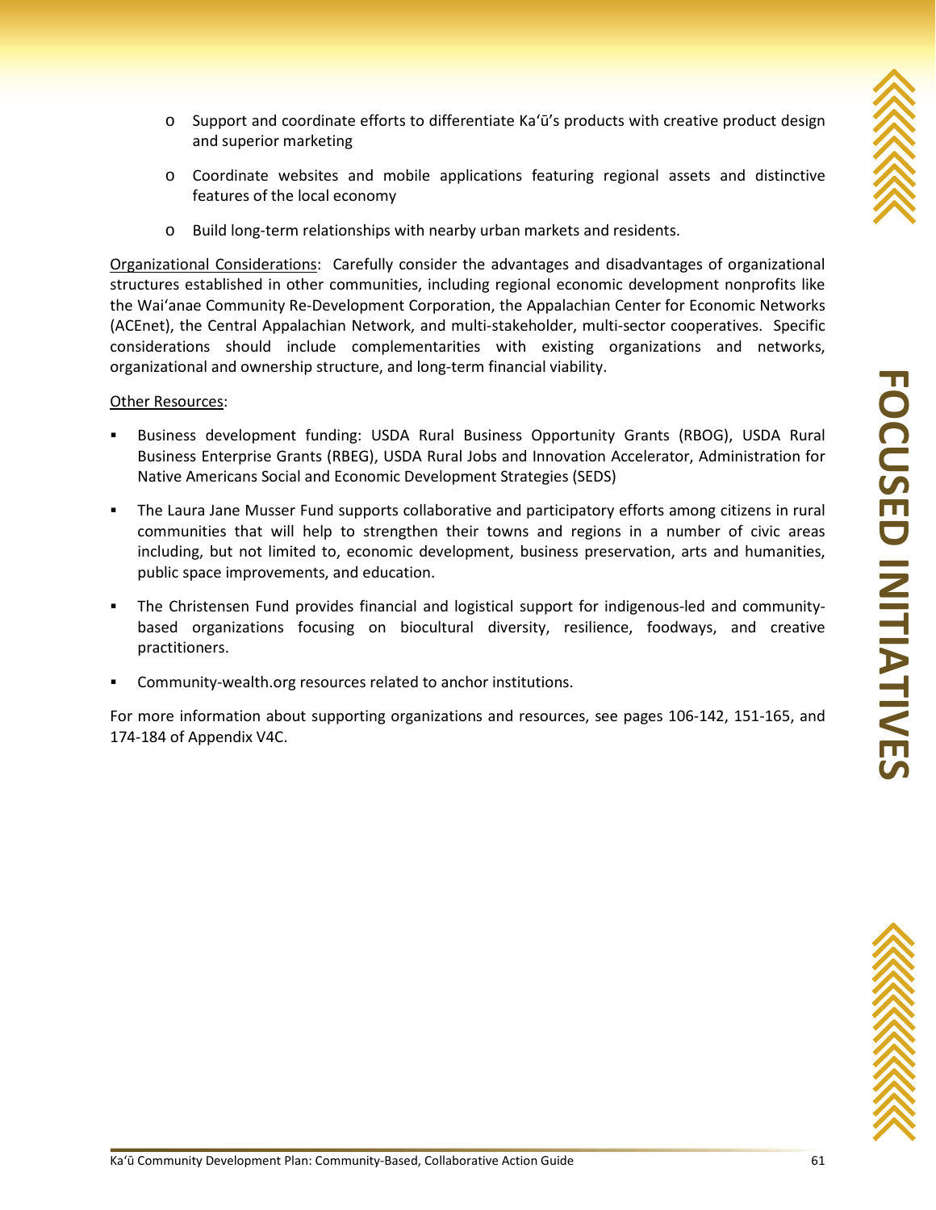- Support and coordinate efforts to differentiate Kaʻū's products with creative product design and superior marketing
   - Coordinate websites and mobile applications featuring regional assets and distinctive features of the local economy
   - Build long-term relationships with nearby urban markets and residents.

<u>Organizational Considerations</u>: Carefully consider the advantages and disadvantages of organizational structures established in other communities, including regional economic development nonprofits like the Waiʻanae Community Re-Development Corporation, the Appalachian Center for Economic Networks (ACEnet), the Central Appalachian Network, and multi-stakeholder, multi-sector cooperatives. Specific considerations should include complementarities with existing organizations and networks, organizational and ownership structure, and long-term financial viability.

<u>Other Resources</u>:

- Business development funding: USDA Rural Business Opportunity Grants (RBOG), USDA Rural Business Enterprise Grants (RBEG), USDA Rural Jobs and Innovation Accelerator, Administration for Native Americans Social and Economic Development Strategies (SEDS)
- The Laura Jane Musser Fund supports collaborative and participatory efforts among citizens in rural communities that will help to strengthen their towns and regions in a number of civic areas including, but not limited to, economic development, business preservation, arts and humanities, public space improvements, and education.
- The Christensen Fund provides financial and logistical support for indigenous-led and community-based organizations focusing on biocultural diversity, resilience, foodways, and creative practitioners.
- Community-wealth.org resources related to anchor institutions.

For more information about supporting organizations and resources, see pages 106-142, 151-165, and 174-184 of Appendix V4C.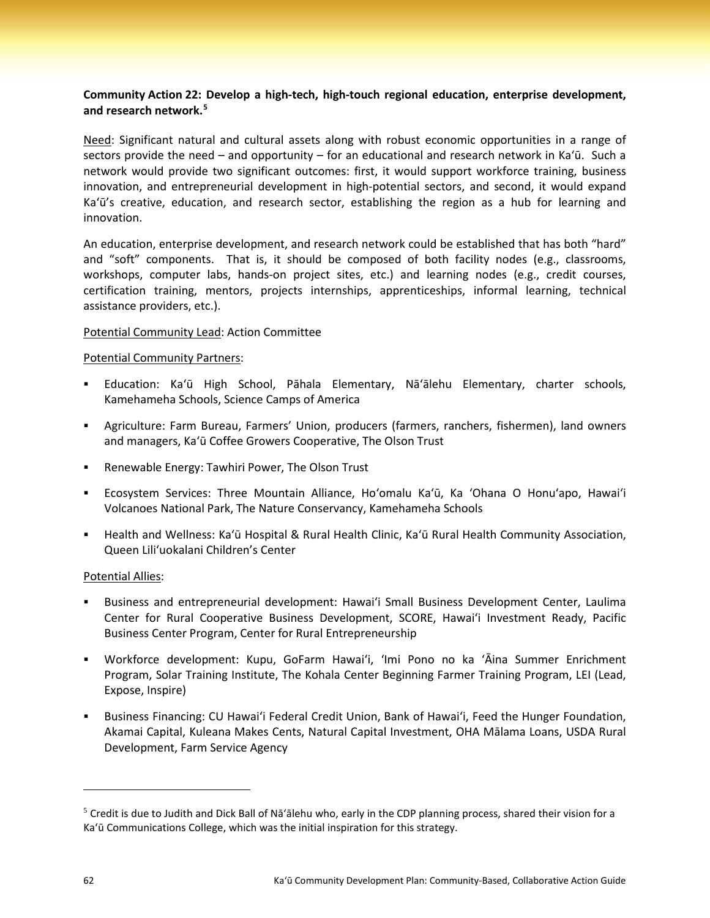**Community Action 22: Develop a high-tech, high-touch regional education, enterprise development, and research network.**[5]

Need: Significant natural and cultural assets along with robust economic opportunities in a range of sectors provide the need – and opportunity – for an educational and research network in Kaʻū. Such a network would provide two significant outcomes: first, it would support workforce training, business innovation, and entrepreneurial development in high-potential sectors, and second, it would expand Kaʻū's creative, education, and research sector, establishing the region as a hub for learning and innovation.

An education, enterprise development, and research network could be established that has both "hard" and "soft" components. That is, it should be composed of both facility nodes (e.g., classrooms, workshops, computer labs, hands-on project sites, etc.) and learning nodes (e.g., credit courses, certification training, mentors, projects internships, apprenticeships, informal learning, technical assistance providers, etc.).

Potential Community Lead: Action Committee

Potential Community Partners:

- Education: Kaʻū High School, Pāhala Elementary, Nāʻālehu Elementary, charter schools, Kamehameha Schools, Science Camps of America
- Agriculture: Farm Bureau, Farmers' Union, producers (farmers, ranchers, fishermen), land owners and managers, Kaʻū Coffee Growers Cooperative, The Olson Trust
- Renewable Energy: Tawhiri Power, The Olson Trust
- Ecosystem Services: Three Mountain Alliance, Hoʻomalu Kaʻū, Ka ʻOhana O Honuʻapo, Hawaiʻi Volcanoes National Park, The Nature Conservancy, Kamehameha Schools
- Health and Wellness: Kaʻū Hospital & Rural Health Clinic, Kaʻū Rural Health Community Association, Queen Liliʻuokalani Children's Center

Potential Allies:

- Business and entrepreneurial development: Hawaiʻi Small Business Development Center, Laulima Center for Rural Cooperative Business Development, SCORE, Hawaiʻi Investment Ready, Pacific Business Center Program, Center for Rural Entrepreneurship
- Workforce development: Kupu, GoFarm Hawaiʻi, ʻImi Pono no ka ʻĀina Summer Enrichment Program, Solar Training Institute, The Kohala Center Beginning Farmer Training Program, LEI (Lead, Expose, Inspire)
- Business Financing: CU Hawaiʻi Federal Credit Union, Bank of Hawaiʻi, Feed the Hunger Foundation, Akamai Capital, Kuleana Makes Cents, Natural Capital Investment, OHA Mālama Loans, USDA Rural Development, Farm Service Agency

---

[5] Credit is due to Judith and Dick Ball of Nāʻālehu who, early in the CDP planning process, shared their vision for a Kaʻū Communications College, which was the initial inspiration for this strategy.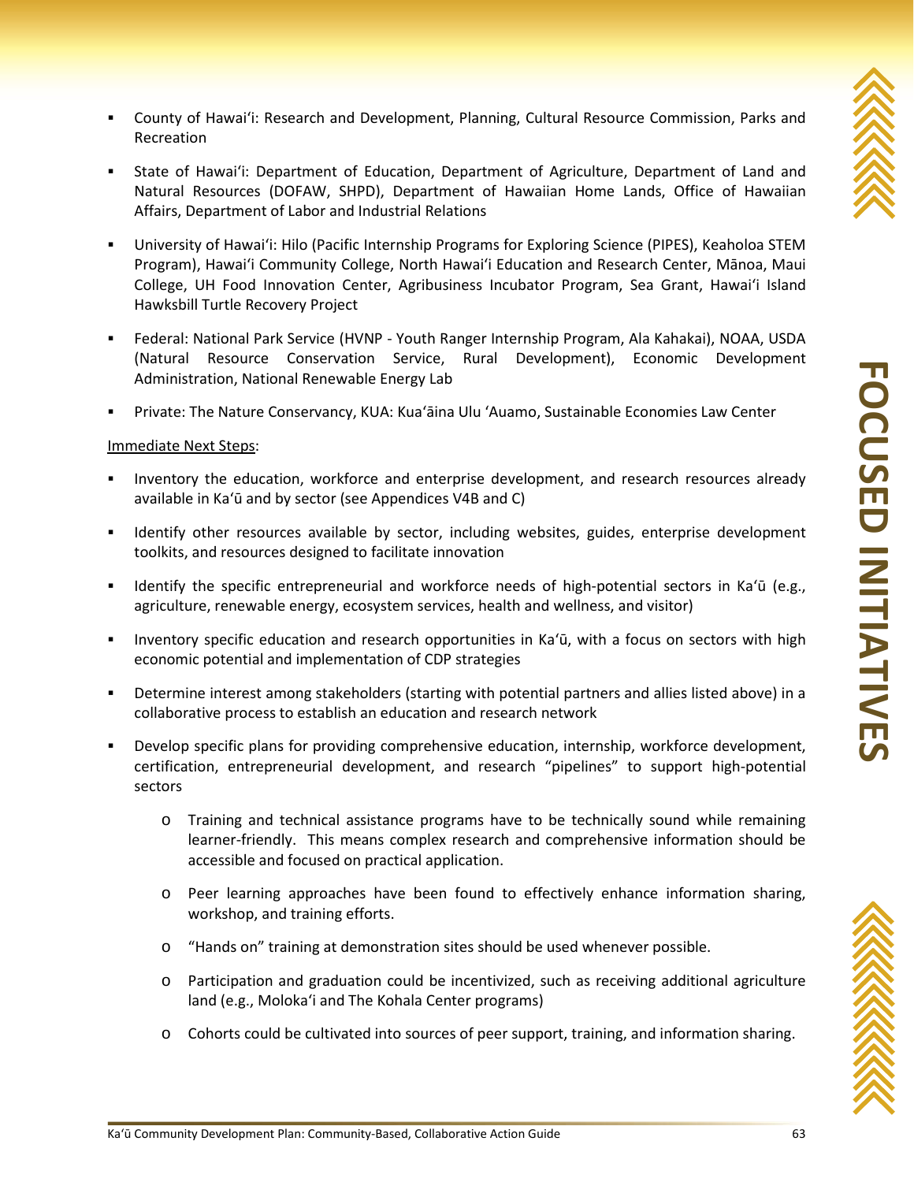- County of Hawaiʻi: Research and Development, Planning, Cultural Resource Commission, Parks and Recreation
- State of Hawaiʻi: Department of Education, Department of Agriculture, Department of Land and Natural Resources (DOFAW, SHPD), Department of Hawaiian Home Lands, Office of Hawaiian Affairs, Department of Labor and Industrial Relations
- University of Hawaiʻi: Hilo (Pacific Internship Programs for Exploring Science (PIPES), Keaholoa STEM Program), Hawaiʻi Community College, North Hawaiʻi Education and Research Center, Mānoa, Maui College, UH Food Innovation Center, Agribusiness Incubator Program, Sea Grant, Hawaiʻi Island Hawksbill Turtle Recovery Project
- Federal: National Park Service (HVNP - Youth Ranger Internship Program, Ala Kahakai), NOAA, USDA (Natural Resource Conservation Service, Rural Development), Economic Development Administration, National Renewable Energy Lab
- Private: The Nature Conservancy, KUA: Kuaʻāina Ulu ʻAuamo, Sustainable Economies Law Center

Immediate Next Steps:

- Inventory the education, workforce and enterprise development, and research resources already available in Kaʻū and by sector (see Appendices V4B and C)
- Identify other resources available by sector, including websites, guides, enterprise development toolkits, and resources designed to facilitate innovation
- Identify the specific entrepreneurial and workforce needs of high-potential sectors in Kaʻū (e.g., agriculture, renewable energy, ecosystem services, health and wellness, and visitor)
- Inventory specific education and research opportunities in Kaʻū, with a focus on sectors with high economic potential and implementation of CDP strategies
- Determine interest among stakeholders (starting with potential partners and allies listed above) in a collaborative process to establish an education and research network
- Develop specific plans for providing comprehensive education, internship, workforce development, certification, entrepreneurial development, and research "pipelines" to support high-potential sectors
  - Training and technical assistance programs have to be technically sound while remaining learner-friendly. This means complex research and comprehensive information should be accessible and focused on practical application.
  - Peer learning approaches have been found to effectively enhance information sharing, workshop, and training efforts.
  - "Hands on" training at demonstration sites should be used whenever possible.
  - Participation and graduation could be incentivized, such as receiving additional agriculture land (e.g., Molokaʻi and The Kohala Center programs)
  - Cohorts could be cultivated into sources of peer support, training, and information sharing.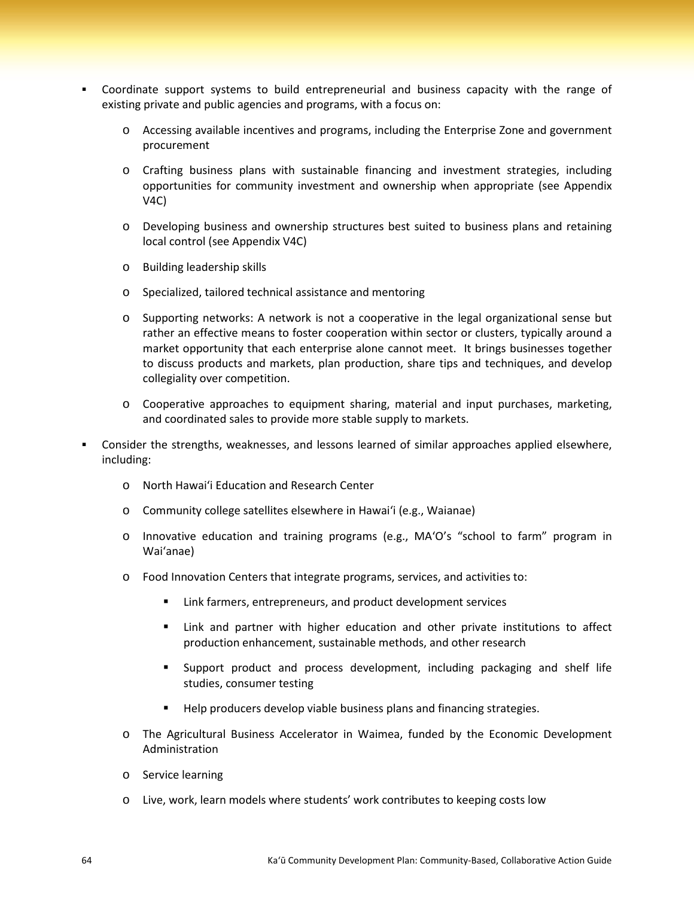- Coordinate support systems to build entrepreneurial and business capacity with the range of existing private and public agencies and programs, with a focus on:
    - Accessing available incentives and programs, including the Enterprise Zone and government procurement
    - Crafting business plans with sustainable financing and investment strategies, including opportunities for community investment and ownership when appropriate (see Appendix V4C)
    - Developing business and ownership structures best suited to business plans and retaining local control (see Appendix V4C)
    - Building leadership skills
    - Specialized, tailored technical assistance and mentoring
    - Supporting networks: A network is not a cooperative in the legal organizational sense but rather an effective means to foster cooperation within sector or clusters, typically around a market opportunity that each enterprise alone cannot meet. It brings businesses together to discuss products and markets, plan production, share tips and techniques, and develop collegiality over competition.
    - Cooperative approaches to equipment sharing, material and input purchases, marketing, and coordinated sales to provide more stable supply to markets.
- Consider the strengths, weaknesses, and lessons learned of similar approaches applied elsewhere, including:
    - North Hawaiʻi Education and Research Center
    - Community college satellites elsewhere in Hawaiʻi (e.g., Waianae)
    - Innovative education and training programs (e.g., MAʻOʼs "school to farm" program in Waiʻanae)
    - Food Innovation Centers that integrate programs, services, and activities to:
        - Link farmers, entrepreneurs, and product development services
        - Link and partner with higher education and other private institutions to affect production enhancement, sustainable methods, and other research
        - Support product and process development, including packaging and shelf life studies, consumer testing
        - Help producers develop viable business plans and financing strategies.
    - The Agricultural Business Accelerator in Waimea, funded by the Economic Development Administration
    - Service learning
    - Live, work, learn models where students' work contributes to keeping costs low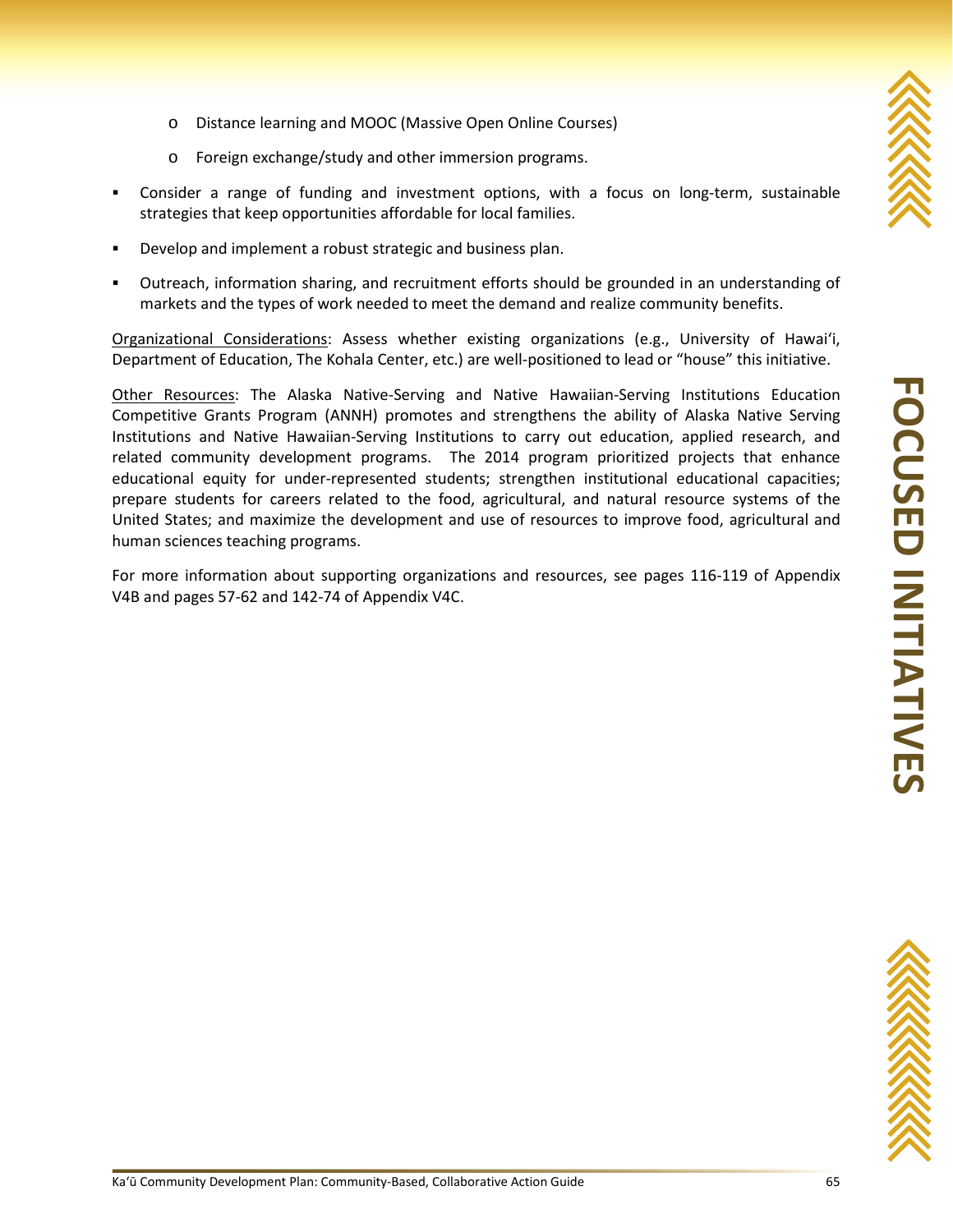- Distance learning and MOOC (Massive Open Online Courses)
  - Foreign exchange/study and other immersion programs.

- Consider a range of funding and investment options, with a focus on long-term, sustainable strategies that keep opportunities affordable for local families.
- Develop and implement a robust strategic and business plan.
- Outreach, information sharing, and recruitment efforts should be grounded in an understanding of markets and the types of work needed to meet the demand and realize community benefits.

<u>Organizational Considerations</u>: Assess whether existing organizations (e.g., University of Hawaiʻi, Department of Education, The Kohala Center, etc.) are well-positioned to lead or "house" this initiative.

<u>Other Resources</u>: The Alaska Native-Serving and Native Hawaiian-Serving Institutions Education Competitive Grants Program (ANNH) promotes and strengthens the ability of Alaska Native Serving Institutions and Native Hawaiian-Serving Institutions to carry out education, applied research, and related community development programs. The 2014 program prioritized projects that enhance educational equity for under-represented students; strengthen institutional educational capacities; prepare students for careers related to the food, agricultural, and natural resource systems of the United States; and maximize the development and use of resources to improve food, agricultural and human sciences teaching programs.

For more information about supporting organizations and resources, see pages 116-119 of Appendix V4B and pages 57-62 and 142-74 of Appendix V4C.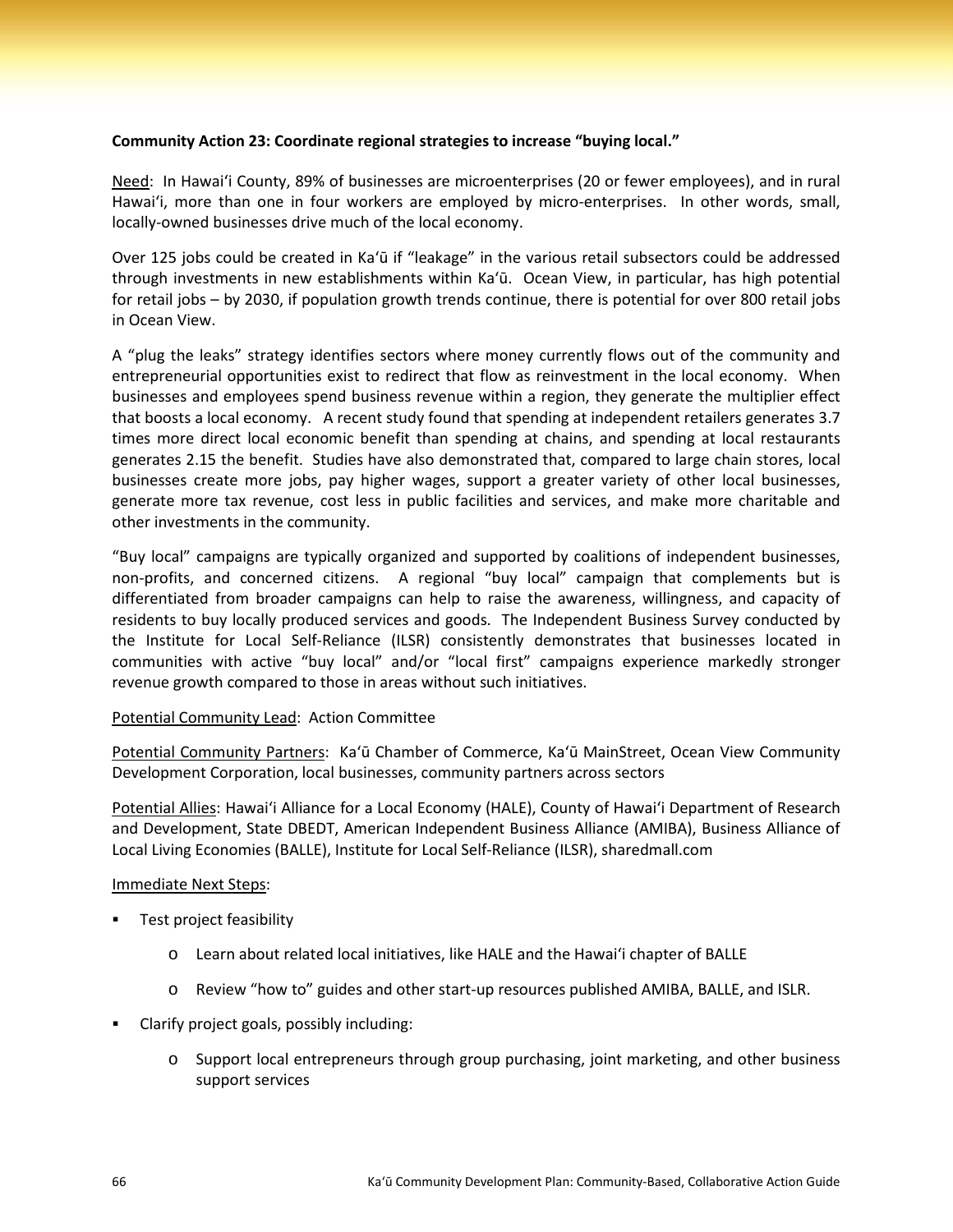**Community Action 23: Coordinate regional strategies to increase "buying local."**

Need: In Hawaiʻi County, 89% of businesses are microenterprises (20 or fewer employees), and in rural Hawaiʻi, more than one in four workers are employed by micro-enterprises. In other words, small, locally-owned businesses drive much of the local economy.

Over 125 jobs could be created in Kaʻū if "leakage" in the various retail subsectors could be addressed through investments in new establishments within Kaʻū. Ocean View, in particular, has high potential for retail jobs – by 2030, if population growth trends continue, there is potential for over 800 retail jobs in Ocean View.

A "plug the leaks" strategy identifies sectors where money currently flows out of the community and entrepreneurial opportunities exist to redirect that flow as reinvestment in the local economy. When businesses and employees spend business revenue within a region, they generate the multiplier effect that boosts a local economy. A recent study found that spending at independent retailers generates 3.7 times more direct local economic benefit than spending at chains, and spending at local restaurants generates 2.15 the benefit. Studies have also demonstrated that, compared to large chain stores, local businesses create more jobs, pay higher wages, support a greater variety of other local businesses, generate more tax revenue, cost less in public facilities and services, and make more charitable and other investments in the community.

"Buy local" campaigns are typically organized and supported by coalitions of independent businesses, non-profits, and concerned citizens. A regional "buy local" campaign that complements but is differentiated from broader campaigns can help to raise the awareness, willingness, and capacity of residents to buy locally produced services and goods. The Independent Business Survey conducted by the Institute for Local Self-Reliance (ILSR) consistently demonstrates that businesses located in communities with active "buy local" and/or "local first" campaigns experience markedly stronger revenue growth compared to those in areas without such initiatives.

Potential Community Lead: Action Committee

Potential Community Partners: Kaʻū Chamber of Commerce, Kaʻū MainStreet, Ocean View Community Development Corporation, local businesses, community partners across sectors

Potential Allies: Hawaiʻi Alliance for a Local Economy (HALE), County of Hawaiʻi Department of Research and Development, State DBEDT, American Independent Business Alliance (AMIBA), Business Alliance of Local Living Economies (BALLE), Institute for Local Self-Reliance (ILSR), sharedmall.com

Immediate Next Steps:

- Test project feasibility
  - Learn about related local initiatives, like HALE and the Hawaiʻi chapter of BALLE
  - Review "how to" guides and other start-up resources published AMIBA, BALLE, and ISLR.
- Clarify project goals, possibly including:
  - Support local entrepreneurs through group purchasing, joint marketing, and other business support services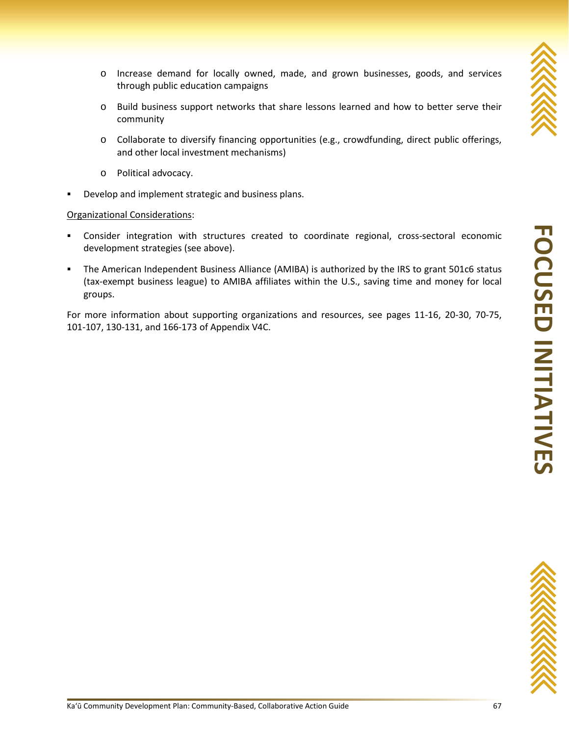- Increase demand for locally owned, made, and grown businesses, goods, and services through public education campaigns
  - Build business support networks that share lessons learned and how to better serve their community
  - Collaborate to diversify financing opportunities (e.g., crowdfunding, direct public offerings, and other local investment mechanisms)
  - Political advocacy.
- Develop and implement strategic and business plans.

<u>Organizational Considerations</u>:

- Consider integration with structures created to coordinate regional, cross-sectoral economic development strategies (see above).
- The American Independent Business Alliance (AMIBA) is authorized by the IRS to grant 501c6 status (tax-exempt business league) to AMIBA affiliates within the U.S., saving time and money for local groups.

For more information about supporting organizations and resources, see pages 11-16, 20-30, 70-75, 101-107, 130-131, and 166-173 of Appendix V4C.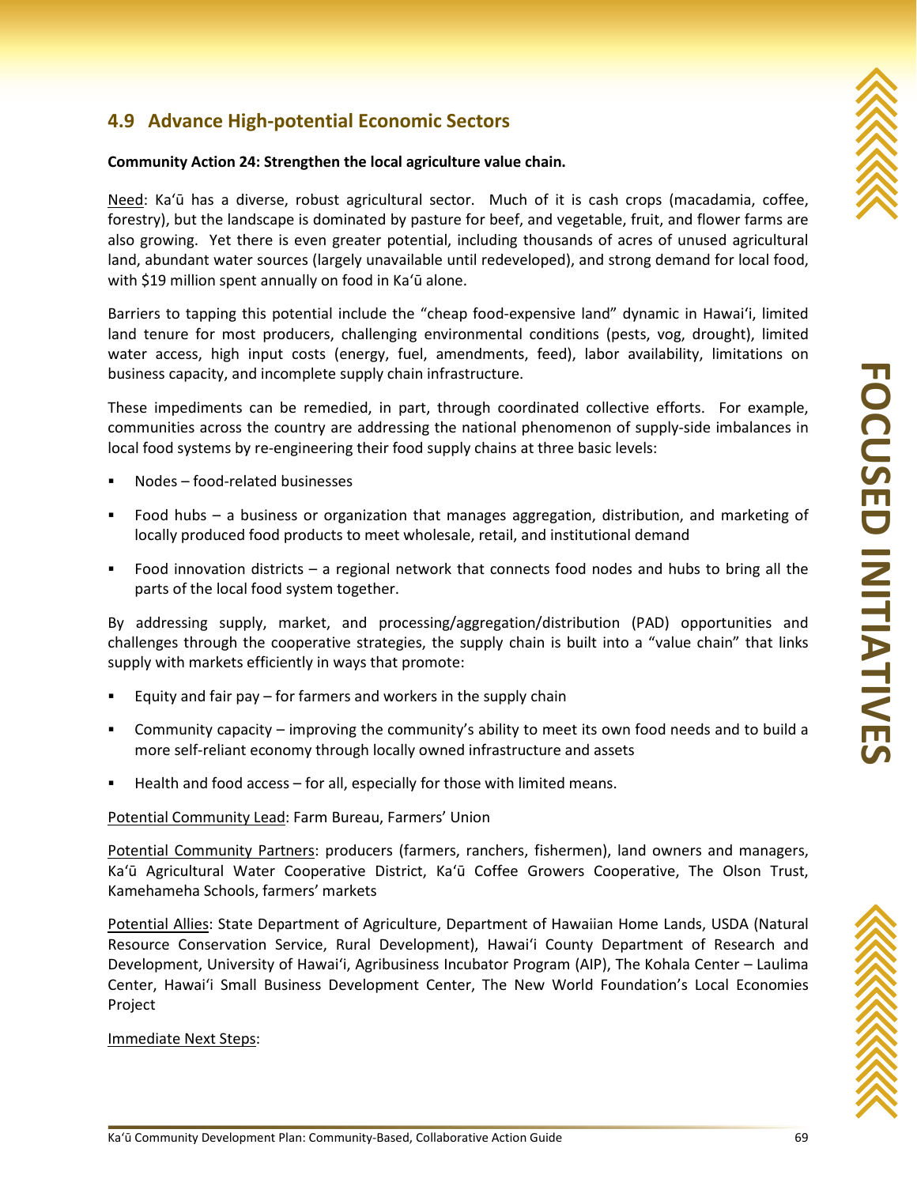## 4.9 Advance High-potential Economic Sectors

**Community Action 24: Strengthen the local agriculture value chain.**

Need: Kaʻū has a diverse, robust agricultural sector. Much of it is cash crops (macadamia, coffee, forestry), but the landscape is dominated by pasture for beef, and vegetable, fruit, and flower farms are also growing. Yet there is even greater potential, including thousands of acres of unused agricultural land, abundant water sources (largely unavailable until redeveloped), and strong demand for local food, with $19 million spent annually on food in Kaʻū alone.

Barriers to tapping this potential include the "cheap food-expensive land" dynamic in Hawaiʻi, limited land tenure for most producers, challenging environmental conditions (pests, vog, drought), limited water access, high input costs (energy, fuel, amendments, feed), labor availability, limitations on business capacity, and incomplete supply chain infrastructure.

These impediments can be remedied, in part, through coordinated collective efforts. For example, communities across the country are addressing the national phenomenon of supply-side imbalances in local food systems by re-engineering their food supply chains at three basic levels:

- Nodes – food-related businesses
- Food hubs – a business or organization that manages aggregation, distribution, and marketing of locally produced food products to meet wholesale, retail, and institutional demand
- Food innovation districts – a regional network that connects food nodes and hubs to bring all the parts of the local food system together.

By addressing supply, market, and processing/aggregation/distribution (PAD) opportunities and challenges through the cooperative strategies, the supply chain is built into a "value chain" that links supply with markets efficiently in ways that promote:

- Equity and fair pay – for farmers and workers in the supply chain
- Community capacity – improving the community's ability to meet its own food needs and to build a more self-reliant economy through locally owned infrastructure and assets
- Health and food access – for all, especially for those with limited means.

Potential Community Lead: Farm Bureau, Farmers' Union

Potential Community Partners: producers (farmers, ranchers, fishermen), land owners and managers, Kaʻū Agricultural Water Cooperative District, Kaʻū Coffee Growers Cooperative, The Olson Trust, Kamehameha Schools, farmers' markets

Potential Allies: State Department of Agriculture, Department of Hawaiian Home Lands, USDA (Natural Resource Conservation Service, Rural Development), Hawaiʻi County Department of Research and Development, University of Hawaiʻi, Agribusiness Incubator Program (AIP), The Kohala Center – Laulima Center, Hawaiʻi Small Business Development Center, The New World Foundation's Local Economies Project

Immediate Next Steps: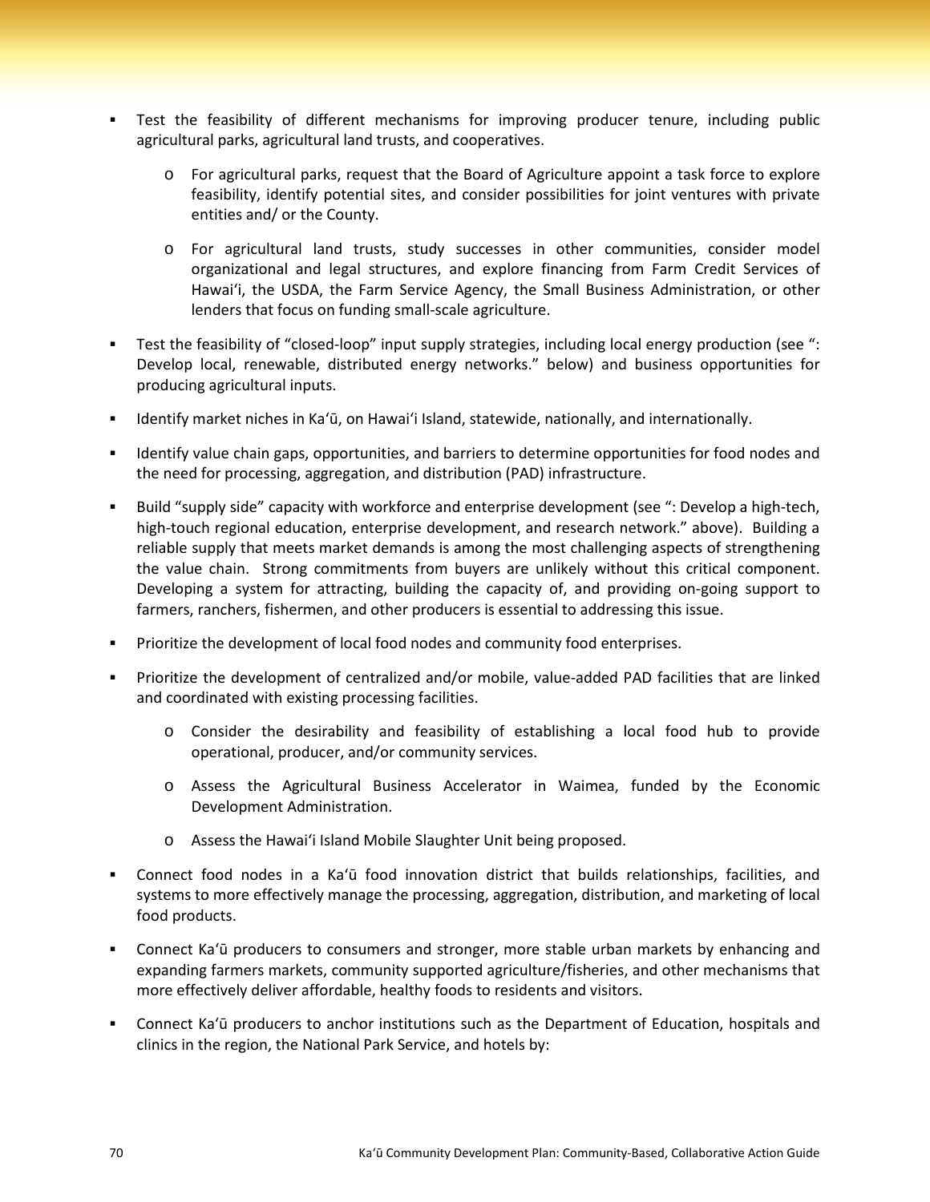- Test the feasibility of different mechanisms for improving producer tenure, including public agricultural parks, agricultural land trusts, and cooperatives.
  - For agricultural parks, request that the Board of Agriculture appoint a task force to explore feasibility, identify potential sites, and consider possibilities for joint ventures with private entities and/ or the County.
  - For agricultural land trusts, study successes in other communities, consider model organizational and legal structures, and explore financing from Farm Credit Services of Hawaiʻi, the USDA, the Farm Service Agency, the Small Business Administration, or other lenders that focus on funding small-scale agriculture.
- Test the feasibility of "closed-loop" input supply strategies, including local energy production (see ": Develop local, renewable, distributed energy networks." below) and business opportunities for producing agricultural inputs.
- Identify market niches in Kaʻū, on Hawaiʻi Island, statewide, nationally, and internationally.
- Identify value chain gaps, opportunities, and barriers to determine opportunities for food nodes and the need for processing, aggregation, and distribution (PAD) infrastructure.
- Build "supply side" capacity with workforce and enterprise development (see ": Develop a high-tech, high-touch regional education, enterprise development, and research network." above). Building a reliable supply that meets market demands is among the most challenging aspects of strengthening the value chain. Strong commitments from buyers are unlikely without this critical component. Developing a system for attracting, building the capacity of, and providing on-going support to farmers, ranchers, fishermen, and other producers is essential to addressing this issue.
- Prioritize the development of local food nodes and community food enterprises.
- Prioritize the development of centralized and/or mobile, value-added PAD facilities that are linked and coordinated with existing processing facilities.
  - Consider the desirability and feasibility of establishing a local food hub to provide operational, producer, and/or community services.
  - Assess the Agricultural Business Accelerator in Waimea, funded by the Economic Development Administration.
  - Assess the Hawaiʻi Island Mobile Slaughter Unit being proposed.
- Connect food nodes in a Kaʻū food innovation district that builds relationships, facilities, and systems to more effectively manage the processing, aggregation, distribution, and marketing of local food products.
- Connect Kaʻū producers to consumers and stronger, more stable urban markets by enhancing and expanding farmers markets, community supported agriculture/fisheries, and other mechanisms that more effectively deliver affordable, healthy foods to residents and visitors.
- Connect Kaʻū producers to anchor institutions such as the Department of Education, hospitals and clinics in the region, the National Park Service, and hotels by: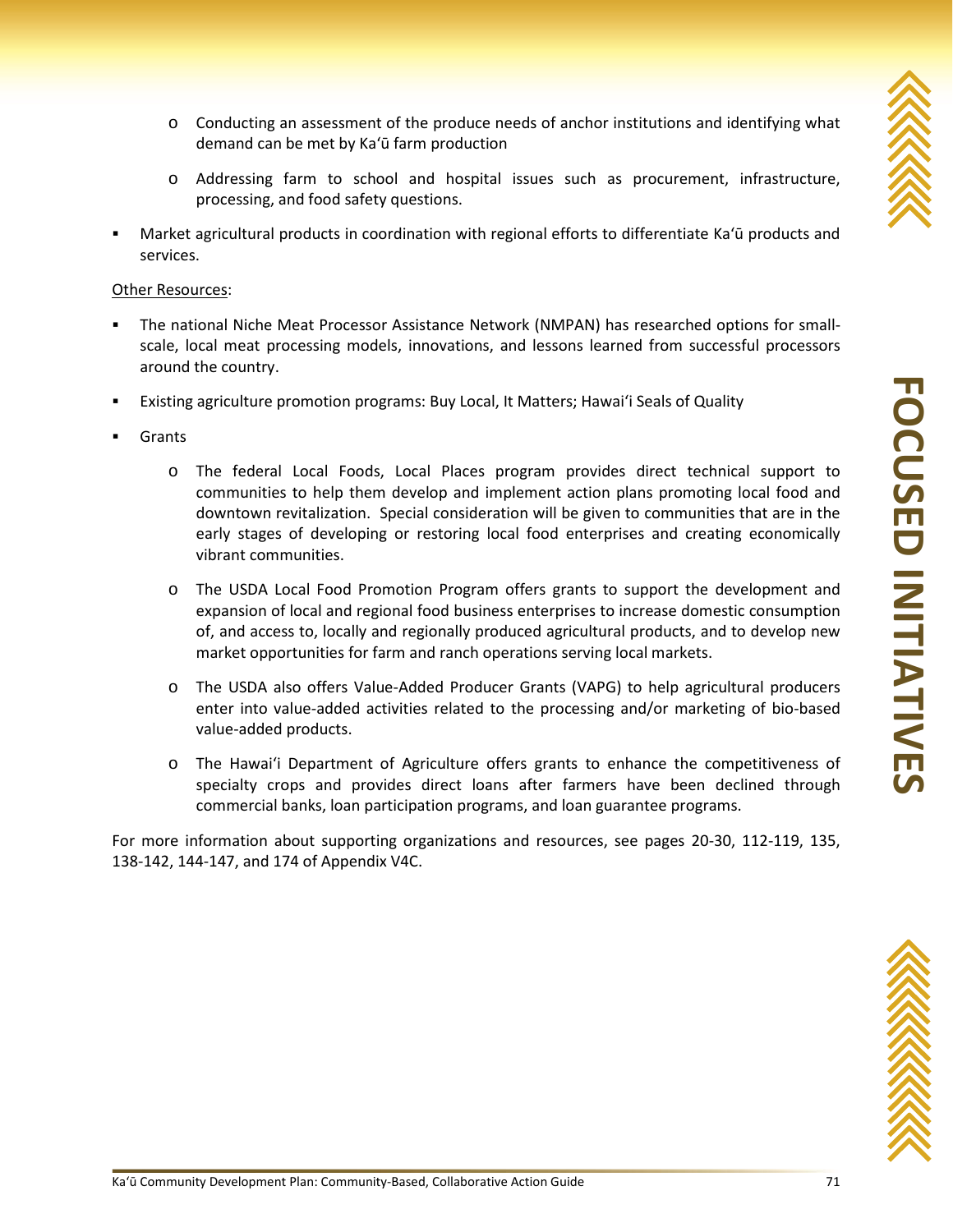- Conducting an assessment of the produce needs of anchor institutions and identifying what demand can be met by Kaʻū farm production
  - Addressing farm to school and hospital issues such as procurement, infrastructure, processing, and food safety questions.
- Market agricultural products in coordination with regional efforts to differentiate Kaʻū products and services.

Other Resources:

- The national Niche Meat Processor Assistance Network (NMPAN) has researched options for small-scale, local meat processing models, innovations, and lessons learned from successful processors around the country.
- Existing agriculture promotion programs: Buy Local, It Matters; Hawaiʻi Seals of Quality
- Grants
  - The federal Local Foods, Local Places program provides direct technical support to communities to help them develop and implement action plans promoting local food and downtown revitalization. Special consideration will be given to communities that are in the early stages of developing or restoring local food enterprises and creating economically vibrant communities.
  - The USDA Local Food Promotion Program offers grants to support the development and expansion of local and regional food business enterprises to increase domestic consumption of, and access to, locally and regionally produced agricultural products, and to develop new market opportunities for farm and ranch operations serving local markets.
  - The USDA also offers Value-Added Producer Grants (VAPG) to help agricultural producers enter into value-added activities related to the processing and/or marketing of bio-based value-added products.
  - The Hawaiʻi Department of Agriculture offers grants to enhance the competitiveness of specialty crops and provides direct loans after farmers have been declined through commercial banks, loan participation programs, and loan guarantee programs.

For more information about supporting organizations and resources, see pages 20-30, 112-119, 135, 138-142, 144-147, and 174 of Appendix V4C.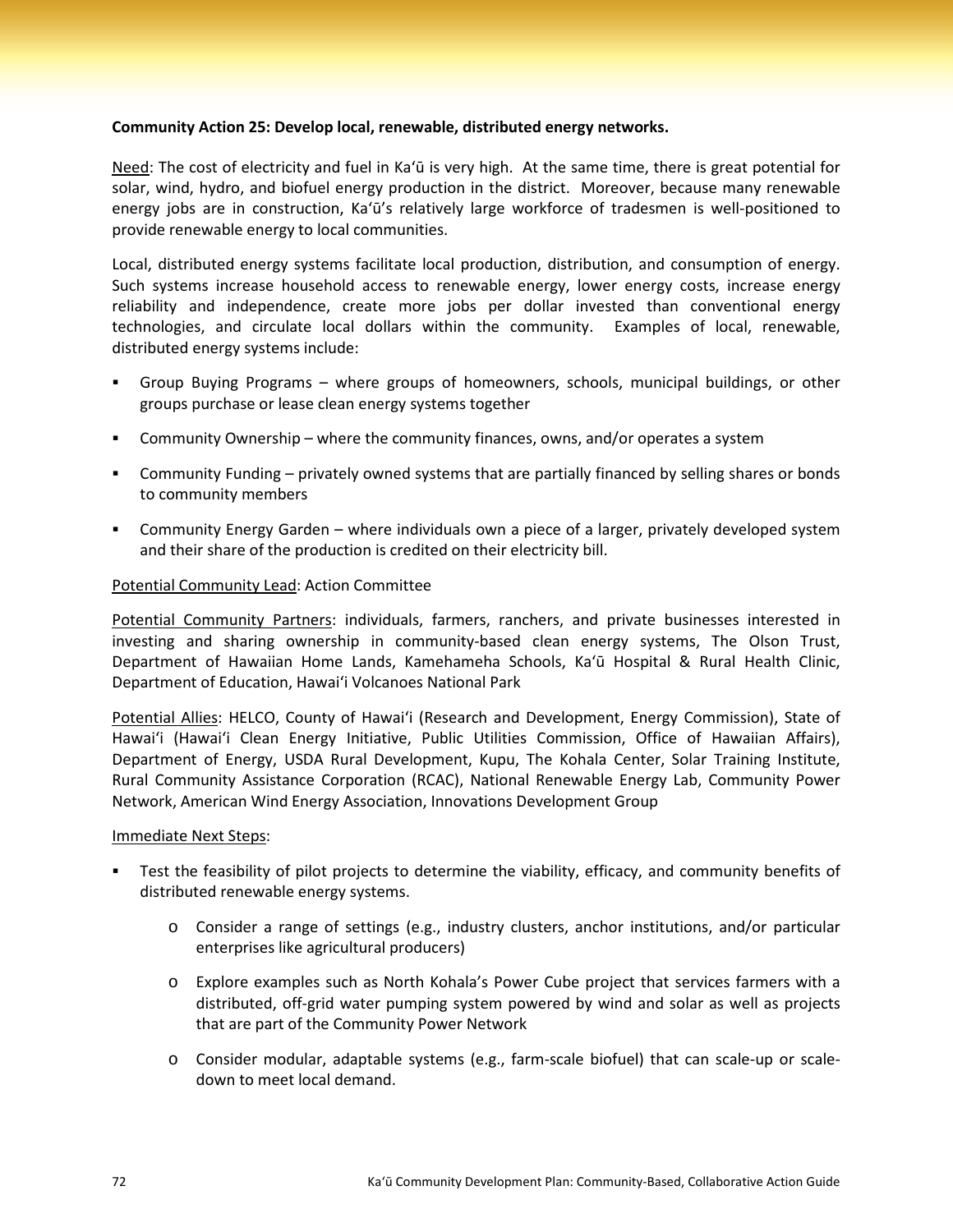**Community Action 25: Develop local, renewable, distributed energy networks.**

Need: The cost of electricity and fuel in Kaʻū is very high. At the same time, there is great potential for solar, wind, hydro, and biofuel energy production in the district. Moreover, because many renewable energy jobs are in construction, Kaʻū's relatively large workforce of tradesmen is well-positioned to provide renewable energy to local communities.

Local, distributed energy systems facilitate local production, distribution, and consumption of energy. Such systems increase household access to renewable energy, lower energy costs, increase energy reliability and independence, create more jobs per dollar invested than conventional energy technologies, and circulate local dollars within the community. Examples of local, renewable, distributed energy systems include:

- Group Buying Programs – where groups of homeowners, schools, municipal buildings, or other groups purchase or lease clean energy systems together
- Community Ownership – where the community finances, owns, and/or operates a system
- Community Funding – privately owned systems that are partially financed by selling shares or bonds to community members
- Community Energy Garden – where individuals own a piece of a larger, privately developed system and their share of the production is credited on their electricity bill.

Potential Community Lead: Action Committee

Potential Community Partners: individuals, farmers, ranchers, and private businesses interested in investing and sharing ownership in community-based clean energy systems, The Olson Trust, Department of Hawaiian Home Lands, Kamehameha Schools, Kaʻū Hospital & Rural Health Clinic, Department of Education, Hawaiʻi Volcanoes National Park

Potential Allies: HELCO, County of Hawaiʻi (Research and Development, Energy Commission), State of Hawaiʻi (Hawaiʻi Clean Energy Initiative, Public Utilities Commission, Office of Hawaiian Affairs), Department of Energy, USDA Rural Development, Kupu, The Kohala Center, Solar Training Institute, Rural Community Assistance Corporation (RCAC), National Renewable Energy Lab, Community Power Network, American Wind Energy Association, Innovations Development Group

Immediate Next Steps:

- Test the feasibility of pilot projects to determine the viability, efficacy, and community benefits of distributed renewable energy systems.
  - Consider a range of settings (e.g., industry clusters, anchor institutions, and/or particular enterprises like agricultural producers)
  - Explore examples such as North Kohala's Power Cube project that services farmers with a distributed, off-grid water pumping system powered by wind and solar as well as projects that are part of the Community Power Network
  - Consider modular, adaptable systems (e.g., farm-scale biofuel) that can scale-up or scale-down to meet local demand.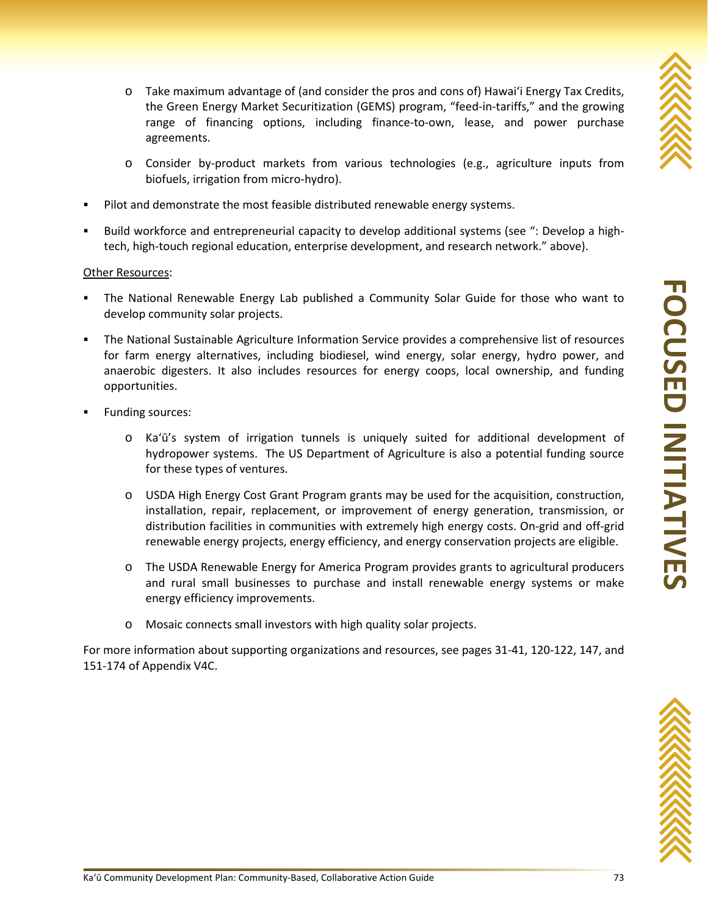- Take maximum advantage of (and consider the pros and cons of) Hawaiʻi Energy Tax Credits, the Green Energy Market Securitization (GEMS) program, "feed-in-tariffs," and the growing range of financing options, including finance-to-own, lease, and power purchase agreements.
  - Consider by-product markets from various technologies (e.g., agriculture inputs from biofuels, irrigation from micro-hydro).
- Pilot and demonstrate the most feasible distributed renewable energy systems.
- Build workforce and entrepreneurial capacity to develop additional systems (see ": Develop a high-tech, high-touch regional education, enterprise development, and research network." above).

<u>Other Resources</u>:

- The National Renewable Energy Lab published a Community Solar Guide for those who want to develop community solar projects.
- The National Sustainable Agriculture Information Service provides a comprehensive list of resources for farm energy alternatives, including biodiesel, wind energy, solar energy, hydro power, and anaerobic digesters. It also includes resources for energy coops, local ownership, and funding opportunities.
- Funding sources:
  - Kaʻū's system of irrigation tunnels is uniquely suited for additional development of hydropower systems. The US Department of Agriculture is also a potential funding source for these types of ventures.
  - USDA High Energy Cost Grant Program grants may be used for the acquisition, construction, installation, repair, replacement, or improvement of energy generation, transmission, or distribution facilities in communities with extremely high energy costs. On-grid and off-grid renewable energy projects, energy efficiency, and energy conservation projects are eligible.
  - The USDA Renewable Energy for America Program provides grants to agricultural producers and rural small businesses to purchase and install renewable energy systems or make energy efficiency improvements.
  - Mosaic connects small investors with high quality solar projects.

For more information about supporting organizations and resources, see pages 31-41, 120-122, 147, and 151-174 of Appendix V4C.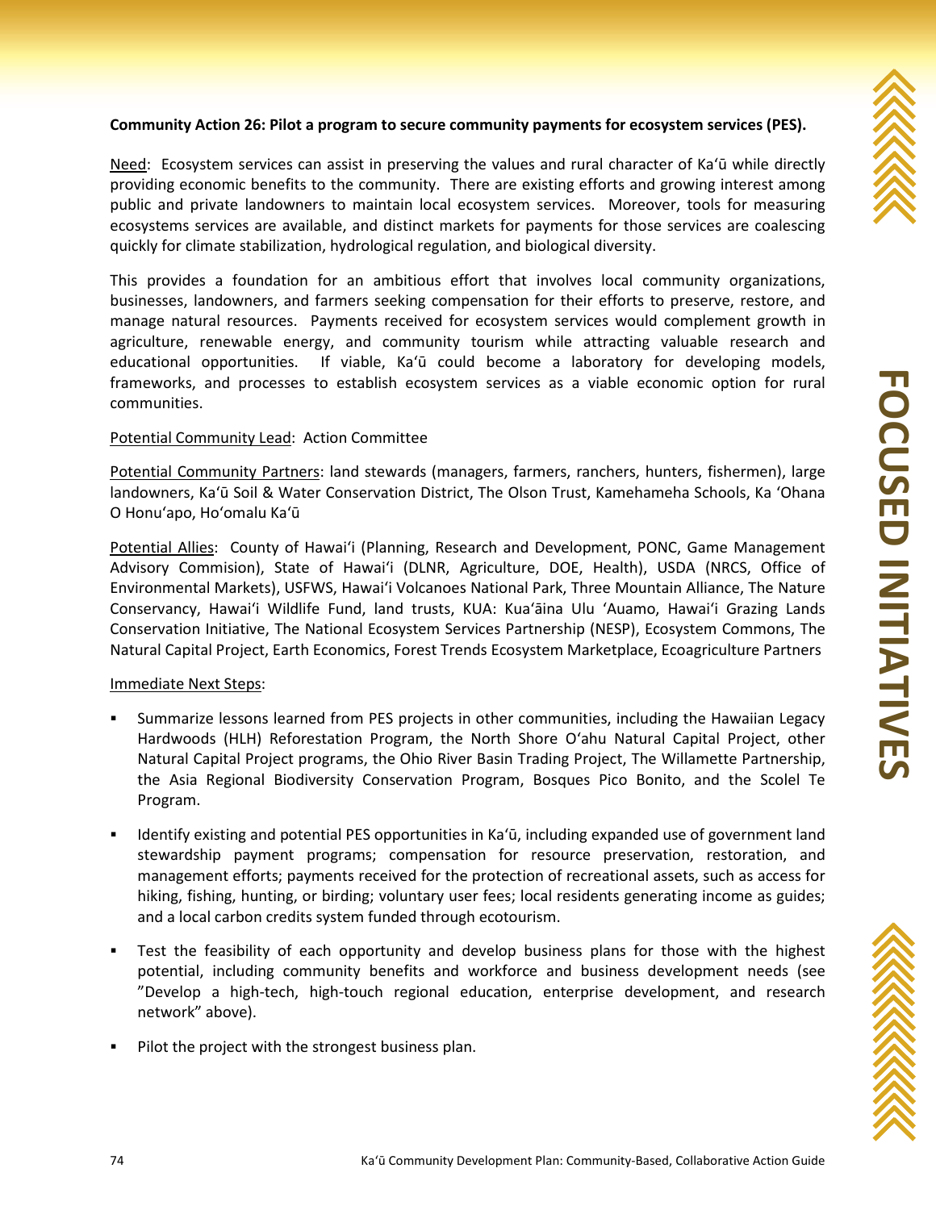**Community Action 26: Pilot a program to secure community payments for ecosystem services (PES).**

Need: Ecosystem services can assist in preserving the values and rural character of Ka'ū while directly providing economic benefits to the community. There are existing efforts and growing interest among public and private landowners to maintain local ecosystem services. Moreover, tools for measuring ecosystems services are available, and distinct markets for payments for those services are coalescing quickly for climate stabilization, hydrological regulation, and biological diversity.

This provides a foundation for an ambitious effort that involves local community organizations, businesses, landowners, and farmers seeking compensation for their efforts to preserve, restore, and manage natural resources. Payments received for ecosystem services would complement growth in agriculture, renewable energy, and community tourism while attracting valuable research and educational opportunities. If viable, Ka'ū could become a laboratory for developing models, frameworks, and processes to establish ecosystem services as a viable economic option for rural communities.

Potential Community Lead: Action Committee

Potential Community Partners: land stewards (managers, farmers, ranchers, hunters, fishermen), large landowners, Ka'ū Soil & Water Conservation District, The Olson Trust, Kamehameha Schools, Ka 'Ohana O Honu'apo, Ho'omalu Ka'ū

Potential Allies: County of Hawai'i (Planning, Research and Development, PONC, Game Management Advisory Commision), State of Hawai'i (DLNR, Agriculture, DOE, Health), USDA (NRCS, Office of Environmental Markets), USFWS, Hawai'i Volcanoes National Park, Three Mountain Alliance, The Nature Conservancy, Hawai'i Wildlife Fund, land trusts, KUA: Kua'āina Ulu 'Auamo, Hawai'i Grazing Lands Conservation Initiative, The National Ecosystem Services Partnership (NESP), Ecosystem Commons, The Natural Capital Project, Earth Economics, Forest Trends Ecosystem Marketplace, Ecoagriculture Partners

Immediate Next Steps:

- Summarize lessons learned from PES projects in other communities, including the Hawaiian Legacy Hardwoods (HLH) Reforestation Program, the North Shore O'ahu Natural Capital Project, other Natural Capital Project programs, the Ohio River Basin Trading Project, The Willamette Partnership, the Asia Regional Biodiversity Conservation Program, Bosques Pico Bonito, and the Scolel Te Program.
- Identify existing and potential PES opportunities in Ka'ū, including expanded use of government land stewardship payment programs; compensation for resource preservation, restoration, and management efforts; payments received for the protection of recreational assets, such as access for hiking, fishing, hunting, or birding; voluntary user fees; local residents generating income as guides; and a local carbon credits system funded through ecotourism.
- Test the feasibility of each opportunity and develop business plans for those with the highest potential, including community benefits and workforce and business development needs (see "Develop a high-tech, high-touch regional education, enterprise development, and research network" above).
- Pilot the project with the strongest business plan.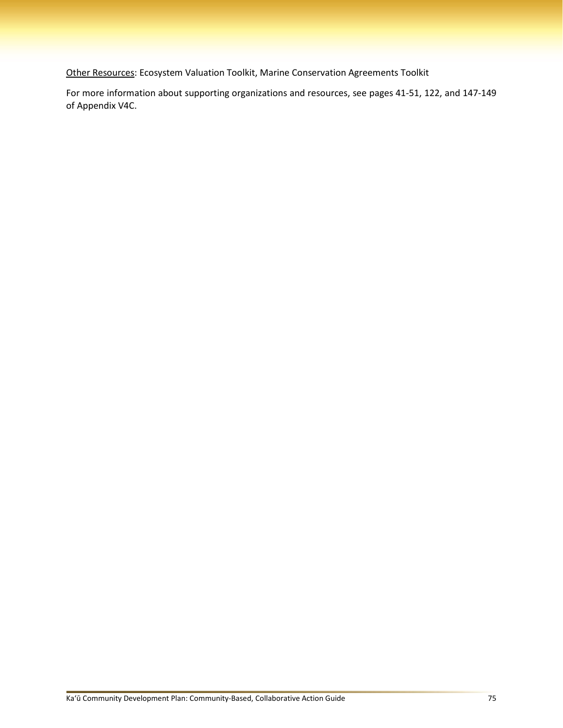<u>Other Resources</u>: Ecosystem Valuation Toolkit, Marine Conservation Agreements Toolkit

For more information about supporting organizations and resources, see pages 41-51, 122, and 147-149 of Appendix V4C.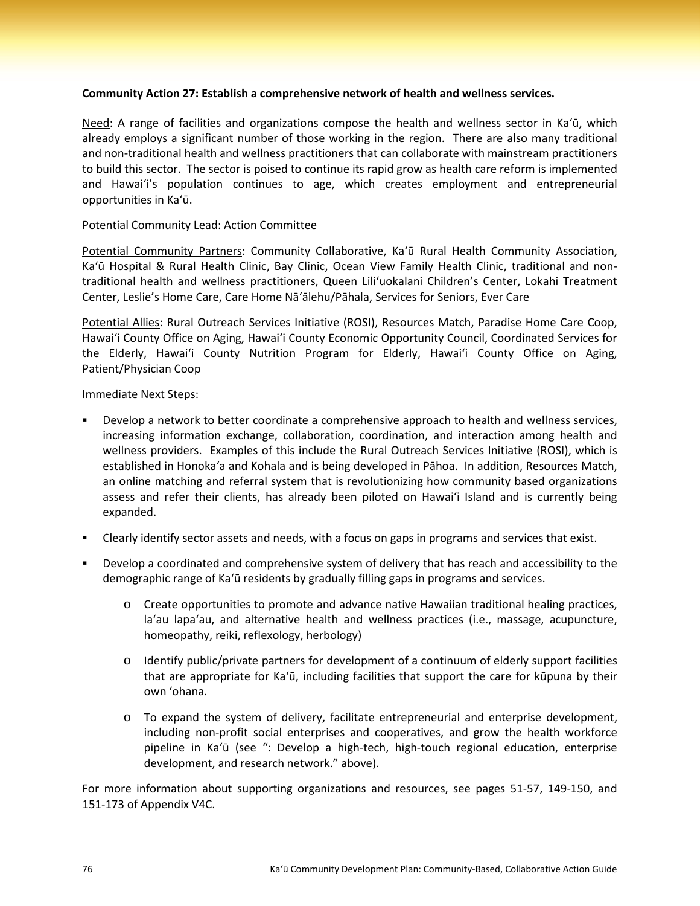**Community Action 27: Establish a comprehensive network of health and wellness services.**

Need: A range of facilities and organizations compose the health and wellness sector in Ka'ū, which already employs a significant number of those working in the region. There are also many traditional and non-traditional health and wellness practitioners that can collaborate with mainstream practitioners to build this sector. The sector is poised to continue its rapid grow as health care reform is implemented and Hawai'i's population continues to age, which creates employment and entrepreneurial opportunities in Ka'ū.

Potential Community Lead: Action Committee

Potential Community Partners: Community Collaborative, Ka'ū Rural Health Community Association, Ka'ū Hospital & Rural Health Clinic, Bay Clinic, Ocean View Family Health Clinic, traditional and non-traditional health and wellness practitioners, Queen Lili'uokalani Children's Center, Lokahi Treatment Center, Leslie's Home Care, Care Home Nā'ālehu/Pāhala, Services for Seniors, Ever Care

Potential Allies: Rural Outreach Services Initiative (ROSI), Resources Match, Paradise Home Care Coop, Hawai'i County Office on Aging, Hawai'i County Economic Opportunity Council, Coordinated Services for the Elderly, Hawai'i County Nutrition Program for Elderly, Hawai'i County Office on Aging, Patient/Physician Coop

Immediate Next Steps:

- Develop a network to better coordinate a comprehensive approach to health and wellness services, increasing information exchange, collaboration, coordination, and interaction among health and wellness providers. Examples of this include the Rural Outreach Services Initiative (ROSI), which is established in Honoka'a and Kohala and is being developed in Pāhoa. In addition, Resources Match, an online matching and referral system that is revolutionizing how community based organizations assess and refer their clients, has already been piloted on Hawai'i Island and is currently being expanded.
- Clearly identify sector assets and needs, with a focus on gaps in programs and services that exist.
- Develop a coordinated and comprehensive system of delivery that has reach and accessibility to the demographic range of Ka'ū residents by gradually filling gaps in programs and services.
  - Create opportunities to promote and advance native Hawaiian traditional healing practices, la'au lapa'au, and alternative health and wellness practices (i.e., massage, acupuncture, homeopathy, reiki, reflexology, herbology)
  - Identify public/private partners for development of a continuum of elderly support facilities that are appropriate for Ka'ū, including facilities that support the care for kūpuna by their own 'ohana.
  - To expand the system of delivery, facilitate entrepreneurial and enterprise development, including non-profit social enterprises and cooperatives, and grow the health workforce pipeline in Ka'ū (see ": Develop a high-tech, high-touch regional education, enterprise development, and research network." above).

For more information about supporting organizations and resources, see pages 51-57, 149-150, and 151-173 of Appendix V4C.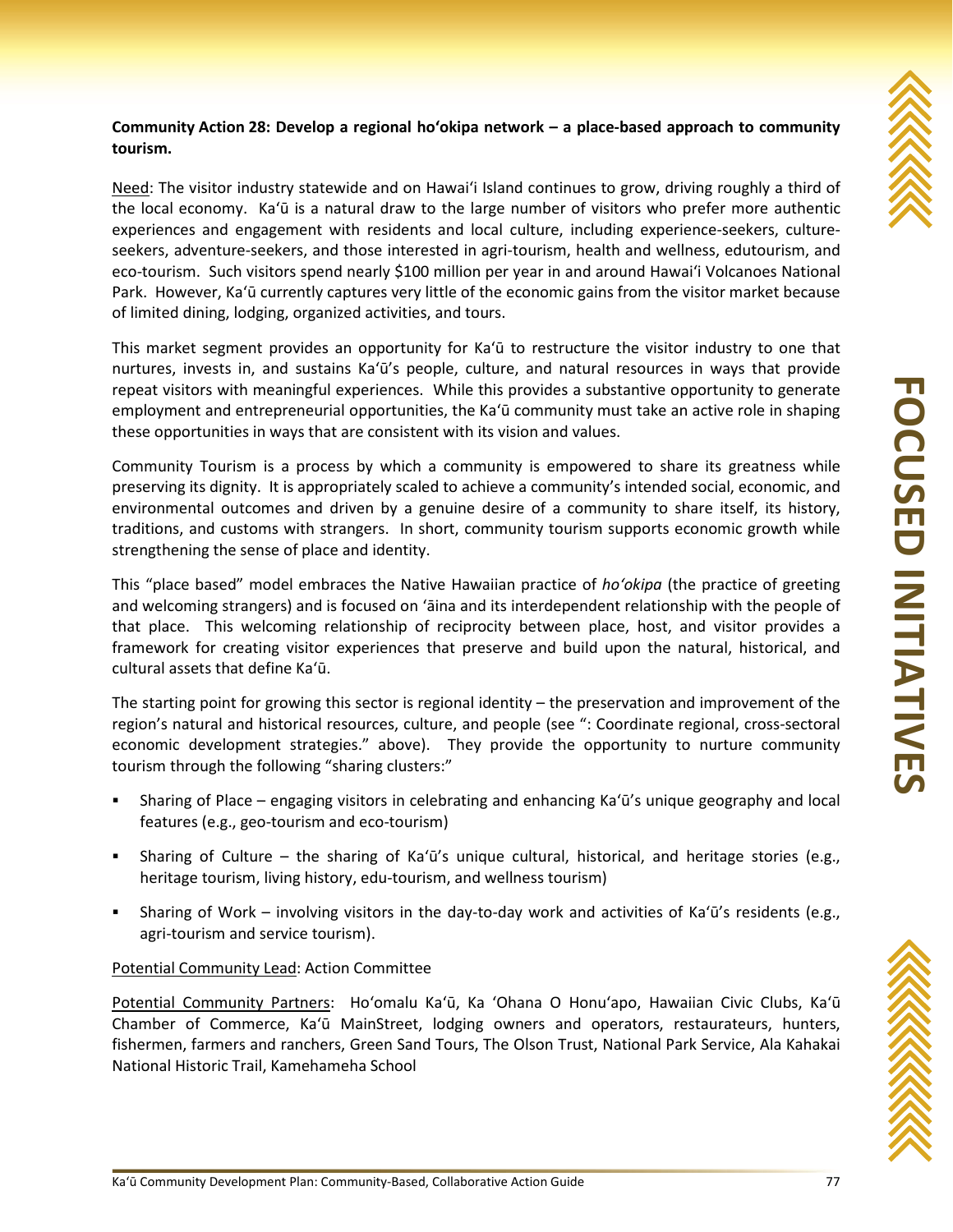**Community Action 28: Develop a regional hoʻokipa network – a place-based approach to community tourism.**

Need: The visitor industry statewide and on Hawaiʻi Island continues to grow, driving roughly a third of the local economy. Kaʻū is a natural draw to the large number of visitors who prefer more authentic experiences and engagement with residents and local culture, including experience-seekers, culture-seekers, adventure-seekers, and those interested in agri-tourism, health and wellness, edutourism, and eco-tourism. Such visitors spend nearly $100 million per year in and around Hawaiʻi Volcanoes National Park. However, Kaʻū currently captures very little of the economic gains from the visitor market because of limited dining, lodging, organized activities, and tours.

This market segment provides an opportunity for Kaʻū to restructure the visitor industry to one that nurtures, invests in, and sustains Kaʻū's people, culture, and natural resources in ways that provide repeat visitors with meaningful experiences. While this provides a substantive opportunity to generate employment and entrepreneurial opportunities, the Kaʻū community must take an active role in shaping these opportunities in ways that are consistent with its vision and values.

Community Tourism is a process by which a community is empowered to share its greatness while preserving its dignity. It is appropriately scaled to achieve a community's intended social, economic, and environmental outcomes and driven by a genuine desire of a community to share itself, its history, traditions, and customs with strangers. In short, community tourism supports economic growth while strengthening the sense of place and identity.

This "place based" model embraces the Native Hawaiian practice of *hoʻokipa* (the practice of greeting and welcoming strangers) and is focused on ʻāina and its interdependent relationship with the people of that place. This welcoming relationship of reciprocity between place, host, and visitor provides a framework for creating visitor experiences that preserve and build upon the natural, historical, and cultural assets that define Kaʻū.

The starting point for growing this sector is regional identity – the preservation and improvement of the region's natural and historical resources, culture, and people (see ": Coordinate regional, cross-sectoral economic development strategies." above). They provide the opportunity to nurture community tourism through the following "sharing clusters:"

- Sharing of Place – engaging visitors in celebrating and enhancing Kaʻū's unique geography and local features (e.g., geo-tourism and eco-tourism)
- Sharing of Culture – the sharing of Kaʻū's unique cultural, historical, and heritage stories (e.g., heritage tourism, living history, edu-tourism, and wellness tourism)
- Sharing of Work – involving visitors in the day-to-day work and activities of Kaʻū's residents (e.g., agri-tourism and service tourism).

Potential Community Lead: Action Committee

Potential Community Partners: Hoʻomalu Kaʻū, Ka ʻOhana O Honuʻapo, Hawaiian Civic Clubs, Kaʻū Chamber of Commerce, Kaʻū MainStreet, lodging owners and operators, restaurateurs, hunters, fishermen, farmers and ranchers, Green Sand Tours, The Olson Trust, National Park Service, Ala Kahakai National Historic Trail, Kamehameha School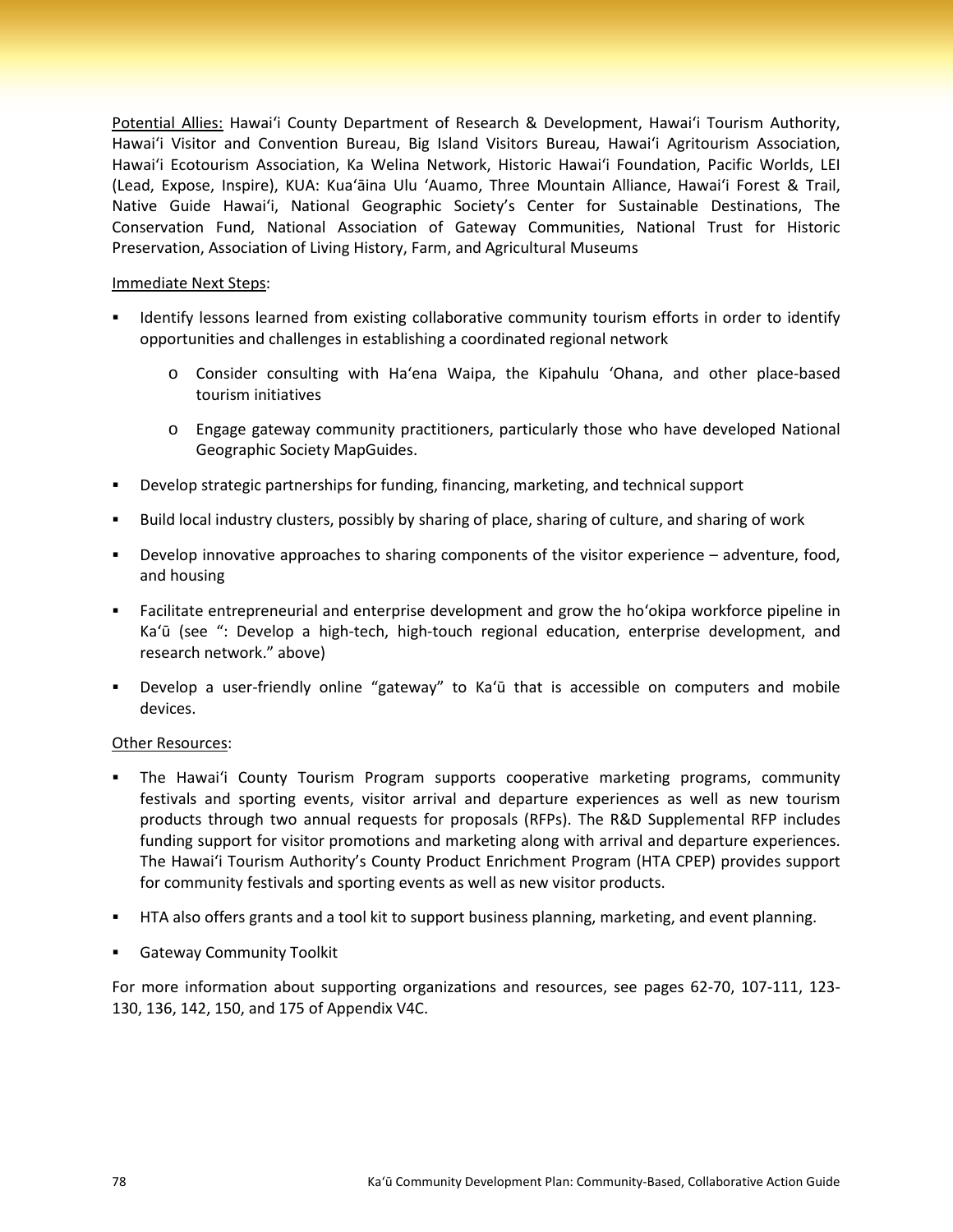Potential Allies: Hawaiʻi County Department of Research & Development, Hawaiʻi Tourism Authority, Hawaiʻi Visitor and Convention Bureau, Big Island Visitors Bureau, Hawaiʻi Agritourism Association, Hawaiʻi Ecotourism Association, Ka Welina Network, Historic Hawaiʻi Foundation, Pacific Worlds, LEI (Lead, Expose, Inspire), KUA: Kuaʻāina Ulu ʻAuamo, Three Mountain Alliance, Hawaiʻi Forest & Trail, Native Guide Hawaiʻi, National Geographic Society's Center for Sustainable Destinations, The Conservation Fund, National Association of Gateway Communities, National Trust for Historic Preservation, Association of Living History, Farm, and Agricultural Museums

Immediate Next Steps:

- Identify lessons learned from existing collaborative community tourism efforts in order to identify opportunities and challenges in establishing a coordinated regional network
  - Consider consulting with Haʻena Waipa, the Kipahulu ʻOhana, and other place-based tourism initiatives
  - Engage gateway community practitioners, particularly those who have developed National Geographic Society MapGuides.
- Develop strategic partnerships for funding, financing, marketing, and technical support
- Build local industry clusters, possibly by sharing of place, sharing of culture, and sharing of work
- Develop innovative approaches to sharing components of the visitor experience – adventure, food, and housing
- Facilitate entrepreneurial and enterprise development and grow the hoʻokipa workforce pipeline in Kaʻū (see ": Develop a high-tech, high-touch regional education, enterprise development, and research network." above)
- Develop a user-friendly online "gateway" to Kaʻū that is accessible on computers and mobile devices.

Other Resources:

- The Hawaiʻi County Tourism Program supports cooperative marketing programs, community festivals and sporting events, visitor arrival and departure experiences as well as new tourism products through two annual requests for proposals (RFPs). The R&D Supplemental RFP includes funding support for visitor promotions and marketing along with arrival and departure experiences. The Hawaiʻi Tourism Authority's County Product Enrichment Program (HTA CPEP) provides support for community festivals and sporting events as well as new visitor products.
- HTA also offers grants and a tool kit to support business planning, marketing, and event planning.
- Gateway Community Toolkit

For more information about supporting organizations and resources, see pages 62-70, 107-111, 123-130, 136, 142, 150, and 175 of Appendix V4C.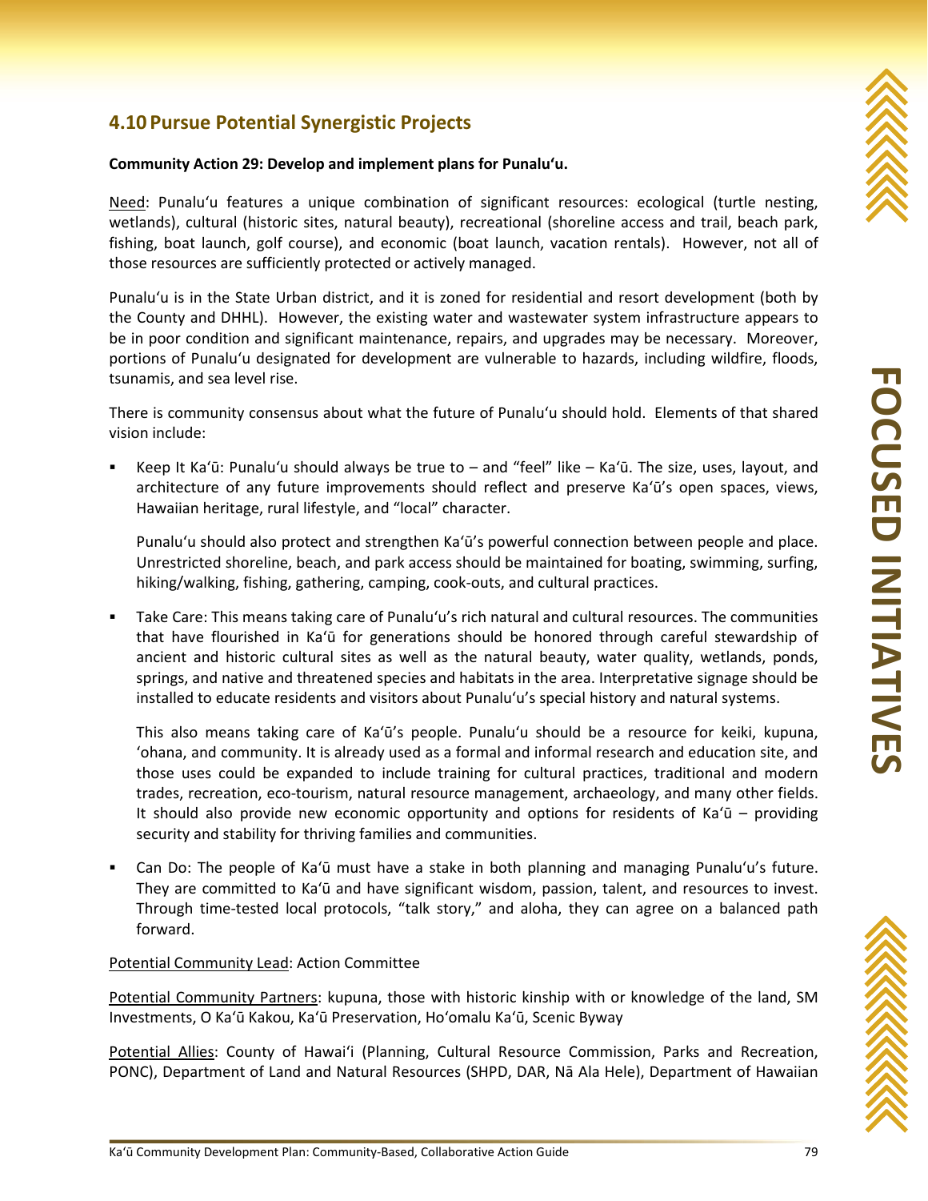## 4.10 Pursue Potential Synergistic Projects

**Community Action 29: Develop and implement plans for Punaluʻu.**

Need: Punaluʻu features a unique combination of significant resources: ecological (turtle nesting, wetlands), cultural (historic sites, natural beauty), recreational (shoreline access and trail, beach park, fishing, boat launch, golf course), and economic (boat launch, vacation rentals). However, not all of those resources are sufficiently protected or actively managed.

Punaluʻu is in the State Urban district, and it is zoned for residential and resort development (both by the County and DHHL). However, the existing water and wastewater system infrastructure appears to be in poor condition and significant maintenance, repairs, and upgrades may be necessary. Moreover, portions of Punaluʻu designated for development are vulnerable to hazards, including wildfire, floods, tsunamis, and sea level rise.

There is community consensus about what the future of Punaluʻu should hold. Elements of that shared vision include:

- Keep It Kaʻū: Punaluʻu should always be true to – and "feel" like – Kaʻū. The size, uses, layout, and architecture of any future improvements should reflect and preserve Kaʻū's open spaces, views, Hawaiian heritage, rural lifestyle, and "local" character.

  Punaluʻu should also protect and strengthen Kaʻū's powerful connection between people and place. Unrestricted shoreline, beach, and park access should be maintained for boating, swimming, surfing, hiking/walking, fishing, gathering, camping, cook-outs, and cultural practices.

- Take Care: This means taking care of Punaluʻu's rich natural and cultural resources. The communities that have flourished in Kaʻū for generations should be honored through careful stewardship of ancient and historic cultural sites as well as the natural beauty, water quality, wetlands, ponds, springs, and native and threatened species and habitats in the area. Interpretative signage should be installed to educate residents and visitors about Punaluʻu's special history and natural systems.

  This also means taking care of Kaʻū's people. Punaluʻu should be a resource for keiki, kupuna, ʻohana, and community. It is already used as a formal and informal research and education site, and those uses could be expanded to include training for cultural practices, traditional and modern trades, recreation, eco-tourism, natural resource management, archaeology, and many other fields. It should also provide new economic opportunity and options for residents of Kaʻū – providing security and stability for thriving families and communities.

- Can Do: The people of Kaʻū must have a stake in both planning and managing Punaluʻu's future. They are committed to Kaʻū and have significant wisdom, passion, talent, and resources to invest. Through time-tested local protocols, "talk story," and aloha, they can agree on a balanced path forward.

Potential Community Lead: Action Committee

Potential Community Partners: kupuna, those with historic kinship with or knowledge of the land, SM Investments, O Kaʻū Kakou, Kaʻū Preservation, Hoʻomalu Kaʻū, Scenic Byway

Potential Allies: County of Hawaiʻi (Planning, Cultural Resource Commission, Parks and Recreation, PONC), Department of Land and Natural Resources (SHPD, DAR, Nā Ala Hele), Department of Hawaiian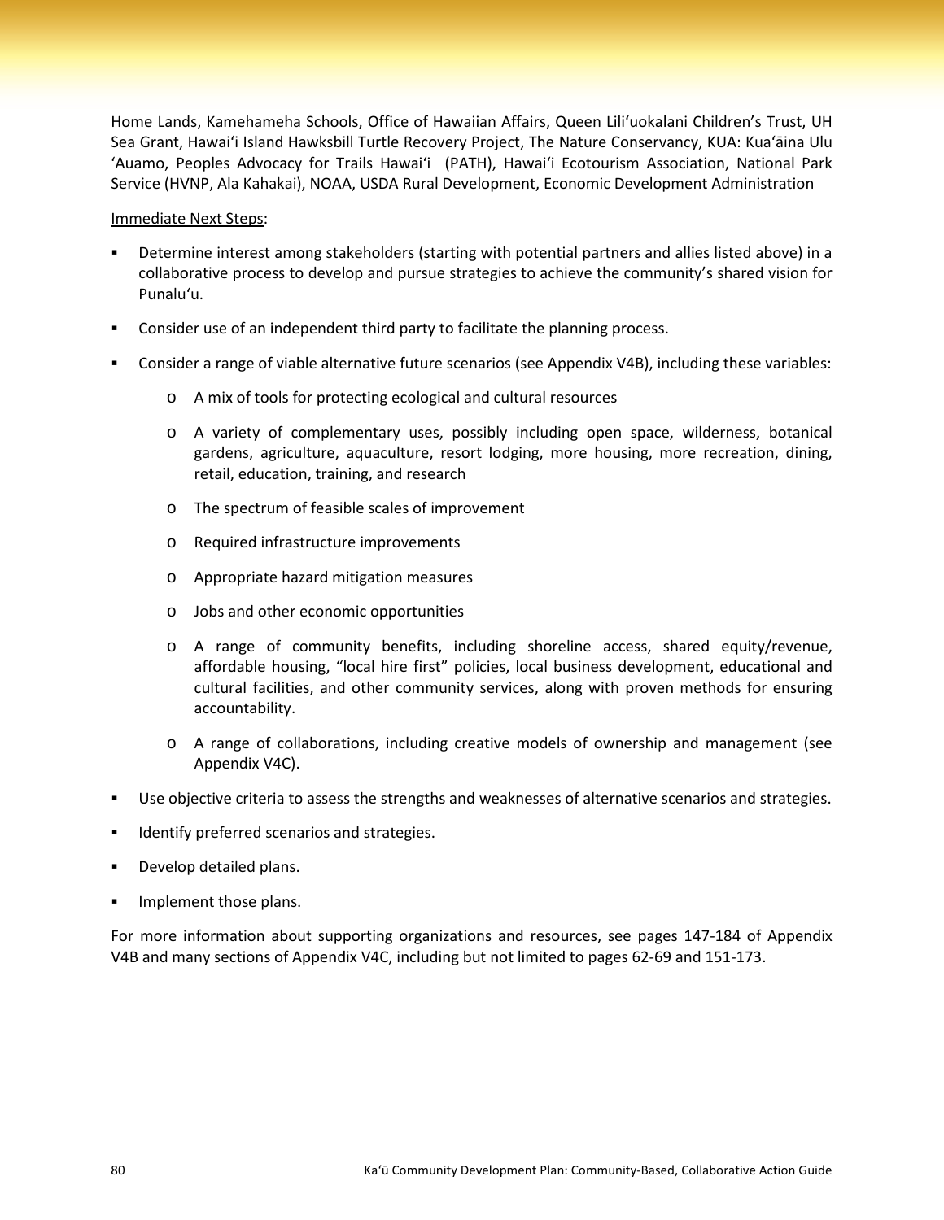Home Lands, Kamehameha Schools, Office of Hawaiian Affairs, Queen Liliʻuokalani Children's Trust, UH Sea Grant, Hawaiʻi Island Hawksbill Turtle Recovery Project, The Nature Conservancy, KUA: Kuaʻāina Ulu ʻAuamo, Peoples Advocacy for Trails Hawaiʻi (PATH), Hawaiʻi Ecotourism Association, National Park Service (HVNP, Ala Kahakai), NOAA, USDA Rural Development, Economic Development Administration

Immediate Next Steps:

- Determine interest among stakeholders (starting with potential partners and allies listed above) in a collaborative process to develop and pursue strategies to achieve the community's shared vision for Punaluʻu.
- Consider use of an independent third party to facilitate the planning process.
- Consider a range of viable alternative future scenarios (see Appendix V4B), including these variables:
  - A mix of tools for protecting ecological and cultural resources
  - A variety of complementary uses, possibly including open space, wilderness, botanical gardens, agriculture, aquaculture, resort lodging, more housing, more recreation, dining, retail, education, training, and research
  - The spectrum of feasible scales of improvement
  - Required infrastructure improvements
  - Appropriate hazard mitigation measures
  - Jobs and other economic opportunities
  - A range of community benefits, including shoreline access, shared equity/revenue, affordable housing, "local hire first" policies, local business development, educational and cultural facilities, and other community services, along with proven methods for ensuring accountability.
  - A range of collaborations, including creative models of ownership and management (see Appendix V4C).
- Use objective criteria to assess the strengths and weaknesses of alternative scenarios and strategies.
- Identify preferred scenarios and strategies.
- Develop detailed plans.
- Implement those plans.

For more information about supporting organizations and resources, see pages 147-184 of Appendix V4B and many sections of Appendix V4C, including but not limited to pages 62-69 and 151-173.